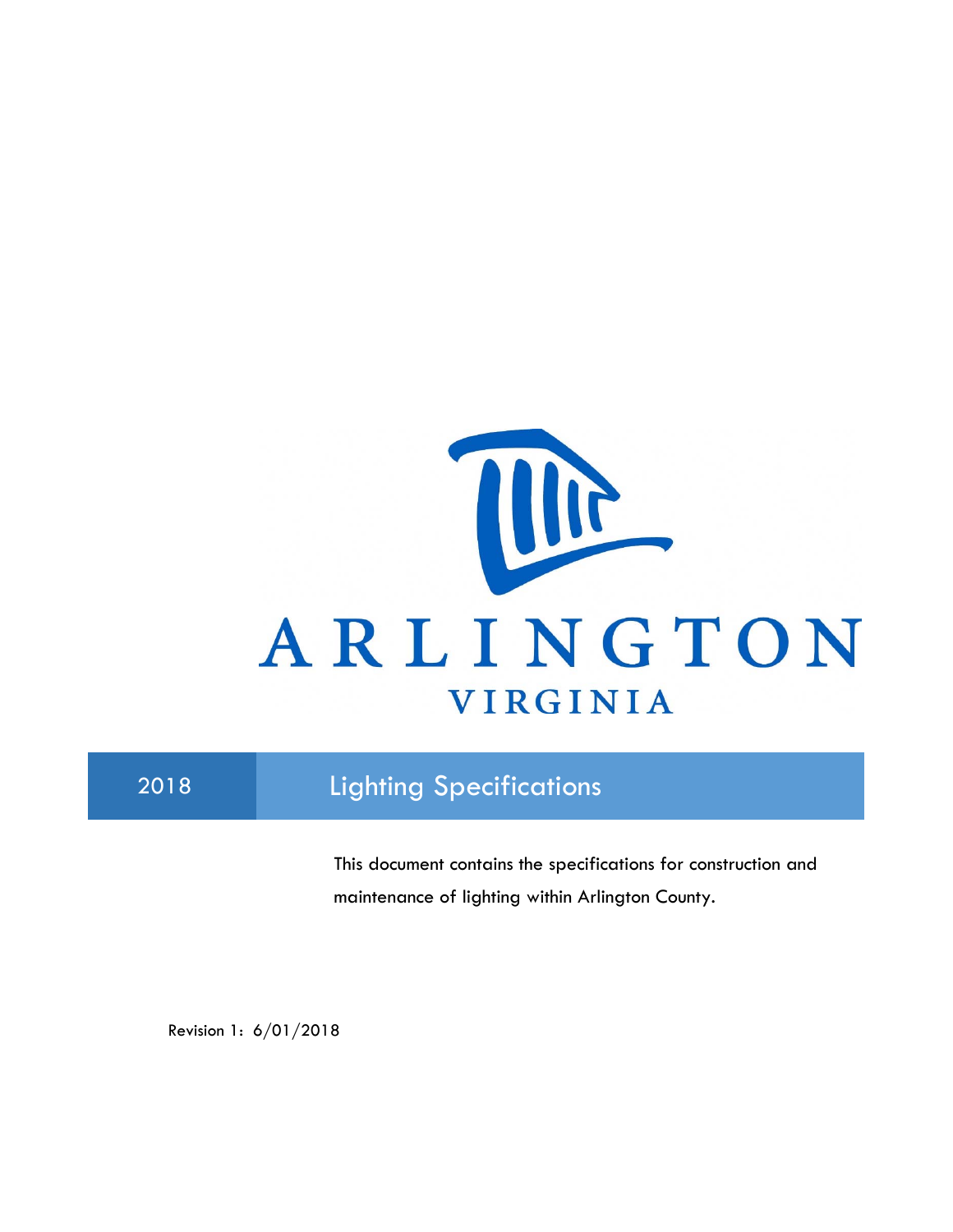ARLINGTON

VIRGINIA

# 2018 Lighting Specifications

This document contains the specifications for construction and maintenance of lighting within Arlington County.

Revision 1: 6/01/2018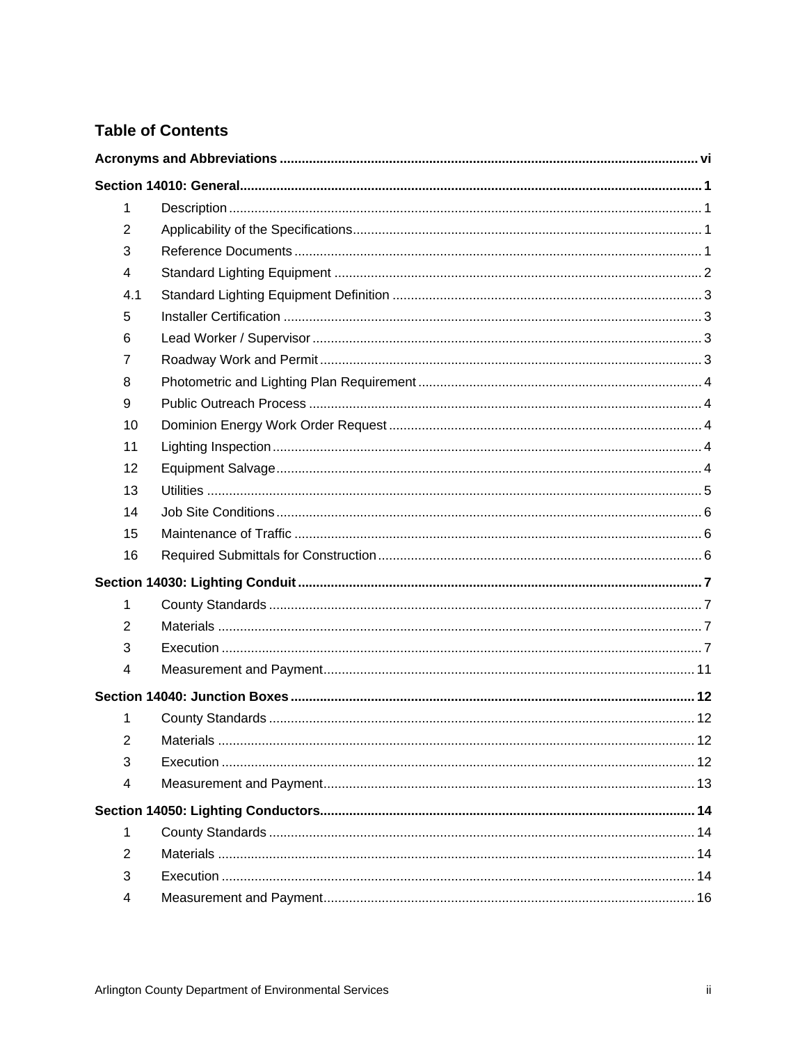# Table of Contents

**Acronyms and Abbreviations** .......... vi

**Section 14010: General** .......... 1

1 Description .......... 1
2 Applicability of the Specifications .......... 1
3 Reference Documents .......... 1
4 Standard Lighting Equipment .......... 2
4.1 Standard Lighting Equipment Definition .......... 3
5 Installer Certification .......... 3
6 Lead Worker / Supervisor .......... 3
7 Roadway Work and Permit .......... 3
8 Photometric and Lighting Plan Requirement .......... 4
9 Public Outreach Process .......... 4
10 Dominion Energy Work Order Request .......... 4
11 Lighting Inspection .......... 4
12 Equipment Salvage .......... 4
13 Utilities .......... 5
14 Job Site Conditions .......... 6
15 Maintenance of Traffic .......... 6
16 Required Submittals for Construction .......... 6

**Section 14030: Lighting Conduit** .......... 7

1 County Standards .......... 7
2 Materials .......... 7
3 Execution .......... 7
4 Measurement and Payment .......... 11

**Section 14040: Junction Boxes** .......... 12

1 County Standards .......... 12
2 Materials .......... 12
3 Execution .......... 12
4 Measurement and Payment .......... 13

**Section 14050: Lighting Conductors** .......... 14

1 County Standards .......... 14
2 Materials .......... 14
3 Execution .......... 14
4 Measurement and Payment .......... 16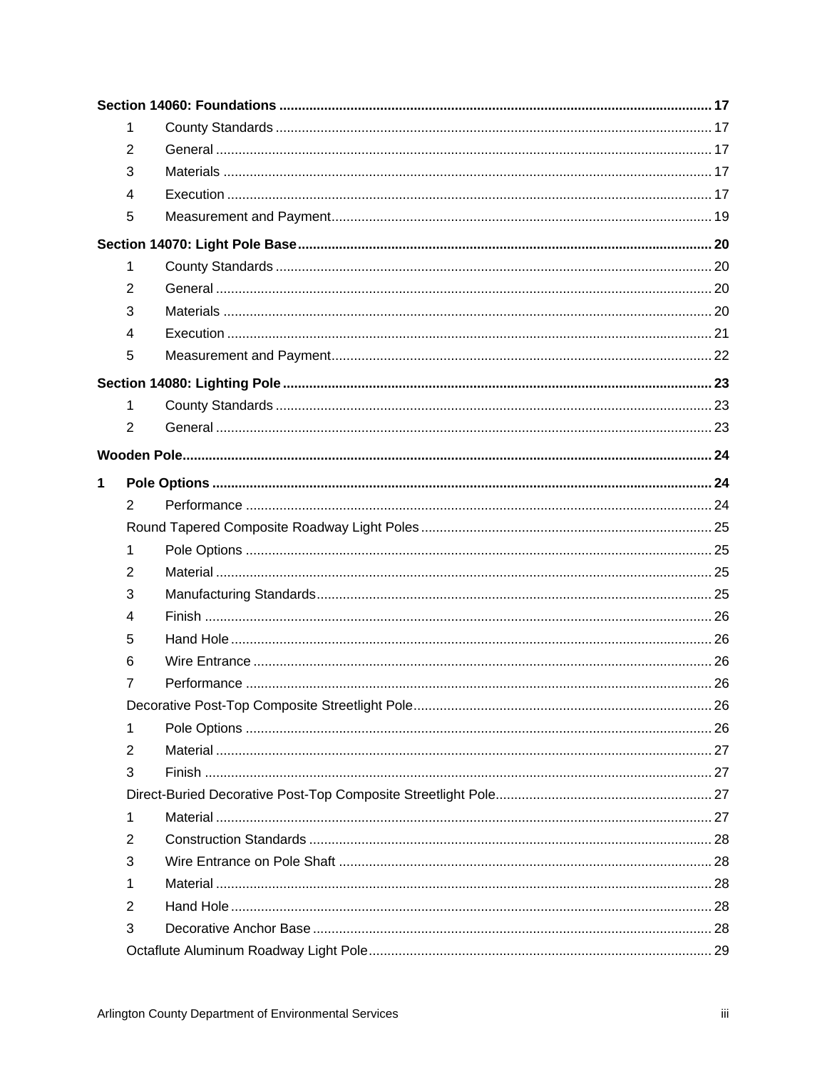**Section 14060: Foundations** ..... 17

- 1 County Standards ..... 17
- 2 General ..... 17
- 3 Materials ..... 17
- 4 Execution ..... 17
- 5 Measurement and Payment ..... 19

**Section 14070: Light Pole Base** ..... 20

- 1 County Standards ..... 20
- 2 General ..... 20
- 3 Materials ..... 20
- 4 Execution ..... 21
- 5 Measurement and Payment ..... 22

**Section 14080: Lighting Pole** ..... 23

- 1 County Standards ..... 23
- 2 General ..... 23

**Wooden Pole** ..... 24

**1 Pole Options** ..... 24

- 2 Performance ..... 24

Round Tapered Composite Roadway Light Poles ..... 25

- 1 Pole Options ..... 25
- 2 Material ..... 25
- 3 Manufacturing Standards ..... 25
- 4 Finish ..... 26
- 5 Hand Hole ..... 26
- 6 Wire Entrance ..... 26
- 7 Performance ..... 26

Decorative Post-Top Composite Streetlight Pole ..... 26

- 1 Pole Options ..... 26
- 2 Material ..... 27
- 3 Finish ..... 27

Direct-Buried Decorative Post-Top Composite Streetlight Pole ..... 27

- 1 Material ..... 27
- 2 Construction Standards ..... 28
- 3 Wire Entrance on Pole Shaft ..... 28
- 1 Material ..... 28
- 2 Hand Hole ..... 28
- 3 Decorative Anchor Base ..... 28

Octaflute Aluminum Roadway Light Pole ..... 29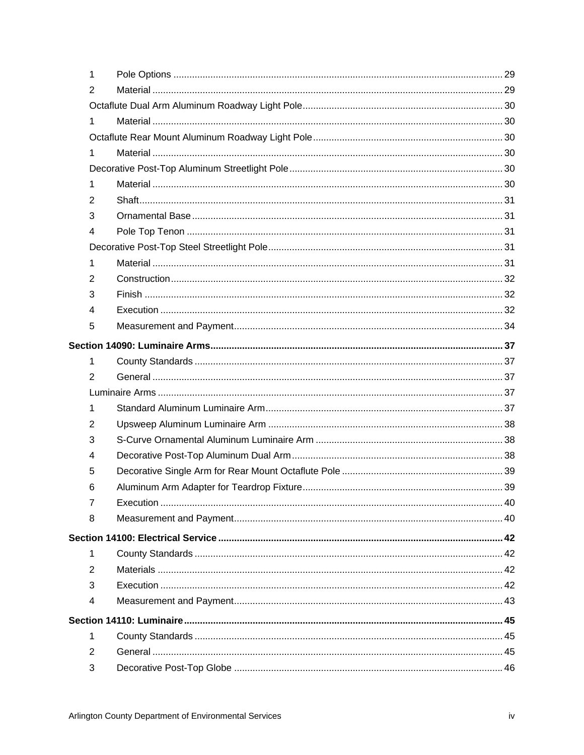| | | |
|---|---|---|
| 1 | Pole Options | 29 |
| 2 | Material | 29 |
| | Octaflute Dual Arm Aluminum Roadway Light Pole | 30 |
| 1 | Material | 30 |
| | Octaflute Rear Mount Aluminum Roadway Light Pole | 30 |
| 1 | Material | 30 |
| | Decorative Post-Top Aluminum Streetlight Pole | 30 |
| 1 | Material | 30 |
| 2 | Shaft | 31 |
| 3 | Ornamental Base | 31 |
| 4 | Pole Top Tenon | 31 |
| | Decorative Post-Top Steel Streetlight Pole | 31 |
| 1 | Material | 31 |
| 2 | Construction | 32 |
| 3 | Finish | 32 |
| 4 | Execution | 32 |
| 5 | Measurement and Payment | 34 |
| **Section 14090: Luminaire Arms** | | **37** |
| 1 | County Standards | 37 |
| 2 | General | 37 |
| | Luminaire Arms | 37 |
| 1 | Standard Aluminum Luminaire Arm | 37 |
| 2 | Upsweep Aluminum Luminaire Arm | 38 |
| 3 | S-Curve Ornamental Aluminum Luminaire Arm | 38 |
| 4 | Decorative Post-Top Aluminum Dual Arm | 38 |
| 5 | Decorative Single Arm for Rear Mount Octaflute Pole | 39 |
| 6 | Aluminum Arm Adapter for Teardrop Fixture | 39 |
| 7 | Execution | 40 |
| 8 | Measurement and Payment | 40 |
| **Section 14100: Electrical Service** | | **42** |
| 1 | County Standards | 42 |
| 2 | Materials | 42 |
| 3 | Execution | 42 |
| 4 | Measurement and Payment | 43 |
| **Section 14110: Luminaire** | | **45** |
| 1 | County Standards | 45 |
| 2 | General | 45 |
| 3 | Decorative Post-Top Globe | 46 |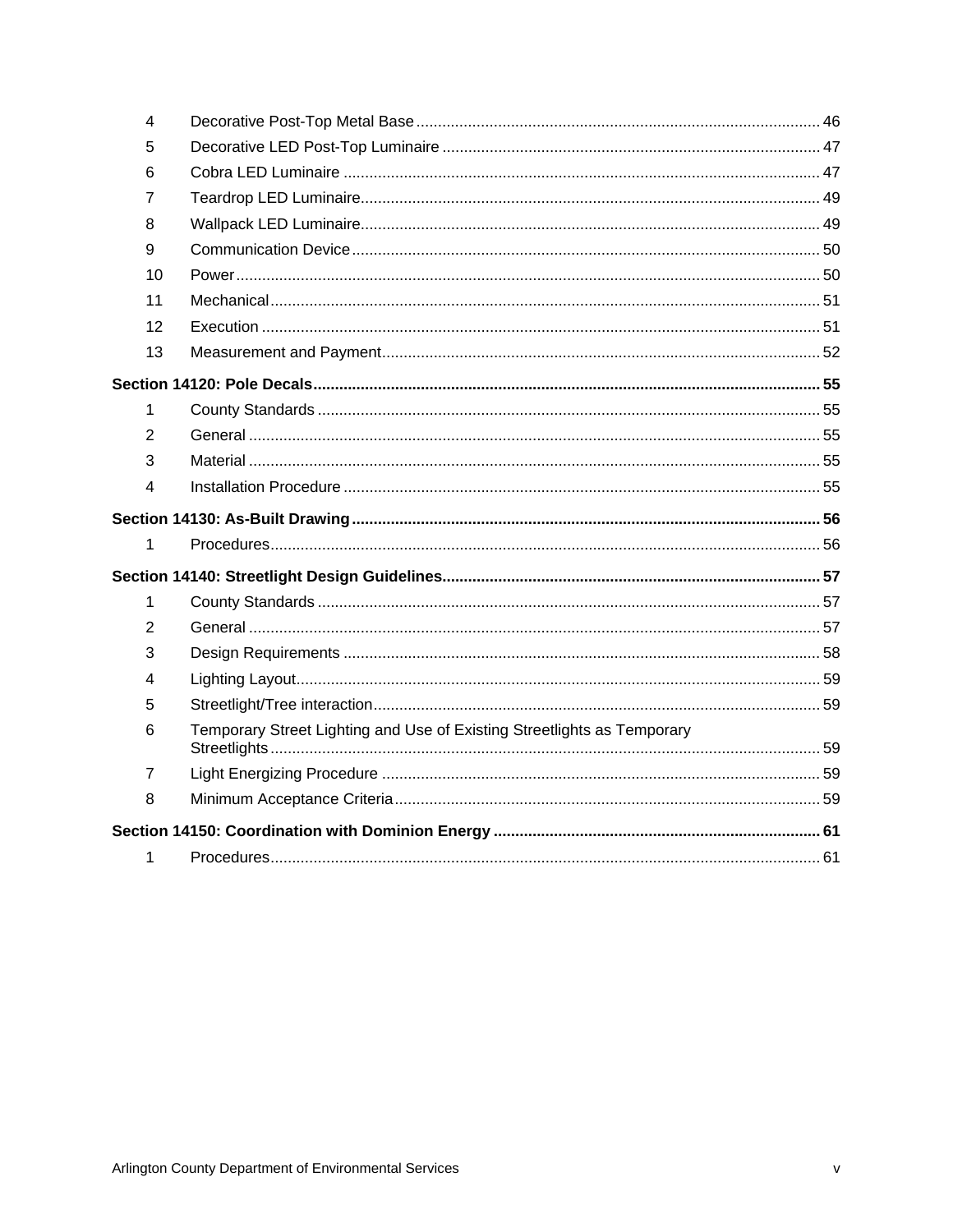| | | |
|---|---|---|
| 4 | Decorative Post-Top Metal Base | 46 |
| 5 | Decorative LED Post-Top Luminaire | 47 |
| 6 | Cobra LED Luminaire | 47 |
| 7 | Teardrop LED Luminaire | 49 |
| 8 | Wallpack LED Luminaire | 49 |
| 9 | Communication Device | 50 |
| 10 | Power | 50 |
| 11 | Mechanical | 51 |
| 12 | Execution | 51 |
| 13 | Measurement and Payment | 52 |

**Section 14120: Pole Decals** ..... 55

| | | |
|---|---|---|
| 1 | County Standards | 55 |
| 2 | General | 55 |
| 3 | Material | 55 |
| 4 | Installation Procedure | 55 |

**Section 14130: As-Built Drawing** ..... 56

| | | |
|---|---|---|
| 1 | Procedures | 56 |

**Section 14140: Streetlight Design Guidelines** ..... 57

| | | |
|---|---|---|
| 1 | County Standards | 57 |
| 2 | General | 57 |
| 3 | Design Requirements | 58 |
| 4 | Lighting Layout | 59 |
| 5 | Streetlight/Tree interaction | 59 |
| 6 | Temporary Street Lighting and Use of Existing Streetlights as Temporary Streetlights | 59 |
| 7 | Light Energizing Procedure | 59 |
| 8 | Minimum Acceptance Criteria | 59 |

**Section 14150: Coordination with Dominion Energy** ..... 61

| | | |
|---|---|---|
| 1 | Procedures | 61 |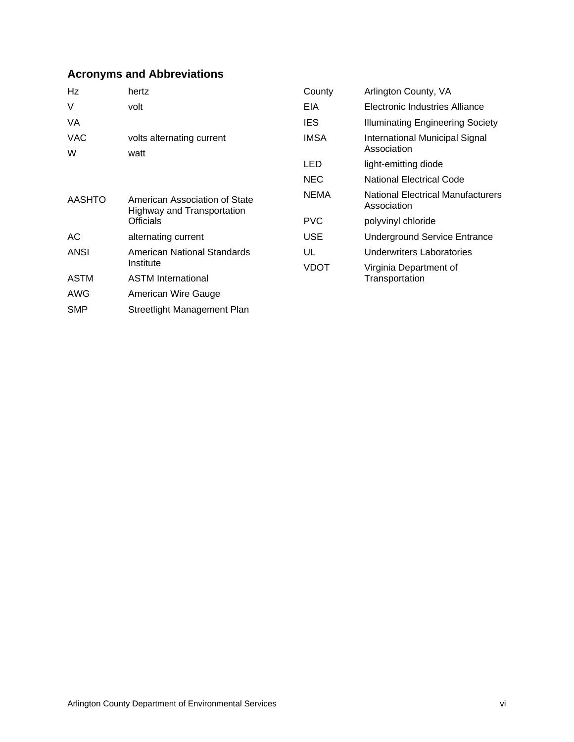## Acronyms and Abbreviations

| | |
|---|---|
| Hz | hertz |
| V | volt |
| VA | |
| VAC | volts alternating current |
| W | watt |
| AASHTO | American Association of State Highway and Transportation Officials |
| AC | alternating current |
| ANSI | American National Standards Institute |
| ASTM | ASTM International |
| AWG | American Wire Gauge |
| SMP | Streetlight Management Plan |
| County | Arlington County, VA |
| EIA | Electronic Industries Alliance |
| IES | Illuminating Engineering Society |
| IMSA | International Municipal Signal Association |
| LED | light-emitting diode |
| NEC | National Electrical Code |
| NEMA | National Electrical Manufacturers Association |
| PVC | polyvinyl chloride |
| USE | Underground Service Entrance |
| UL | Underwriters Laboratories |
| VDOT | Virginia Department of Transportation |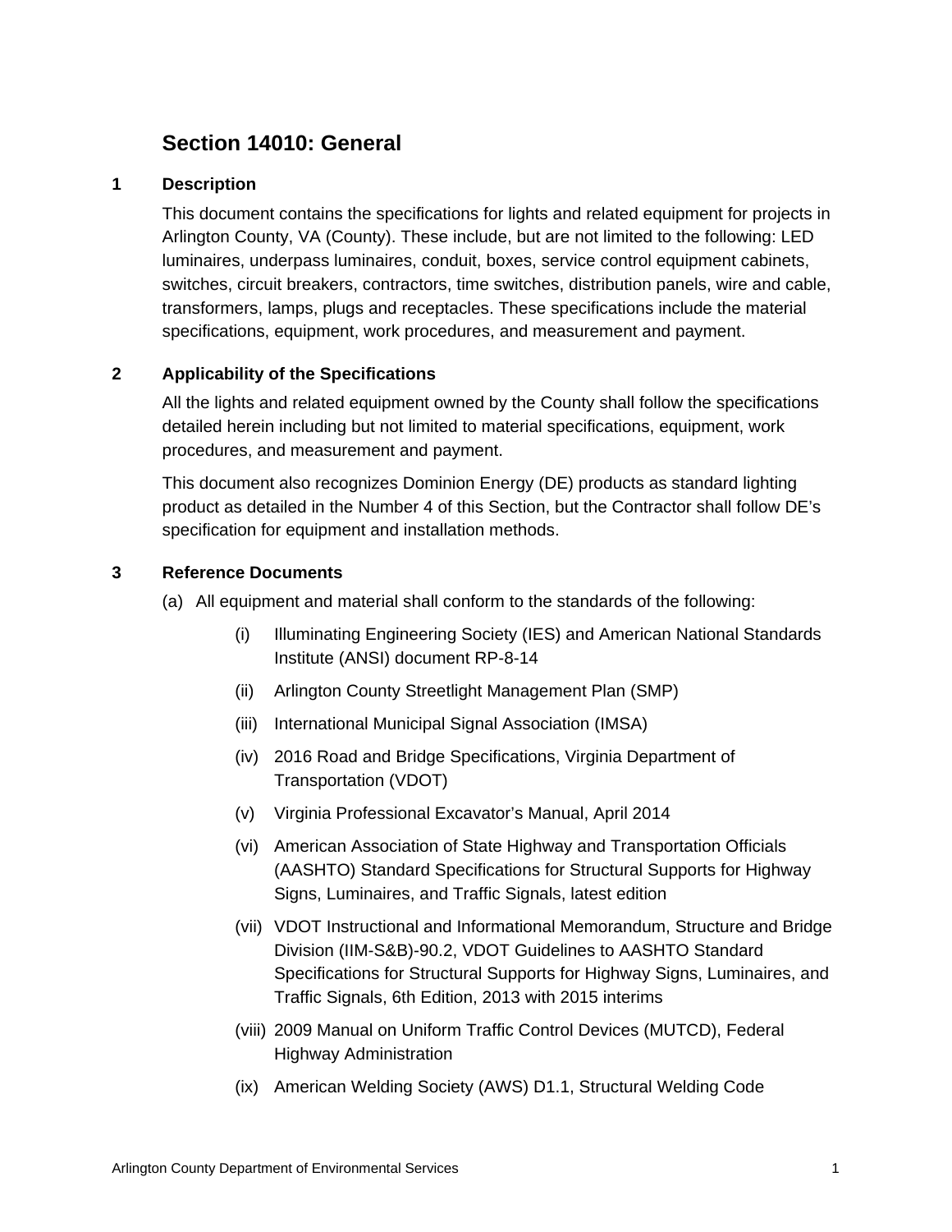# Section 14010: General

## 1 Description

This document contains the specifications for lights and related equipment for projects in Arlington County, VA (County). These include, but are not limited to the following: LED luminaires, underpass luminaires, conduit, boxes, service control equipment cabinets, switches, circuit breakers, contractors, time switches, distribution panels, wire and cable, transformers, lamps, plugs and receptacles. These specifications include the material specifications, equipment, work procedures, and measurement and payment.

## 2 Applicability of the Specifications

All the lights and related equipment owned by the County shall follow the specifications detailed herein including but not limited to material specifications, equipment, work procedures, and measurement and payment.

This document also recognizes Dominion Energy (DE) products as standard lighting product as detailed in the Number 4 of this Section, but the Contractor shall follow DE's specification for equipment and installation methods.

## 3 Reference Documents

(a) All equipment and material shall conform to the standards of the following:

- (i) Illuminating Engineering Society (IES) and American National Standards Institute (ANSI) document RP-8-14
- (ii) Arlington County Streetlight Management Plan (SMP)
- (iii) International Municipal Signal Association (IMSA)
- (iv) 2016 Road and Bridge Specifications, Virginia Department of Transportation (VDOT)
- (v) Virginia Professional Excavator's Manual, April 2014
- (vi) American Association of State Highway and Transportation Officials (AASHTO) Standard Specifications for Structural Supports for Highway Signs, Luminaires, and Traffic Signals, latest edition
- (vii) VDOT Instructional and Informational Memorandum, Structure and Bridge Division (IIM-S&B)-90.2, VDOT Guidelines to AASHTO Standard Specifications for Structural Supports for Highway Signs, Luminaires, and Traffic Signals, 6th Edition, 2013 with 2015 interims
- (viii) 2009 Manual on Uniform Traffic Control Devices (MUTCD), Federal Highway Administration
- (ix) American Welding Society (AWS) D1.1, Structural Welding Code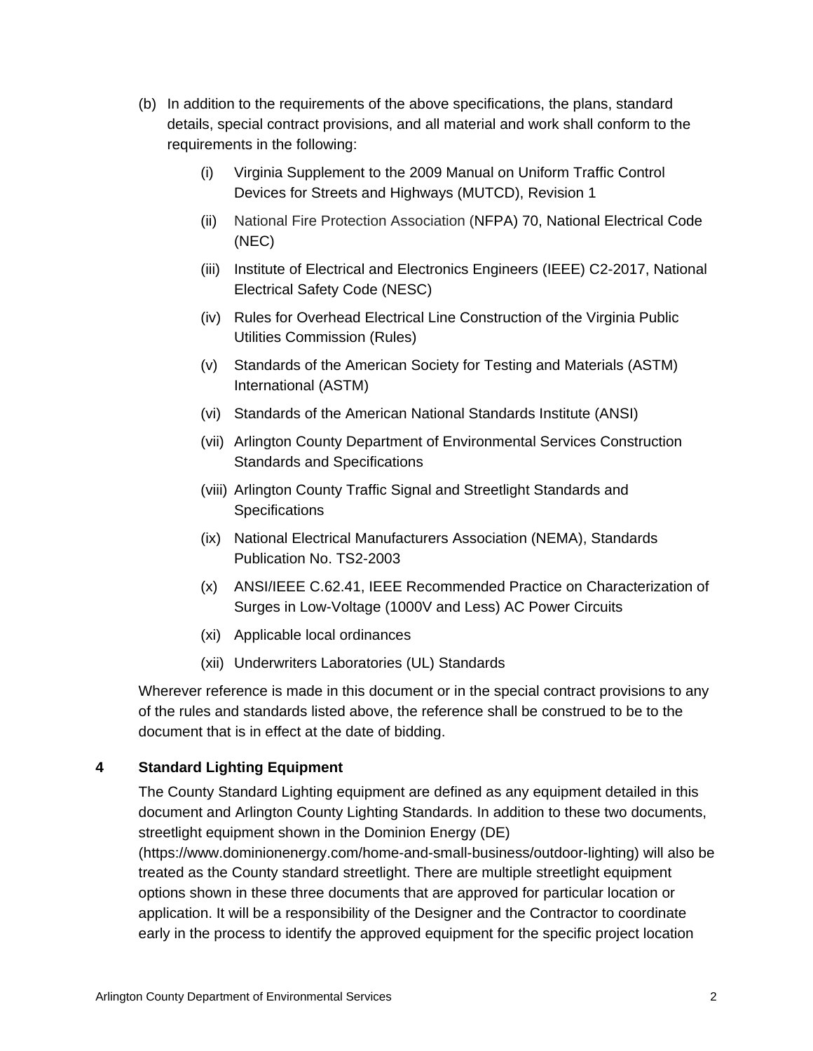(b) In addition to the requirements of the above specifications, the plans, standard details, special contract provisions, and all material and work shall conform to the requirements in the following:

  (i) Virginia Supplement to the 2009 Manual on Uniform Traffic Control Devices for Streets and Highways (MUTCD), Revision 1

  (ii) National Fire Protection Association (NFPA) 70, National Electrical Code (NEC)

  (iii) Institute of Electrical and Electronics Engineers (IEEE) C2-2017, National Electrical Safety Code (NESC)

  (iv) Rules for Overhead Electrical Line Construction of the Virginia Public Utilities Commission (Rules)

  (v) Standards of the American Society for Testing and Materials (ASTM) International (ASTM)

  (vi) Standards of the American National Standards Institute (ANSI)

  (vii) Arlington County Department of Environmental Services Construction Standards and Specifications

  (viii) Arlington County Traffic Signal and Streetlight Standards and Specifications

  (ix) National Electrical Manufacturers Association (NEMA), Standards Publication No. TS2-2003

  (x) ANSI/IEEE C.62.41, IEEE Recommended Practice on Characterization of Surges in Low-Voltage (1000V and Less) AC Power Circuits

  (xi) Applicable local ordinances

  (xii) Underwriters Laboratories (UL) Standards

Wherever reference is made in this document or in the special contract provisions to any of the rules and standards listed above, the reference shall be construed to be to the document that is in effect at the date of bidding.

## 4 Standard Lighting Equipment

The County Standard Lighting equipment are defined as any equipment detailed in this document and Arlington County Lighting Standards. In addition to these two documents, streetlight equipment shown in the Dominion Energy (DE) (https://www.dominionenergy.com/home-and-small-business/outdoor-lighting) will also be treated as the County standard streetlight. There are multiple streetlight equipment options shown in these three documents that are approved for particular location or application. It will be a responsibility of the Designer and the Contractor to coordinate early in the process to identify the approved equipment for the specific project location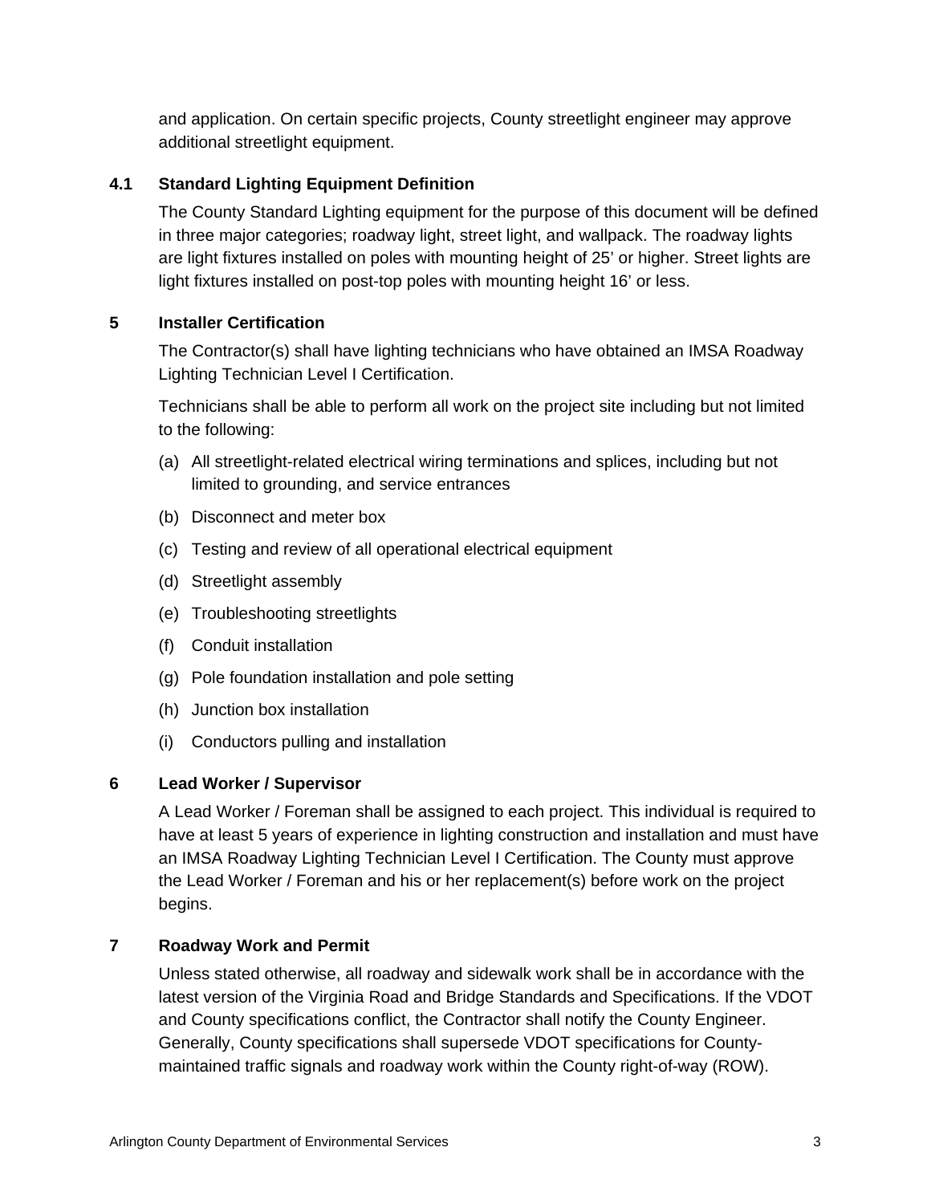and application. On certain specific projects, County streetlight engineer may approve additional streetlight equipment.

### 4.1 Standard Lighting Equipment Definition

The County Standard Lighting equipment for the purpose of this document will be defined in three major categories; roadway light, street light, and wallpack. The roadway lights are light fixtures installed on poles with mounting height of 25' or higher. Street lights are light fixtures installed on post-top poles with mounting height 16' or less.

## 5 Installer Certification

The Contractor(s) shall have lighting technicians who have obtained an IMSA Roadway Lighting Technician Level I Certification.

Technicians shall be able to perform all work on the project site including but not limited to the following:

(a) All streetlight-related electrical wiring terminations and splices, including but not limited to grounding, and service entrances

(b) Disconnect and meter box

(c) Testing and review of all operational electrical equipment

(d) Streetlight assembly

(e) Troubleshooting streetlights

(f) Conduit installation

(g) Pole foundation installation and pole setting

(h) Junction box installation

(i) Conductors pulling and installation

## 6 Lead Worker / Supervisor

A Lead Worker / Foreman shall be assigned to each project. This individual is required to have at least 5 years of experience in lighting construction and installation and must have an IMSA Roadway Lighting Technician Level I Certification. The County must approve the Lead Worker / Foreman and his or her replacement(s) before work on the project begins.

## 7 Roadway Work and Permit

Unless stated otherwise, all roadway and sidewalk work shall be in accordance with the latest version of the Virginia Road and Bridge Standards and Specifications. If the VDOT and County specifications conflict, the Contractor shall notify the County Engineer. Generally, County specifications shall supersede VDOT specifications for County-maintained traffic signals and roadway work within the County right-of-way (ROW).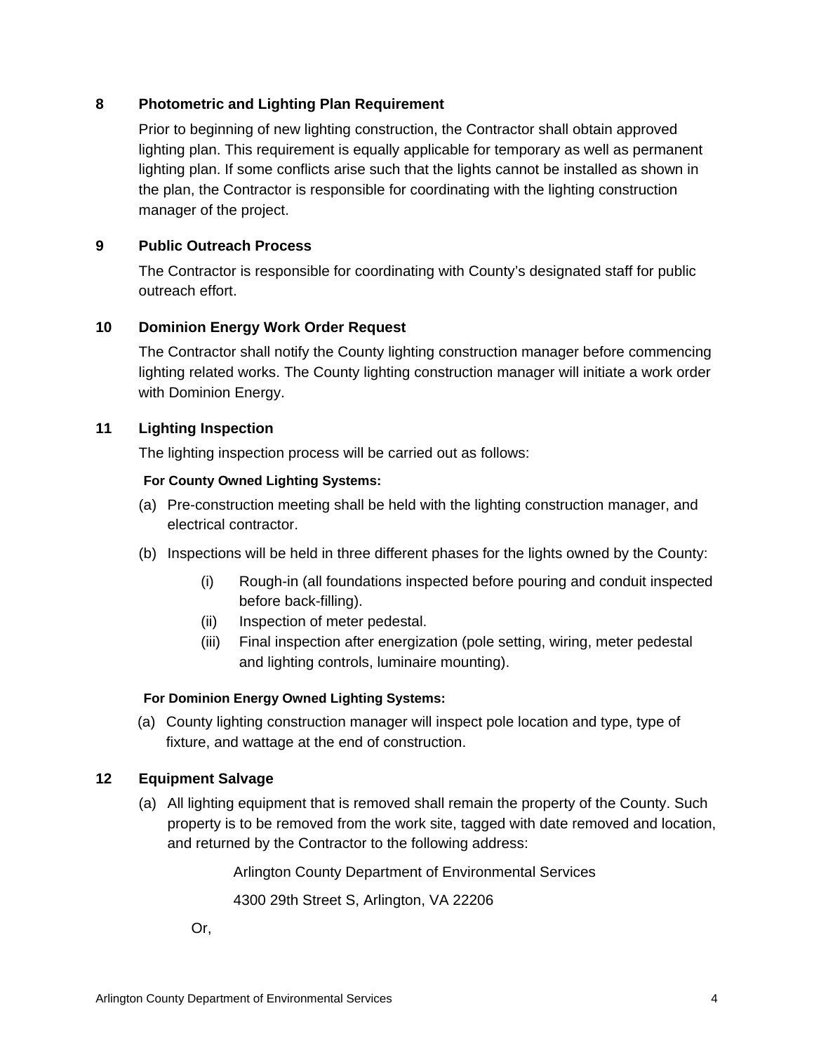## 8 Photometric and Lighting Plan Requirement

Prior to beginning of new lighting construction, the Contractor shall obtain approved lighting plan. This requirement is equally applicable for temporary as well as permanent lighting plan. If some conflicts arise such that the lights cannot be installed as shown in the plan, the Contractor is responsible for coordinating with the lighting construction manager of the project.

## 9 Public Outreach Process

The Contractor is responsible for coordinating with County's designated staff for public outreach effort.

## 10 Dominion Energy Work Order Request

The Contractor shall notify the County lighting construction manager before commencing lighting related works. The County lighting construction manager will initiate a work order with Dominion Energy.

## 11 Lighting Inspection

The lighting inspection process will be carried out as follows:

**For County Owned Lighting Systems:**

(a) Pre-construction meeting shall be held with the lighting construction manager, and electrical contractor.

(b) Inspections will be held in three different phases for the lights owned by the County:

   (i) Rough-in (all foundations inspected before pouring and conduit inspected before back-filling).
   
   (ii) Inspection of meter pedestal.
   
   (iii) Final inspection after energization (pole setting, wiring, meter pedestal and lighting controls, luminaire mounting).

**For Dominion Energy Owned Lighting Systems:**

(a) County lighting construction manager will inspect pole location and type, type of fixture, and wattage at the end of construction.

## 12 Equipment Salvage

(a) All lighting equipment that is removed shall remain the property of the County. Such property is to be removed from the work site, tagged with date removed and location, and returned by the Contractor to the following address:

Arlington County Department of Environmental Services

4300 29th Street S, Arlington, VA 22206

Or,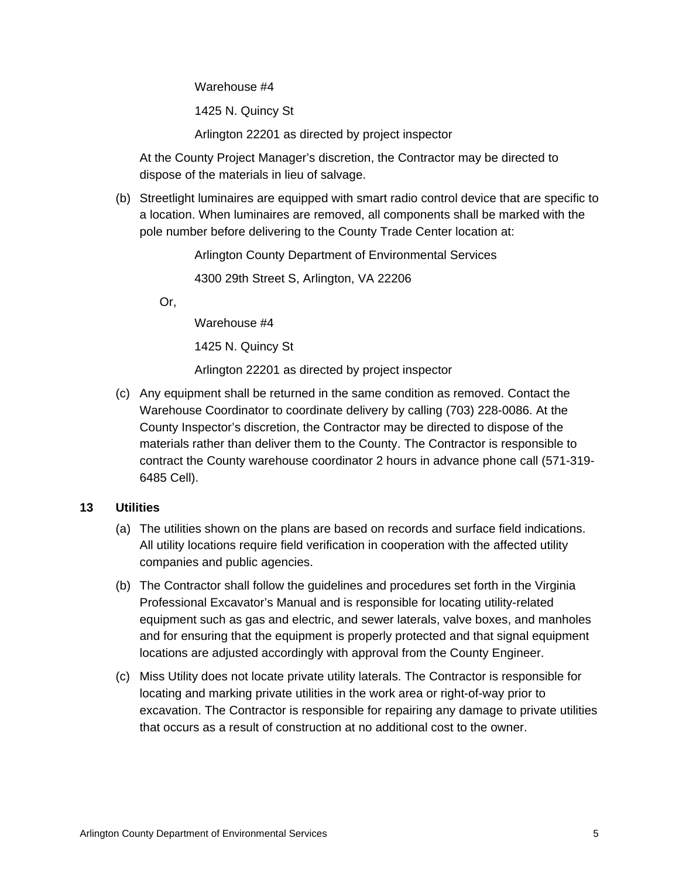Warehouse #4

1425 N. Quincy St

Arlington 22201 as directed by project inspector

At the County Project Manager's discretion, the Contractor may be directed to dispose of the materials in lieu of salvage.

(b) Streetlight luminaires are equipped with smart radio control device that are specific to a location. When luminaires are removed, all components shall be marked with the pole number before delivering to the County Trade Center location at:

Arlington County Department of Environmental Services

4300 29th Street S, Arlington, VA 22206

Or,

Warehouse #4

1425 N. Quincy St

Arlington 22201 as directed by project inspector

(c) Any equipment shall be returned in the same condition as removed. Contact the Warehouse Coordinator to coordinate delivery by calling (703) 228-0086. At the County Inspector's discretion, the Contractor may be directed to dispose of the materials rather than deliver them to the County. The Contractor is responsible to contract the County warehouse coordinator 2 hours in advance phone call (571-319-6485 Cell).

## 13 Utilities

(a) The utilities shown on the plans are based on records and surface field indications. All utility locations require field verification in cooperation with the affected utility companies and public agencies.

(b) The Contractor shall follow the guidelines and procedures set forth in the Virginia Professional Excavator's Manual and is responsible for locating utility-related equipment such as gas and electric, and sewer laterals, valve boxes, and manholes and for ensuring that the equipment is properly protected and that signal equipment locations are adjusted accordingly with approval from the County Engineer.

(c) Miss Utility does not locate private utility laterals. The Contractor is responsible for locating and marking private utilities in the work area or right-of-way prior to excavation. The Contractor is responsible for repairing any damage to private utilities that occurs as a result of construction at no additional cost to the owner.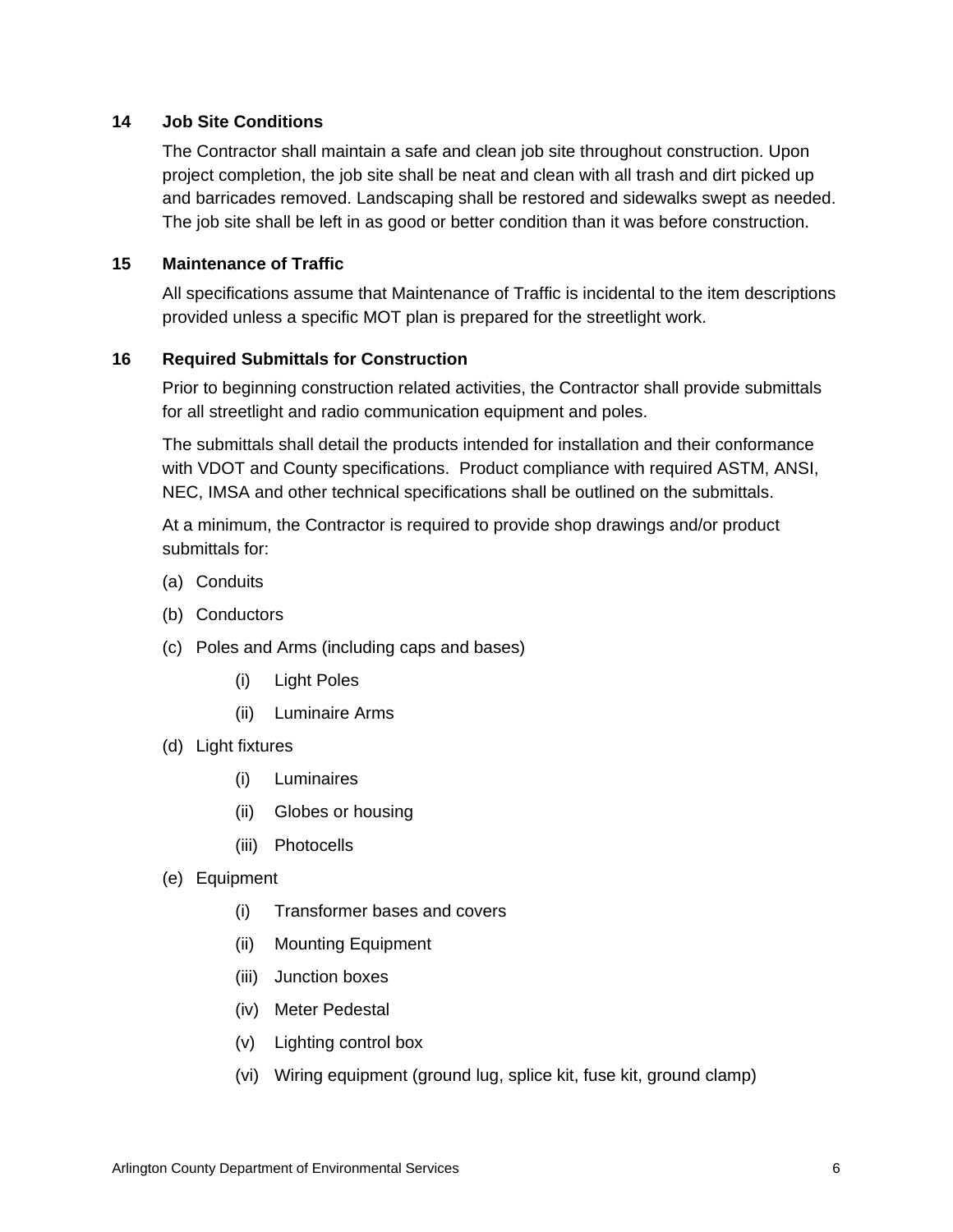## 14 Job Site Conditions

The Contractor shall maintain a safe and clean job site throughout construction. Upon project completion, the job site shall be neat and clean with all trash and dirt picked up and barricades removed. Landscaping shall be restored and sidewalks swept as needed. The job site shall be left in as good or better condition than it was before construction.

## 15 Maintenance of Traffic

All specifications assume that Maintenance of Traffic is incidental to the item descriptions provided unless a specific MOT plan is prepared for the streetlight work.

## 16 Required Submittals for Construction

Prior to beginning construction related activities, the Contractor shall provide submittals for all streetlight and radio communication equipment and poles.

The submittals shall detail the products intended for installation and their conformance with VDOT and County specifications. Product compliance with required ASTM, ANSI, NEC, IMSA and other technical specifications shall be outlined on the submittals.

At a minimum, the Contractor is required to provide shop drawings and/or product submittals for:

(a) Conduits

(b) Conductors

(c) Poles and Arms (including caps and bases)

- (i) Light Poles
- (ii) Luminaire Arms

(d) Light fixtures

- (i) Luminaires
- (ii) Globes or housing
- (iii) Photocells

(e) Equipment

- (i) Transformer bases and covers
- (ii) Mounting Equipment
- (iii) Junction boxes
- (iv) Meter Pedestal
- (v) Lighting control box
- (vi) Wiring equipment (ground lug, splice kit, fuse kit, ground clamp)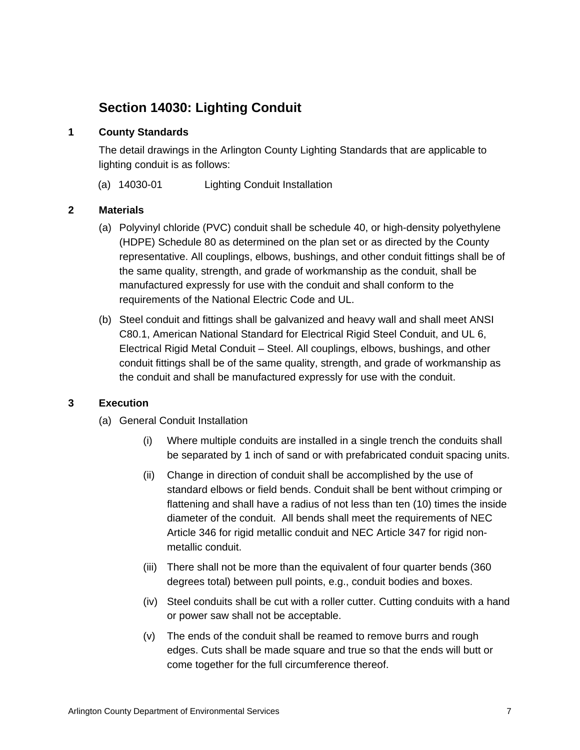## Section 14030: Lighting Conduit

### 1 County Standards

The detail drawings in the Arlington County Lighting Standards that are applicable to lighting conduit is as follows:

(a) 14030-01 Lighting Conduit Installation

### 2 Materials

(a) Polyvinyl chloride (PVC) conduit shall be schedule 40, or high-density polyethylene (HDPE) Schedule 80 as determined on the plan set or as directed by the County representative. All couplings, elbows, bushings, and other conduit fittings shall be of the same quality, strength, and grade of workmanship as the conduit, shall be manufactured expressly for use with the conduit and shall conform to the requirements of the National Electric Code and UL.

(b) Steel conduit and fittings shall be galvanized and heavy wall and shall meet ANSI C80.1, American National Standard for Electrical Rigid Steel Conduit, and UL 6, Electrical Rigid Metal Conduit – Steel. All couplings, elbows, bushings, and other conduit fittings shall be of the same quality, strength, and grade of workmanship as the conduit and shall be manufactured expressly for use with the conduit.

### 3 Execution

(a) General Conduit Installation

(i) Where multiple conduits are installed in a single trench the conduits shall be separated by 1 inch of sand or with prefabricated conduit spacing units.

(ii) Change in direction of conduit shall be accomplished by the use of standard elbows or field bends. Conduit shall be bent without crimping or flattening and shall have a radius of not less than ten (10) times the inside diameter of the conduit. All bends shall meet the requirements of NEC Article 346 for rigid metallic conduit and NEC Article 347 for rigid non-metallic conduit.

(iii) There shall not be more than the equivalent of four quarter bends (360 degrees total) between pull points, e.g., conduit bodies and boxes.

(iv) Steel conduits shall be cut with a roller cutter. Cutting conduits with a hand or power saw shall not be acceptable.

(v) The ends of the conduit shall be reamed to remove burrs and rough edges. Cuts shall be made square and true so that the ends will butt or come together for the full circumference thereof.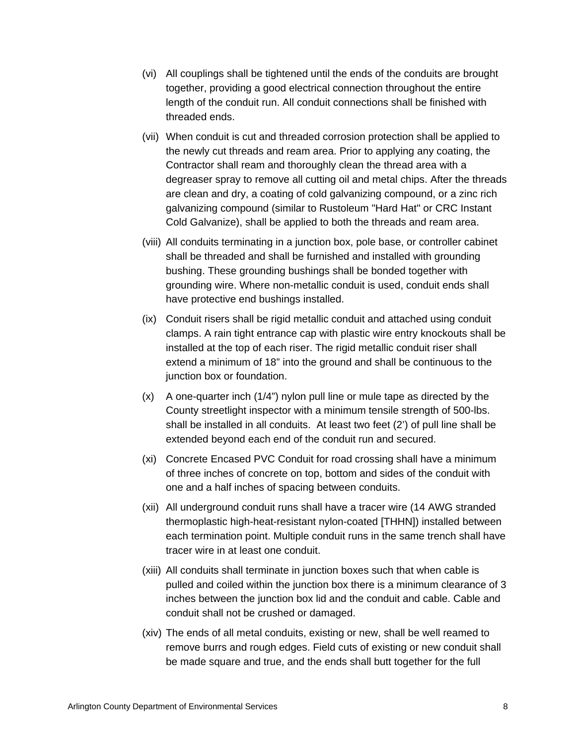(vi) All couplings shall be tightened until the ends of the conduits are brought together, providing a good electrical connection throughout the entire length of the conduit run. All conduit connections shall be finished with threaded ends.

(vii) When conduit is cut and threaded corrosion protection shall be applied to the newly cut threads and ream area. Prior to applying any coating, the Contractor shall ream and thoroughly clean the thread area with a degreaser spray to remove all cutting oil and metal chips. After the threads are clean and dry, a coating of cold galvanizing compound, or a zinc rich galvanizing compound (similar to Rustoleum "Hard Hat" or CRC Instant Cold Galvanize), shall be applied to both the threads and ream area.

(viii) All conduits terminating in a junction box, pole base, or controller cabinet shall be threaded and shall be furnished and installed with grounding bushing. These grounding bushings shall be bonded together with grounding wire. Where non-metallic conduit is used, conduit ends shall have protective end bushings installed.

(ix) Conduit risers shall be rigid metallic conduit and attached using conduit clamps. A rain tight entrance cap with plastic wire entry knockouts shall be installed at the top of each riser. The rigid metallic conduit riser shall extend a minimum of 18" into the ground and shall be continuous to the junction box or foundation.

(x) A one-quarter inch (1/4") nylon pull line or mule tape as directed by the County streetlight inspector with a minimum tensile strength of 500-lbs. shall be installed in all conduits. At least two feet (2') of pull line shall be extended beyond each end of the conduit run and secured.

(xi) Concrete Encased PVC Conduit for road crossing shall have a minimum of three inches of concrete on top, bottom and sides of the conduit with one and a half inches of spacing between conduits.

(xii) All underground conduit runs shall have a tracer wire (14 AWG stranded thermoplastic high-heat-resistant nylon-coated [THHN]) installed between each termination point. Multiple conduit runs in the same trench shall have tracer wire in at least one conduit.

(xiii) All conduits shall terminate in junction boxes such that when cable is pulled and coiled within the junction box there is a minimum clearance of 3 inches between the junction box lid and the conduit and cable. Cable and conduit shall not be crushed or damaged.

(xiv) The ends of all metal conduits, existing or new, shall be well reamed to remove burrs and rough edges. Field cuts of existing or new conduit shall be made square and true, and the ends shall butt together for the full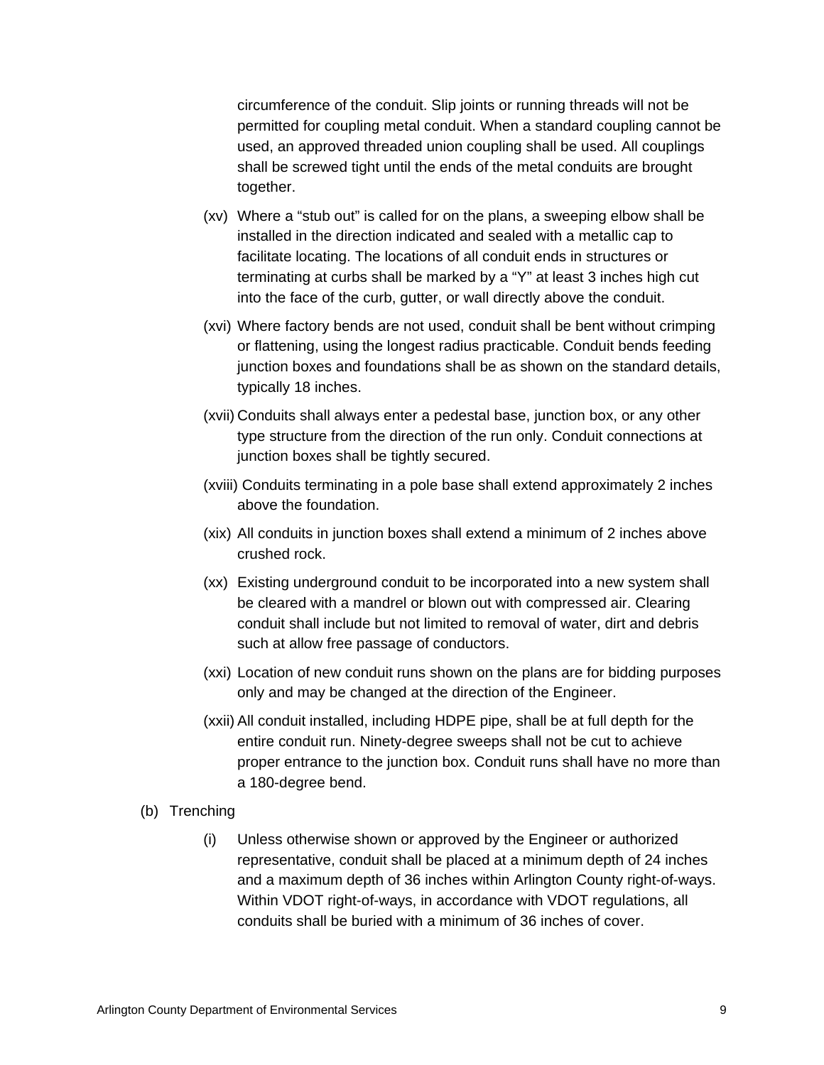circumference of the conduit. Slip joints or running threads will not be permitted for coupling metal conduit. When a standard coupling cannot be used, an approved threaded union coupling shall be used. All couplings shall be screwed tight until the ends of the metal conduits are brought together.

(xv) Where a "stub out" is called for on the plans, a sweeping elbow shall be installed in the direction indicated and sealed with a metallic cap to facilitate locating. The locations of all conduit ends in structures or terminating at curbs shall be marked by a "Y" at least 3 inches high cut into the face of the curb, gutter, or wall directly above the conduit.

(xvi) Where factory bends are not used, conduit shall be bent without crimping or flattening, using the longest radius practicable. Conduit bends feeding junction boxes and foundations shall be as shown on the standard details, typically 18 inches.

(xvii) Conduits shall always enter a pedestal base, junction box, or any other type structure from the direction of the run only. Conduit connections at junction boxes shall be tightly secured.

(xviii) Conduits terminating in a pole base shall extend approximately 2 inches above the foundation.

(xix) All conduits in junction boxes shall extend a minimum of 2 inches above crushed rock.

(xx) Existing underground conduit to be incorporated into a new system shall be cleared with a mandrel or blown out with compressed air. Clearing conduit shall include but not limited to removal of water, dirt and debris such at allow free passage of conductors.

(xxi) Location of new conduit runs shown on the plans are for bidding purposes only and may be changed at the direction of the Engineer.

(xxii) All conduit installed, including HDPE pipe, shall be at full depth for the entire conduit run. Ninety-degree sweeps shall not be cut to achieve proper entrance to the junction box. Conduit runs shall have no more than a 180-degree bend.

(b) Trenching

(i) Unless otherwise shown or approved by the Engineer or authorized representative, conduit shall be placed at a minimum depth of 24 inches and a maximum depth of 36 inches within Arlington County right-of-ways. Within VDOT right-of-ways, in accordance with VDOT regulations, all conduits shall be buried with a minimum of 36 inches of cover.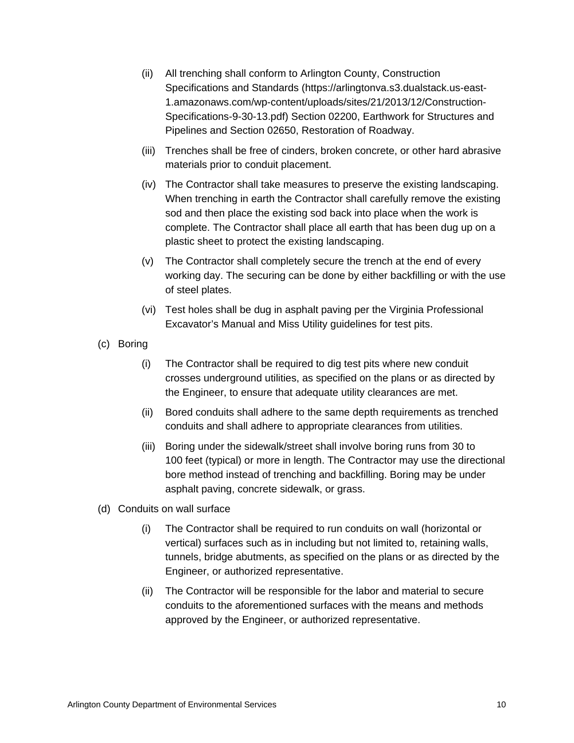(ii) All trenching shall conform to Arlington County, Construction Specifications and Standards (https://arlingtonva.s3.dualstack.us-east-1.amazonaws.com/wp-content/uploads/sites/21/2013/12/Construction-Specifications-9-30-13.pdf) Section 02200, Earthwork for Structures and Pipelines and Section 02650, Restoration of Roadway.

(iii) Trenches shall be free of cinders, broken concrete, or other hard abrasive materials prior to conduit placement.

(iv) The Contractor shall take measures to preserve the existing landscaping. When trenching in earth the Contractor shall carefully remove the existing sod and then place the existing sod back into place when the work is complete. The Contractor shall place all earth that has been dug up on a plastic sheet to protect the existing landscaping.

(v) The Contractor shall completely secure the trench at the end of every working day. The securing can be done by either backfilling or with the use of steel plates.

(vi) Test holes shall be dug in asphalt paving per the Virginia Professional Excavator's Manual and Miss Utility guidelines for test pits.

(c) Boring

(i) The Contractor shall be required to dig test pits where new conduit crosses underground utilities, as specified on the plans or as directed by the Engineer, to ensure that adequate utility clearances are met.

(ii) Bored conduits shall adhere to the same depth requirements as trenched conduits and shall adhere to appropriate clearances from utilities.

(iii) Boring under the sidewalk/street shall involve boring runs from 30 to 100 feet (typical) or more in length. The Contractor may use the directional bore method instead of trenching and backfilling. Boring may be under asphalt paving, concrete sidewalk, or grass.

(d) Conduits on wall surface

(i) The Contractor shall be required to run conduits on wall (horizontal or vertical) surfaces such as in including but not limited to, retaining walls, tunnels, bridge abutments, as specified on the plans or as directed by the Engineer, or authorized representative.

(ii) The Contractor will be responsible for the labor and material to secure conduits to the aforementioned surfaces with the means and methods approved by the Engineer, or authorized representative.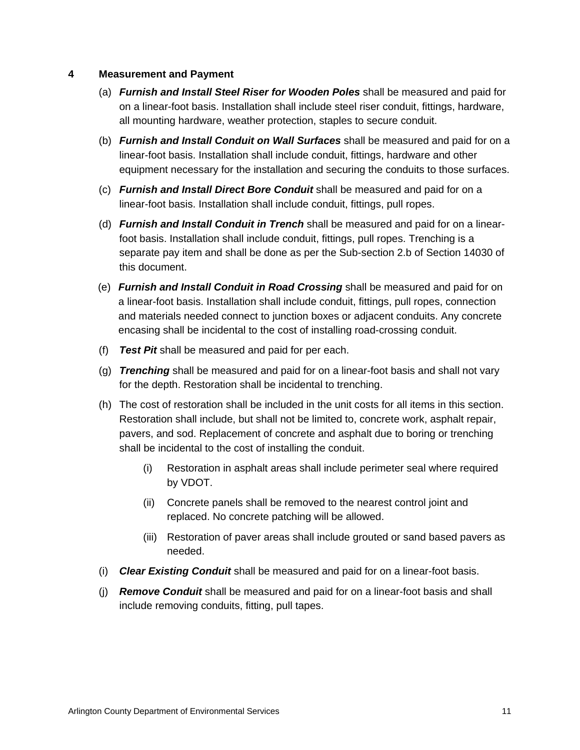## 4 Measurement and Payment

(a) ***Furnish and Install Steel Riser for Wooden Poles*** shall be measured and paid for on a linear-foot basis. Installation shall include steel riser conduit, fittings, hardware, all mounting hardware, weather protection, staples to secure conduit.

(b) ***Furnish and Install Conduit on Wall Surfaces*** shall be measured and paid for on a linear-foot basis. Installation shall include conduit, fittings, hardware and other equipment necessary for the installation and securing the conduits to those surfaces.

(c) ***Furnish and Install Direct Bore Conduit*** shall be measured and paid for on a linear-foot basis. Installation shall include conduit, fittings, pull ropes.

(d) ***Furnish and Install Conduit in Trench*** shall be measured and paid for on a linear-foot basis. Installation shall include conduit, fittings, pull ropes. Trenching is a separate pay item and shall be done as per the Sub-section 2.b of Section 14030 of this document.

(e) ***Furnish and Install Conduit in Road Crossing*** shall be measured and paid for on a linear-foot basis. Installation shall include conduit, fittings, pull ropes, connection and materials needed connect to junction boxes or adjacent conduits. Any concrete encasing shall be incidental to the cost of installing road-crossing conduit.

(f) ***Test Pit*** shall be measured and paid for per each.

(g) ***Trenching*** shall be measured and paid for on a linear-foot basis and shall not vary for the depth. Restoration shall be incidental to trenching.

(h) The cost of restoration shall be included in the unit costs for all items in this section. Restoration shall include, but shall not be limited to, concrete work, asphalt repair, pavers, and sod. Replacement of concrete and asphalt due to boring or trenching shall be incidental to the cost of installing the conduit.

   (i) Restoration in asphalt areas shall include perimeter seal where required by VDOT.

   (ii) Concrete panels shall be removed to the nearest control joint and replaced. No concrete patching will be allowed.

   (iii) Restoration of paver areas shall include grouted or sand based pavers as needed.

(i) ***Clear Existing Conduit*** shall be measured and paid for on a linear-foot basis.

(j) ***Remove Conduit*** shall be measured and paid for on a linear-foot basis and shall include removing conduits, fitting, pull tapes.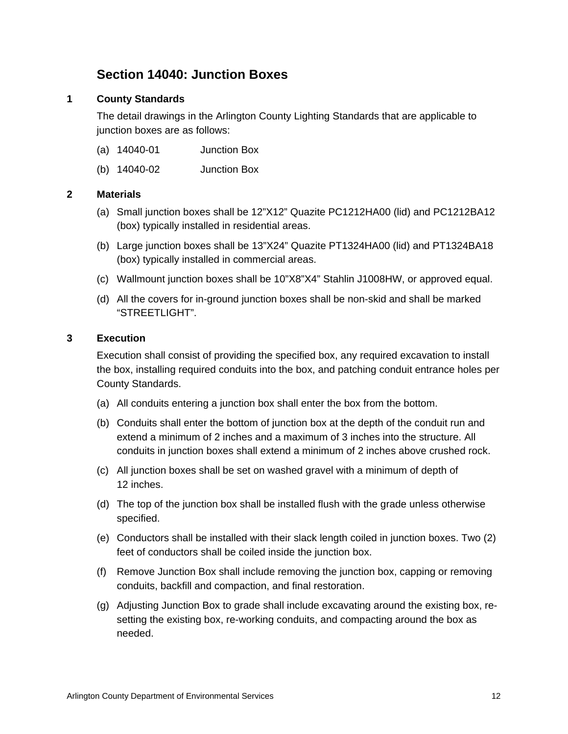## Section 14040: Junction Boxes

### 1 County Standards

The detail drawings in the Arlington County Lighting Standards that are applicable to junction boxes are as follows:

(a) 14040-01 Junction Box

(b) 14040-02 Junction Box

### 2 Materials

(a) Small junction boxes shall be 12”X12” Quazite PC1212HA00 (lid) and PC1212BA12 (box) typically installed in residential areas.

(b) Large junction boxes shall be 13”X24” Quazite PT1324HA00 (lid) and PT1324BA18 (box) typically installed in commercial areas.

(c) Wallmount junction boxes shall be 10”X8”X4” Stahlin J1008HW, or approved equal.

(d) All the covers for in-ground junction boxes shall be non-skid and shall be marked “STREETLIGHT”.

### 3 Execution

Execution shall consist of providing the specified box, any required excavation to install the box, installing required conduits into the box, and patching conduit entrance holes per County Standards.

(a) All conduits entering a junction box shall enter the box from the bottom.

(b) Conduits shall enter the bottom of junction box at the depth of the conduit run and extend a minimum of 2 inches and a maximum of 3 inches into the structure. All conduits in junction boxes shall extend a minimum of 2 inches above crushed rock.

(c) All junction boxes shall be set on washed gravel with a minimum of depth of 12 inches.

(d) The top of the junction box shall be installed flush with the grade unless otherwise specified.

(e) Conductors shall be installed with their slack length coiled in junction boxes. Two (2) feet of conductors shall be coiled inside the junction box.

(f) Remove Junction Box shall include removing the junction box, capping or removing conduits, backfill and compaction, and final restoration.

(g) Adjusting Junction Box to grade shall include excavating around the existing box, re-setting the existing box, re-working conduits, and compacting around the box as needed.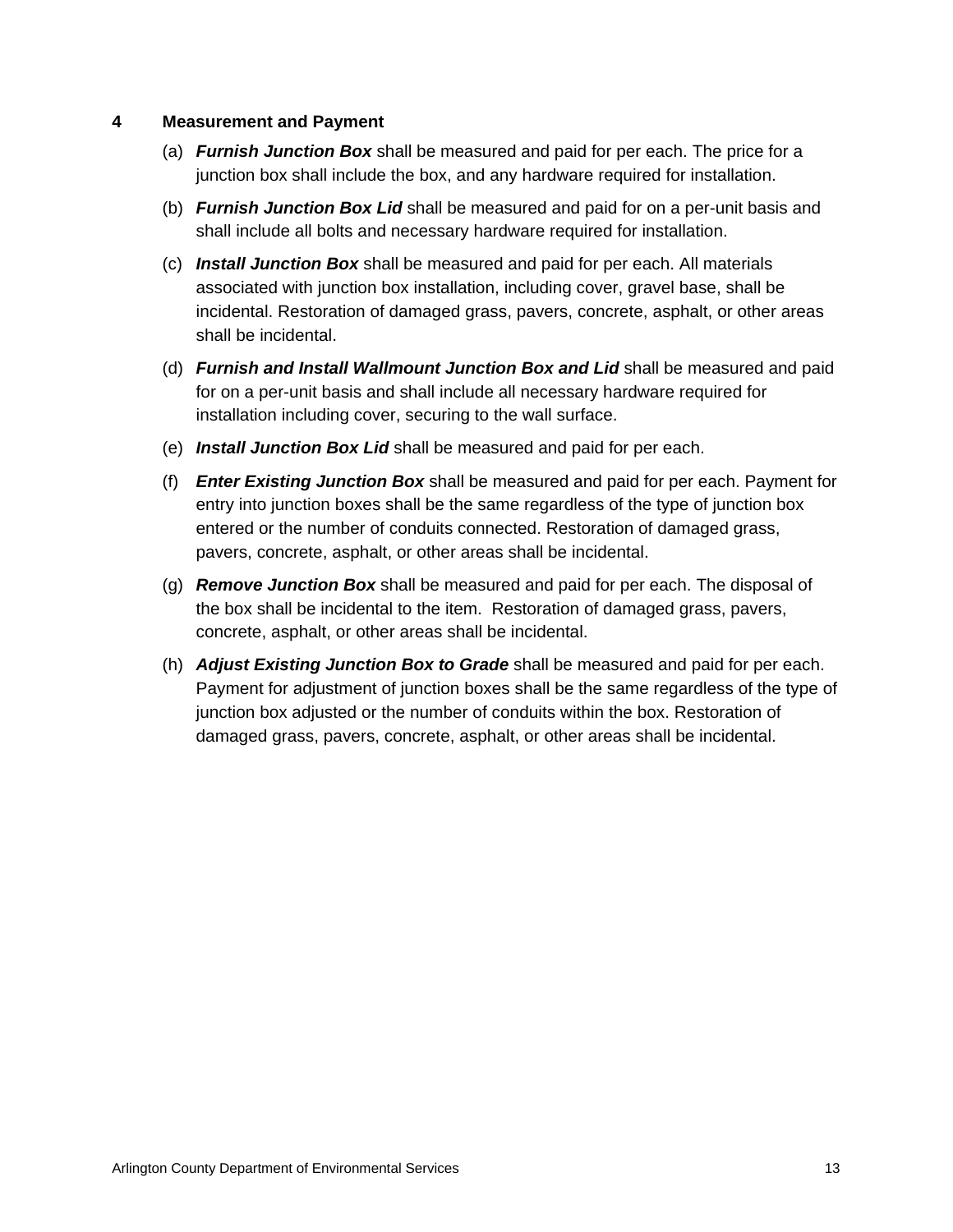## 4 Measurement and Payment

(a) ***Furnish Junction Box*** shall be measured and paid for per each. The price for a junction box shall include the box, and any hardware required for installation.

(b) ***Furnish Junction Box Lid*** shall be measured and paid for on a per-unit basis and shall include all bolts and necessary hardware required for installation.

(c) ***Install Junction Box*** shall be measured and paid for per each. All materials associated with junction box installation, including cover, gravel base, shall be incidental. Restoration of damaged grass, pavers, concrete, asphalt, or other areas shall be incidental.

(d) ***Furnish and Install Wallmount Junction Box and Lid*** shall be measured and paid for on a per-unit basis and shall include all necessary hardware required for installation including cover, securing to the wall surface.

(e) ***Install Junction Box Lid*** shall be measured and paid for per each.

(f) ***Enter Existing Junction Box*** shall be measured and paid for per each. Payment for entry into junction boxes shall be the same regardless of the type of junction box entered or the number of conduits connected. Restoration of damaged grass, pavers, concrete, asphalt, or other areas shall be incidental.

(g) ***Remove Junction Box*** shall be measured and paid for per each. The disposal of the box shall be incidental to the item. Restoration of damaged grass, pavers, concrete, asphalt, or other areas shall be incidental.

(h) ***Adjust Existing Junction Box to Grade*** shall be measured and paid for per each. Payment for adjustment of junction boxes shall be the same regardless of the type of junction box adjusted or the number of conduits within the box. Restoration of damaged grass, pavers, concrete, asphalt, or other areas shall be incidental.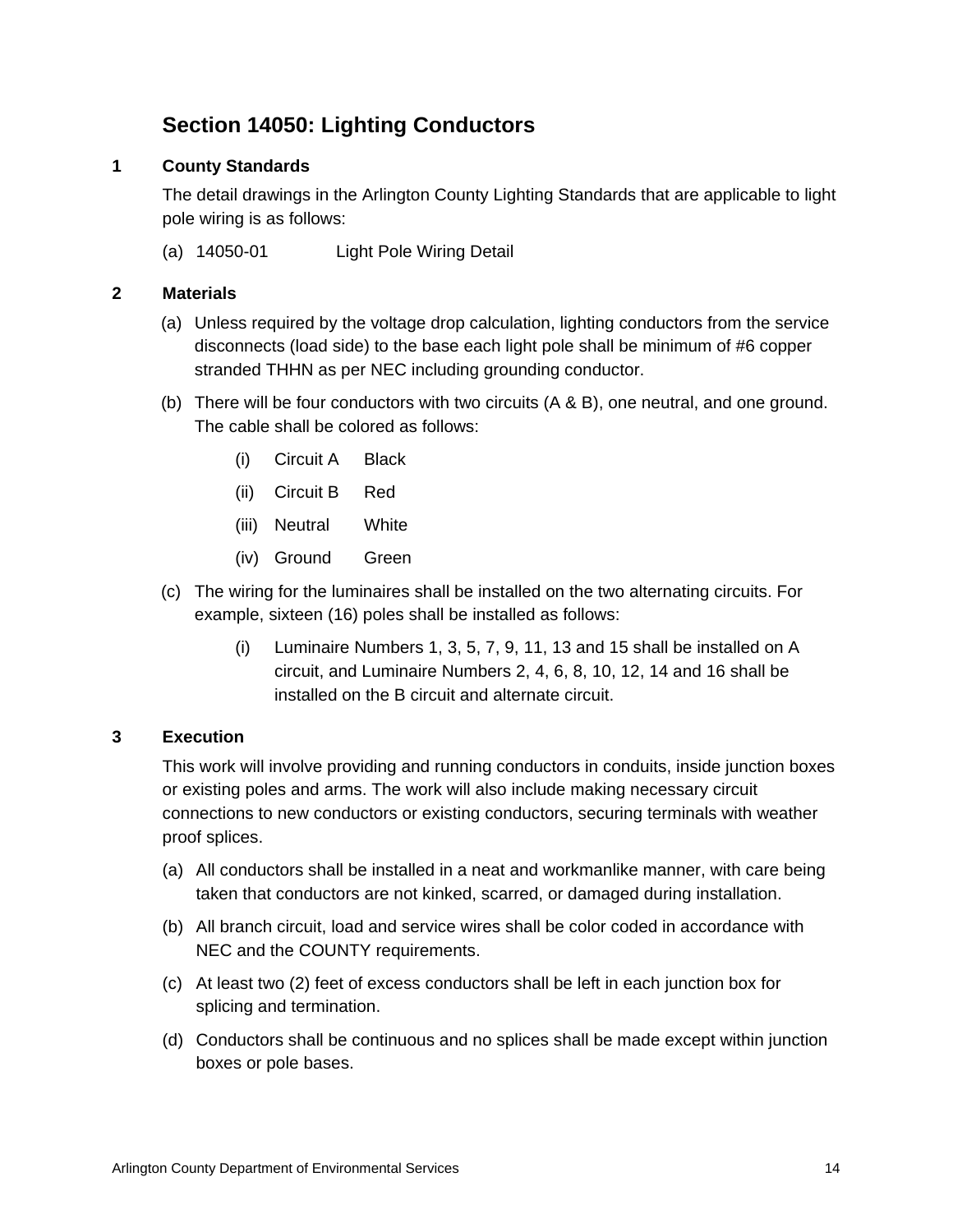## Section 14050: Lighting Conductors

### 1 County Standards

The detail drawings in the Arlington County Lighting Standards that are applicable to light pole wiring is as follows:

(a) 14050-01 Light Pole Wiring Detail

### 2 Materials

(a) Unless required by the voltage drop calculation, lighting conductors from the service disconnects (load side) to the base each light pole shall be minimum of #6 copper stranded THHN as per NEC including grounding conductor.

(b) There will be four conductors with two circuits (A & B), one neutral, and one ground. The cable shall be colored as follows:

  (i) Circuit A Black

  (ii) Circuit B Red

  (iii) Neutral White

  (iv) Ground Green

(c) The wiring for the luminaires shall be installed on the two alternating circuits. For example, sixteen (16) poles shall be installed as follows:

  (i) Luminaire Numbers 1, 3, 5, 7, 9, 11, 13 and 15 shall be installed on A circuit, and Luminaire Numbers 2, 4, 6, 8, 10, 12, 14 and 16 shall be installed on the B circuit and alternate circuit.

### 3 Execution

This work will involve providing and running conductors in conduits, inside junction boxes or existing poles and arms. The work will also include making necessary circuit connections to new conductors or existing conductors, securing terminals with weather proof splices.

(a) All conductors shall be installed in a neat and workmanlike manner, with care being taken that conductors are not kinked, scarred, or damaged during installation.

(b) All branch circuit, load and service wires shall be color coded in accordance with NEC and the COUNTY requirements.

(c) At least two (2) feet of excess conductors shall be left in each junction box for splicing and termination.

(d) Conductors shall be continuous and no splices shall be made except within junction boxes or pole bases.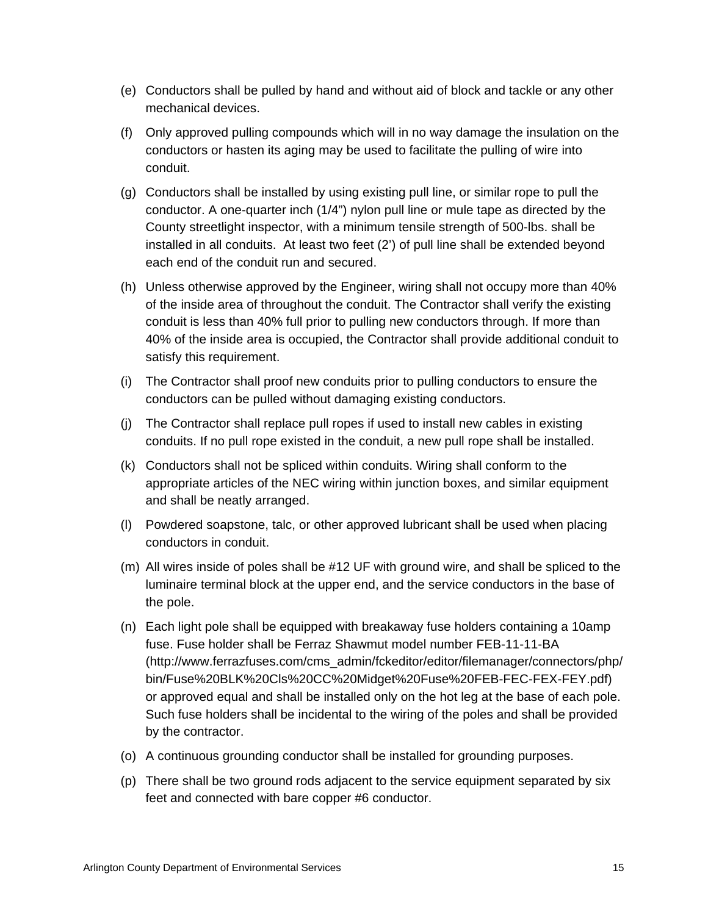(e) Conductors shall be pulled by hand and without aid of block and tackle or any other mechanical devices.

(f) Only approved pulling compounds which will in no way damage the insulation on the conductors or hasten its aging may be used to facilitate the pulling of wire into conduit.

(g) Conductors shall be installed by using existing pull line, or similar rope to pull the conductor. A one-quarter inch (1/4") nylon pull line or mule tape as directed by the County streetlight inspector, with a minimum tensile strength of 500-lbs. shall be installed in all conduits. At least two feet (2') of pull line shall be extended beyond each end of the conduit run and secured.

(h) Unless otherwise approved by the Engineer, wiring shall not occupy more than 40% of the inside area of throughout the conduit. The Contractor shall verify the existing conduit is less than 40% full prior to pulling new conductors through. If more than 40% of the inside area is occupied, the Contractor shall provide additional conduit to satisfy this requirement.

(i) The Contractor shall proof new conduits prior to pulling conductors to ensure the conductors can be pulled without damaging existing conductors.

(j) The Contractor shall replace pull ropes if used to install new cables in existing conduits. If no pull rope existed in the conduit, a new pull rope shall be installed.

(k) Conductors shall not be spliced within conduits. Wiring shall conform to the appropriate articles of the NEC wiring within junction boxes, and similar equipment and shall be neatly arranged.

(l) Powdered soapstone, talc, or other approved lubricant shall be used when placing conductors in conduit.

(m) All wires inside of poles shall be #12 UF with ground wire, and shall be spliced to the luminaire terminal block at the upper end, and the service conductors in the base of the pole.

(n) Each light pole shall be equipped with breakaway fuse holders containing a 10amp fuse. Fuse holder shall be Ferraz Shawmut model number FEB-11-11-BA (http://www.ferrazfuses.com/cms_admin/fckeditor/editor/filemanager/connectors/php/bin/Fuse%20BLK%20Cls%20CC%20Midget%20Fuse%20FEB-FEC-FEX-FEY.pdf) or approved equal and shall be installed only on the hot leg at the base of each pole. Such fuse holders shall be incidental to the wiring of the poles and shall be provided by the contractor.

(o) A continuous grounding conductor shall be installed for grounding purposes.

(p) There shall be two ground rods adjacent to the service equipment separated by six feet and connected with bare copper #6 conductor.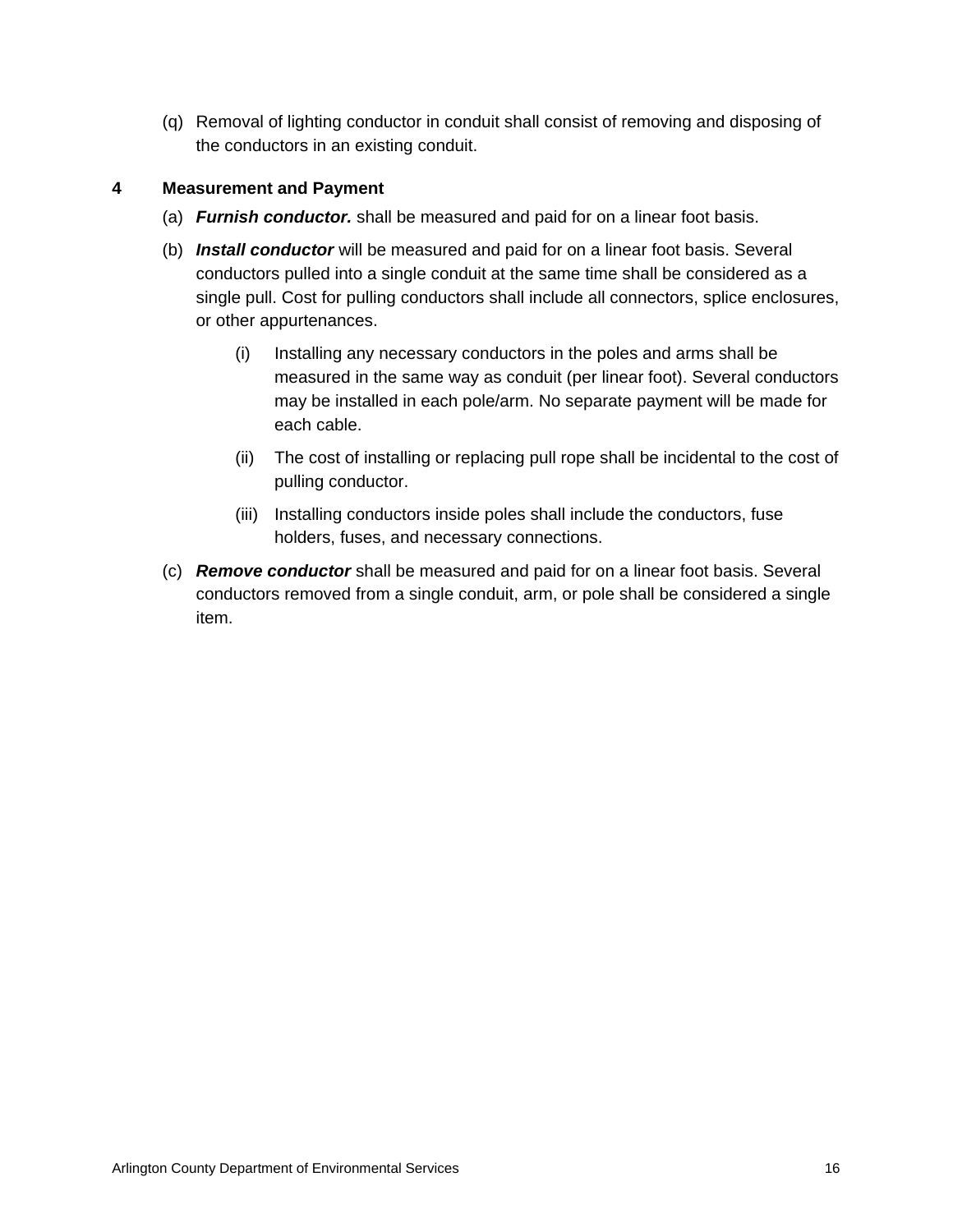(q) Removal of lighting conductor in conduit shall consist of removing and disposing of the conductors in an existing conduit.

## 4 Measurement and Payment

(a) ***Furnish conductor.*** shall be measured and paid for on a linear foot basis.

(b) ***Install conductor*** will be measured and paid for on a linear foot basis. Several conductors pulled into a single conduit at the same time shall be considered as a single pull. Cost for pulling conductors shall include all connectors, splice enclosures, or other appurtenances.

   (i) Installing any necessary conductors in the poles and arms shall be measured in the same way as conduit (per linear foot). Several conductors may be installed in each pole/arm. No separate payment will be made for each cable.

   (ii) The cost of installing or replacing pull rope shall be incidental to the cost of pulling conductor.

   (iii) Installing conductors inside poles shall include the conductors, fuse holders, fuses, and necessary connections.

(c) ***Remove conductor*** shall be measured and paid for on a linear foot basis. Several conductors removed from a single conduit, arm, or pole shall be considered a single item.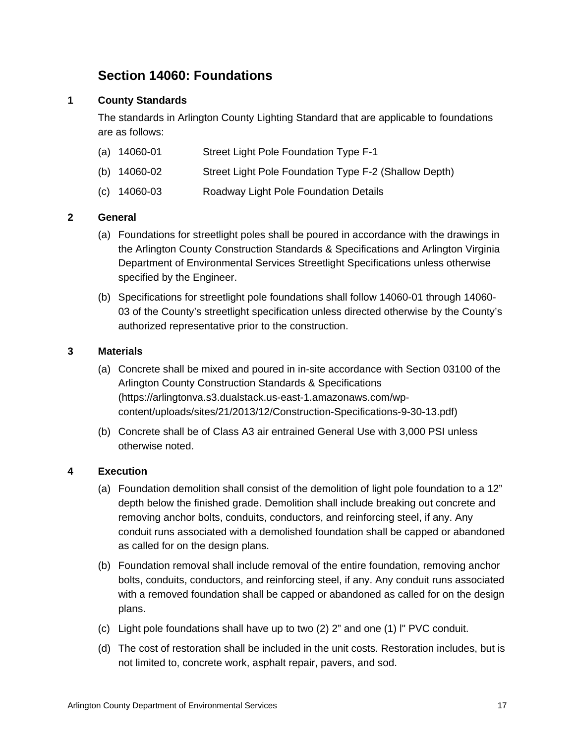## Section 14060: Foundations

### 1 County Standards

The standards in Arlington County Lighting Standard that are applicable to foundations are as follows:

(a) 14060-01 Street Light Pole Foundation Type F-1

(b) 14060-02 Street Light Pole Foundation Type F-2 (Shallow Depth)

(c) 14060-03 Roadway Light Pole Foundation Details

### 2 General

(a) Foundations for streetlight poles shall be poured in accordance with the drawings in the Arlington County Construction Standards & Specifications and Arlington Virginia Department of Environmental Services Streetlight Specifications unless otherwise specified by the Engineer.

(b) Specifications for streetlight pole foundations shall follow 14060-01 through 14060-03 of the County's streetlight specification unless directed otherwise by the County's authorized representative prior to the construction.

### 3 Materials

(a) Concrete shall be mixed and poured in in-site accordance with Section 03100 of the Arlington County Construction Standards & Specifications (https://arlingtonva.s3.dualstack.us-east-1.amazonaws.com/wp-content/uploads/sites/21/2013/12/Construction-Specifications-9-30-13.pdf)

(b) Concrete shall be of Class A3 air entrained General Use with 3,000 PSI unless otherwise noted.

### 4 Execution

(a) Foundation demolition shall consist of the demolition of light pole foundation to a 12" depth below the finished grade. Demolition shall include breaking out concrete and removing anchor bolts, conduits, conductors, and reinforcing steel, if any. Any conduit runs associated with a demolished foundation shall be capped or abandoned as called for on the design plans.

(b) Foundation removal shall include removal of the entire foundation, removing anchor bolts, conduits, conductors, and reinforcing steel, if any. Any conduit runs associated with a removed foundation shall be capped or abandoned as called for on the design plans.

(c) Light pole foundations shall have up to two (2) 2" and one (1) l" PVC conduit.

(d) The cost of restoration shall be included in the unit costs. Restoration includes, but is not limited to, concrete work, asphalt repair, pavers, and sod.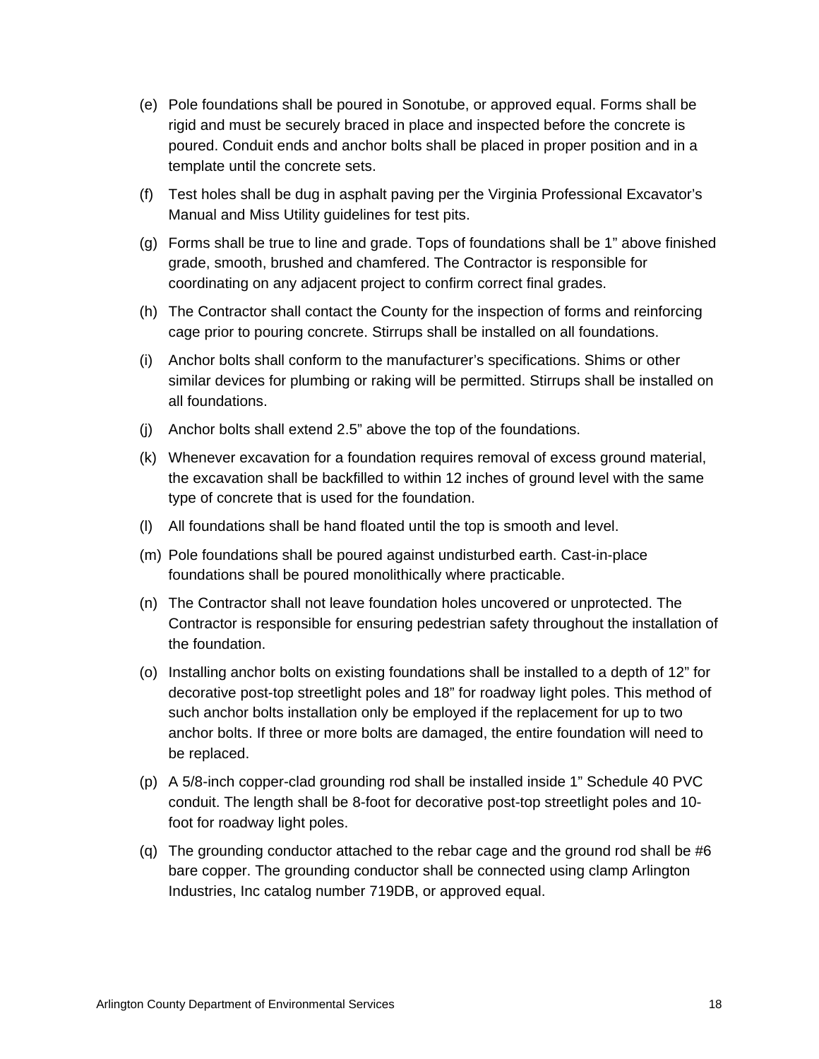(e) Pole foundations shall be poured in Sonotube, or approved equal. Forms shall be rigid and must be securely braced in place and inspected before the concrete is poured. Conduit ends and anchor bolts shall be placed in proper position and in a template until the concrete sets.

(f) Test holes shall be dug in asphalt paving per the Virginia Professional Excavator's Manual and Miss Utility guidelines for test pits.

(g) Forms shall be true to line and grade. Tops of foundations shall be 1" above finished grade, smooth, brushed and chamfered. The Contractor is responsible for coordinating on any adjacent project to confirm correct final grades.

(h) The Contractor shall contact the County for the inspection of forms and reinforcing cage prior to pouring concrete. Stirrups shall be installed on all foundations.

(i) Anchor bolts shall conform to the manufacturer's specifications. Shims or other similar devices for plumbing or raking will be permitted. Stirrups shall be installed on all foundations.

(j) Anchor bolts shall extend 2.5" above the top of the foundations.

(k) Whenever excavation for a foundation requires removal of excess ground material, the excavation shall be backfilled to within 12 inches of ground level with the same type of concrete that is used for the foundation.

(l) All foundations shall be hand floated until the top is smooth and level.

(m) Pole foundations shall be poured against undisturbed earth. Cast-in-place foundations shall be poured monolithically where practicable.

(n) The Contractor shall not leave foundation holes uncovered or unprotected. The Contractor is responsible for ensuring pedestrian safety throughout the installation of the foundation.

(o) Installing anchor bolts on existing foundations shall be installed to a depth of 12" for decorative post-top streetlight poles and 18" for roadway light poles. This method of such anchor bolts installation only be employed if the replacement for up to two anchor bolts. If three or more bolts are damaged, the entire foundation will need to be replaced.

(p) A 5/8-inch copper-clad grounding rod shall be installed inside 1" Schedule 40 PVC conduit. The length shall be 8-foot for decorative post-top streetlight poles and 10-foot for roadway light poles.

(q) The grounding conductor attached to the rebar cage and the ground rod shall be #6 bare copper. The grounding conductor shall be connected using clamp Arlington Industries, Inc catalog number 719DB, or approved equal.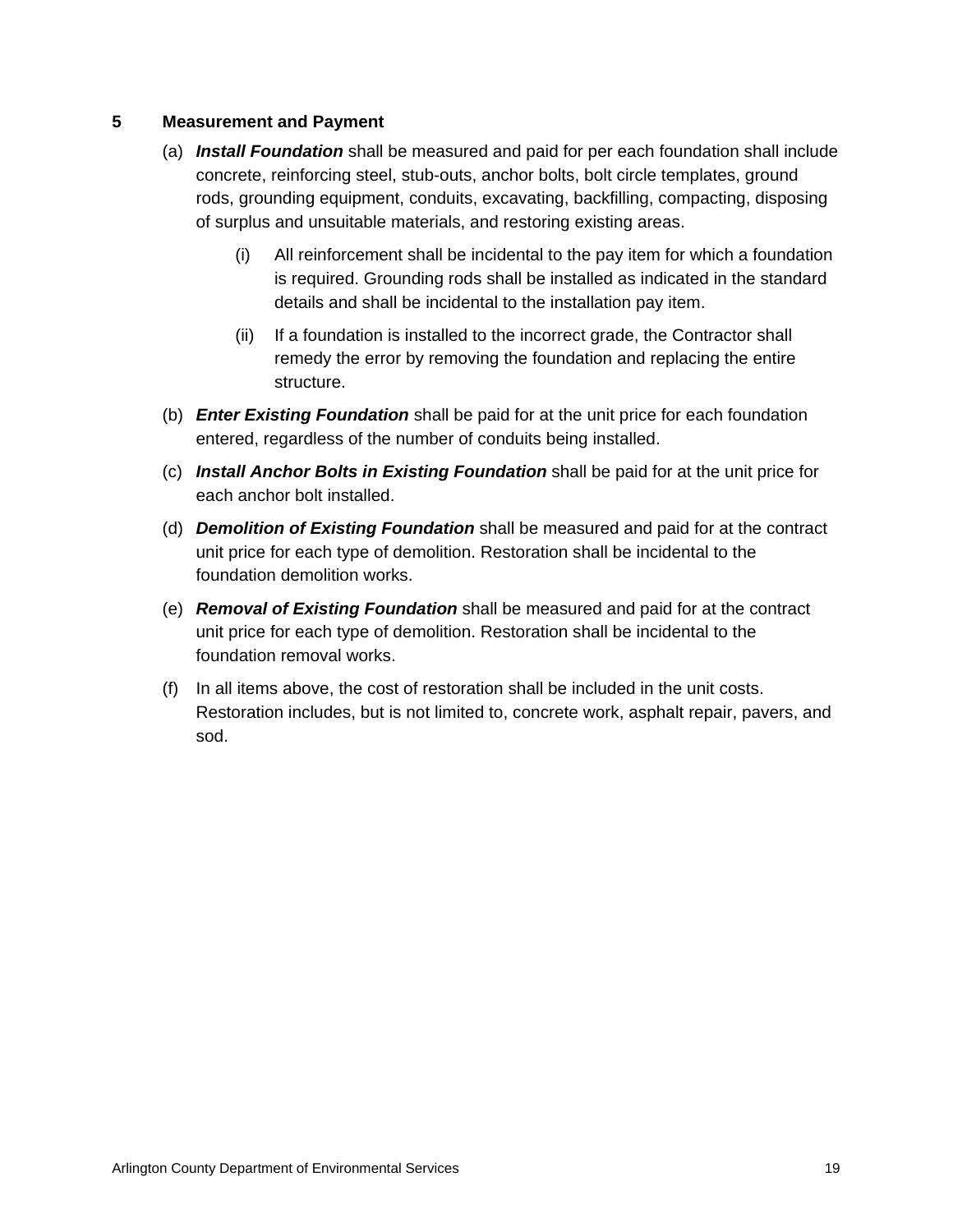## 5 Measurement and Payment

(a) ***Install Foundation*** shall be measured and paid for per each foundation shall include concrete, reinforcing steel, stub-outs, anchor bolts, bolt circle templates, ground rods, grounding equipment, conduits, excavating, backfilling, compacting, disposing of surplus and unsuitable materials, and restoring existing areas.

   (i) All reinforcement shall be incidental to the pay item for which a foundation is required. Grounding rods shall be installed as indicated in the standard details and shall be incidental to the installation pay item.

   (ii) If a foundation is installed to the incorrect grade, the Contractor shall remedy the error by removing the foundation and replacing the entire structure.

(b) ***Enter Existing Foundation*** shall be paid for at the unit price for each foundation entered, regardless of the number of conduits being installed.

(c) ***Install Anchor Bolts in Existing Foundation*** shall be paid for at the unit price for each anchor bolt installed.

(d) ***Demolition of Existing Foundation*** shall be measured and paid for at the contract unit price for each type of demolition. Restoration shall be incidental to the foundation demolition works.

(e) ***Removal of Existing Foundation*** shall be measured and paid for at the contract unit price for each type of demolition. Restoration shall be incidental to the foundation removal works.

(f) In all items above, the cost of restoration shall be included in the unit costs. Restoration includes, but is not limited to, concrete work, asphalt repair, pavers, and sod.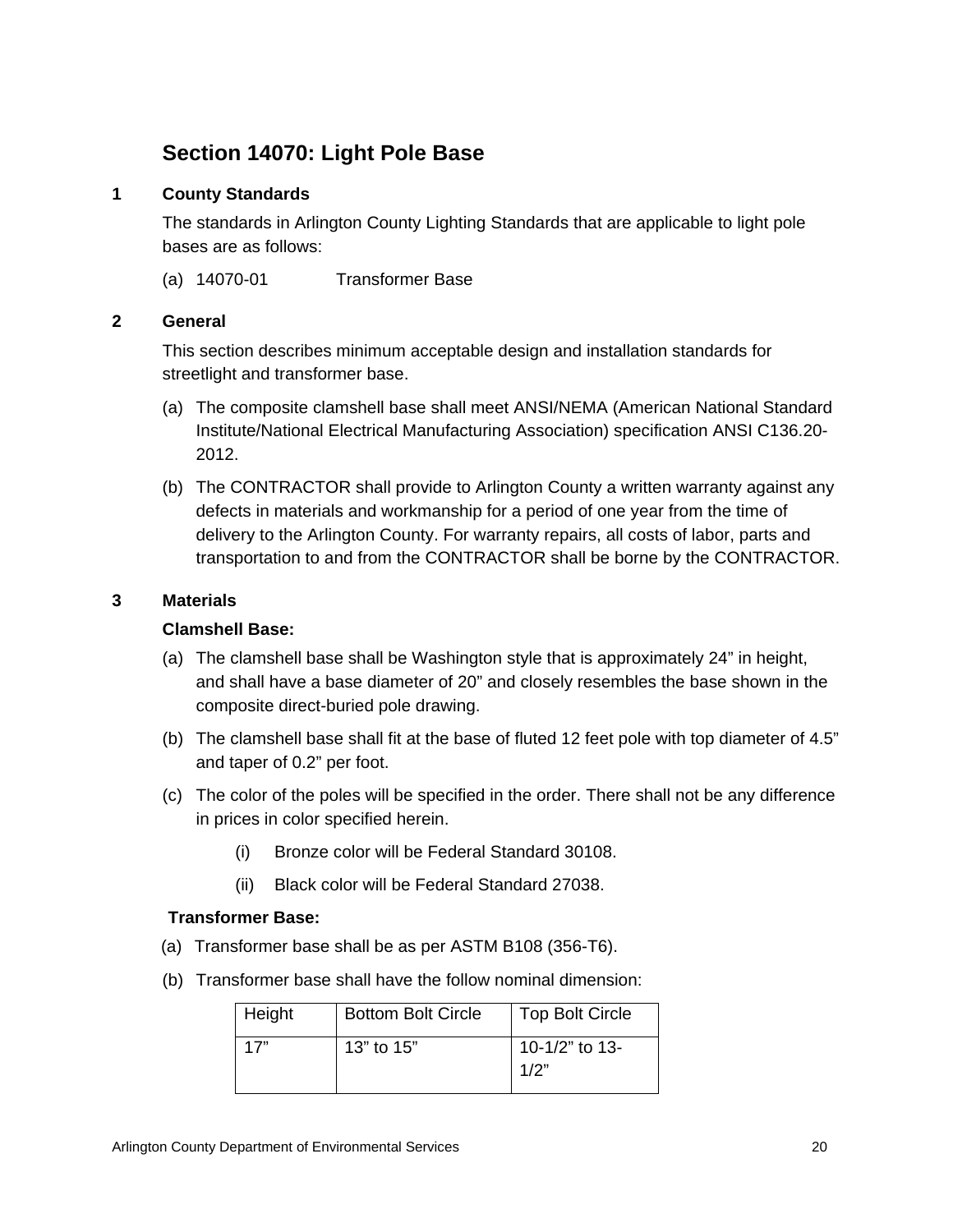# Section 14070: Light Pole Base

## 1 County Standards

The standards in Arlington County Lighting Standards that are applicable to light pole bases are as follows:

(a) 14070-01 Transformer Base

## 2 General

This section describes minimum acceptable design and installation standards for streetlight and transformer base.

(a) The composite clamshell base shall meet ANSI/NEMA (American National Standard Institute/National Electrical Manufacturing Association) specification ANSI C136.20-2012.

(b) The CONTRACTOR shall provide to Arlington County a written warranty against any defects in materials and workmanship for a period of one year from the time of delivery to the Arlington County. For warranty repairs, all costs of labor, parts and transportation to and from the CONTRACTOR shall be borne by the CONTRACTOR.

## 3 Materials

**Clamshell Base:**

(a) The clamshell base shall be Washington style that is approximately 24” in height, and shall have a base diameter of 20” and closely resembles the base shown in the composite direct-buried pole drawing.

(b) The clamshell base shall fit at the base of fluted 12 feet pole with top diameter of 4.5” and taper of 0.2” per foot.

(c) The color of the poles will be specified in the order. There shall not be any difference in prices in color specified herein.

   (i) Bronze color will be Federal Standard 30108.

   (ii) Black color will be Federal Standard 27038.

**Transformer Base:**

(a) Transformer base shall be as per ASTM B108 (356-T6).

(b) Transformer base shall have the follow nominal dimension:

| Height | Bottom Bolt Circle | Top Bolt Circle |
|---|---|---|
| 17” | 13” to 15” | 10-1/2” to 13-1/2” |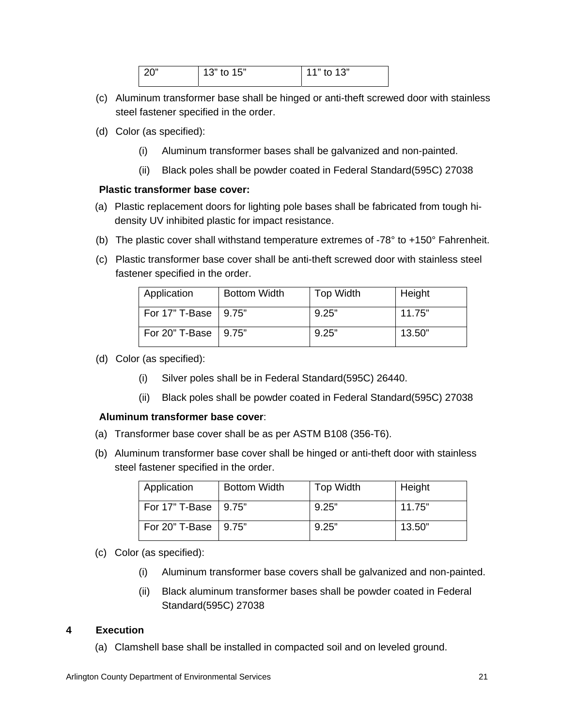| 20" | 13" to 15" | 11" to 13" |
|---|---|---|

(c) Aluminum transformer base shall be hinged or anti-theft screwed door with stainless steel fastener specified in the order.

(d) Color (as specified):

(i) Aluminum transformer bases shall be galvanized and non-painted.

(ii) Black poles shall be powder coated in Federal Standard(595C) 27038

**Plastic transformer base cover:**

(a) Plastic replacement doors for lighting pole bases shall be fabricated from tough hi-density UV inhibited plastic for impact resistance.

(b) The plastic cover shall withstand temperature extremes of -78° to +150° Fahrenheit.

(c) Plastic transformer base cover shall be anti-theft screwed door with stainless steel fastener specified in the order.

| Application | Bottom Width | Top Width | Height |
|---|---|---|---|
| For 17" T-Base | 9.75" | 9.25" | 11.75" |
| For 20" T-Base | 9.75" | 9.25" | 13.50" |

(d) Color (as specified):

(i) Silver poles shall be in Federal Standard(595C) 26440.

(ii) Black poles shall be powder coated in Federal Standard(595C) 27038

**Aluminum transformer base cover**:

(a) Transformer base cover shall be as per ASTM B108 (356-T6).

(b) Aluminum transformer base cover shall be hinged or anti-theft door with stainless steel fastener specified in the order.

| Application | Bottom Width | Top Width | Height |
|---|---|---|---|
| For 17" T-Base | 9.75" | 9.25" | 11.75" |
| For 20" T-Base | 9.75" | 9.25" | 13.50" |

(c) Color (as specified):

(i) Aluminum transformer base covers shall be galvanized and non-painted.

(ii) Black aluminum transformer bases shall be powder coated in Federal Standard(595C) 27038

## 4 Execution

(a) Clamshell base shall be installed in compacted soil and on leveled ground.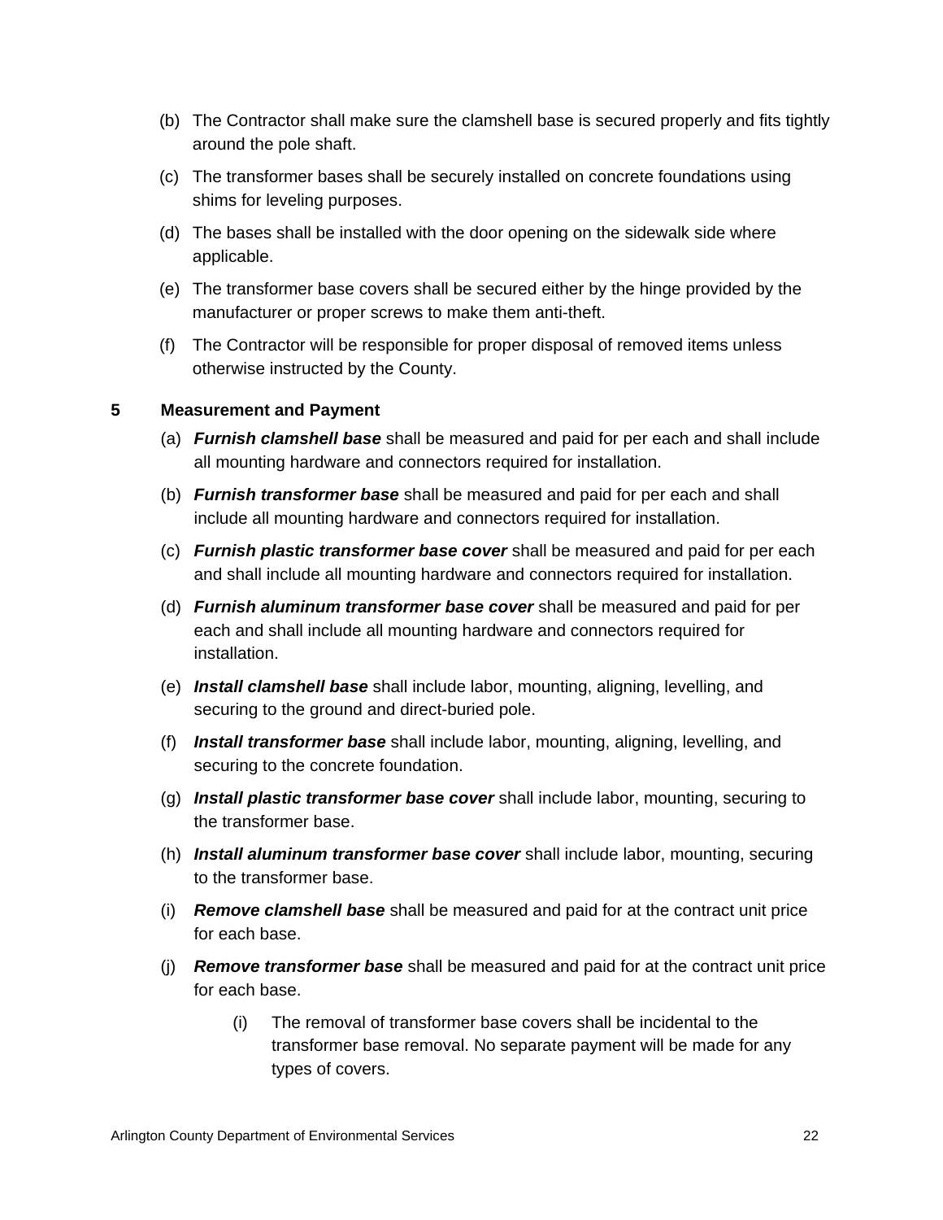(b) The Contractor shall make sure the clamshell base is secured properly and fits tightly around the pole shaft.

(c) The transformer bases shall be securely installed on concrete foundations using shims for leveling purposes.

(d) The bases shall be installed with the door opening on the sidewalk side where applicable.

(e) The transformer base covers shall be secured either by the hinge provided by the manufacturer or proper screws to make them anti-theft.

(f) The Contractor will be responsible for proper disposal of removed items unless otherwise instructed by the County.

## 5 Measurement and Payment

(a) ***Furnish clamshell base*** shall be measured and paid for per each and shall include all mounting hardware and connectors required for installation.

(b) ***Furnish transformer base*** shall be measured and paid for per each and shall include all mounting hardware and connectors required for installation.

(c) ***Furnish plastic transformer base cover*** shall be measured and paid for per each and shall include all mounting hardware and connectors required for installation.

(d) ***Furnish aluminum transformer base cover*** shall be measured and paid for per each and shall include all mounting hardware and connectors required for installation.

(e) ***Install clamshell base*** shall include labor, mounting, aligning, levelling, and securing to the ground and direct-buried pole.

(f) ***Install transformer base*** shall include labor, mounting, aligning, levelling, and securing to the concrete foundation.

(g) ***Install plastic transformer base cover*** shall include labor, mounting, securing to the transformer base.

(h) ***Install aluminum transformer base cover*** shall include labor, mounting, securing to the transformer base.

(i) ***Remove clamshell base*** shall be measured and paid for at the contract unit price for each base.

(j) ***Remove transformer base*** shall be measured and paid for at the contract unit price for each base.

   (i) The removal of transformer base covers shall be incidental to the transformer base removal. No separate payment will be made for any types of covers.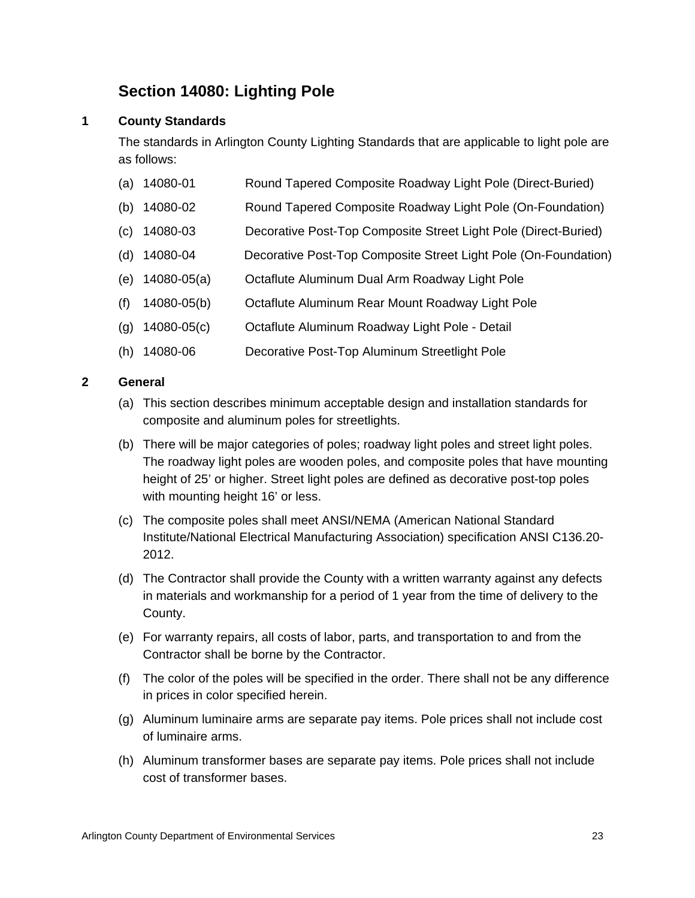## Section 14080: Lighting Pole

### 1 County Standards

The standards in Arlington County Lighting Standards that are applicable to light pole are as follows:

(a) 14080-01 Round Tapered Composite Roadway Light Pole (Direct-Buried)

(b) 14080-02 Round Tapered Composite Roadway Light Pole (On-Foundation)

(c) 14080-03 Decorative Post-Top Composite Street Light Pole (Direct-Buried)

(d) 14080-04 Decorative Post-Top Composite Street Light Pole (On-Foundation)

(e) 14080-05(a) Octaflute Aluminum Dual Arm Roadway Light Pole

(f) 14080-05(b) Octaflute Aluminum Rear Mount Roadway Light Pole

(g) 14080-05(c) Octaflute Aluminum Roadway Light Pole - Detail

(h) 14080-06 Decorative Post-Top Aluminum Streetlight Pole

### 2 General

(a) This section describes minimum acceptable design and installation standards for composite and aluminum poles for streetlights.

(b) There will be major categories of poles; roadway light poles and street light poles. The roadway light poles are wooden poles, and composite poles that have mounting height of 25' or higher. Street light poles are defined as decorative post-top poles with mounting height 16' or less.

(c) The composite poles shall meet ANSI/NEMA (American National Standard Institute/National Electrical Manufacturing Association) specification ANSI C136.20-2012.

(d) The Contractor shall provide the County with a written warranty against any defects in materials and workmanship for a period of 1 year from the time of delivery to the County.

(e) For warranty repairs, all costs of labor, parts, and transportation to and from the Contractor shall be borne by the Contractor.

(f) The color of the poles will be specified in the order. There shall not be any difference in prices in color specified herein.

(g) Aluminum luminaire arms are separate pay items. Pole prices shall not include cost of luminaire arms.

(h) Aluminum transformer bases are separate pay items. Pole prices shall not include cost of transformer bases.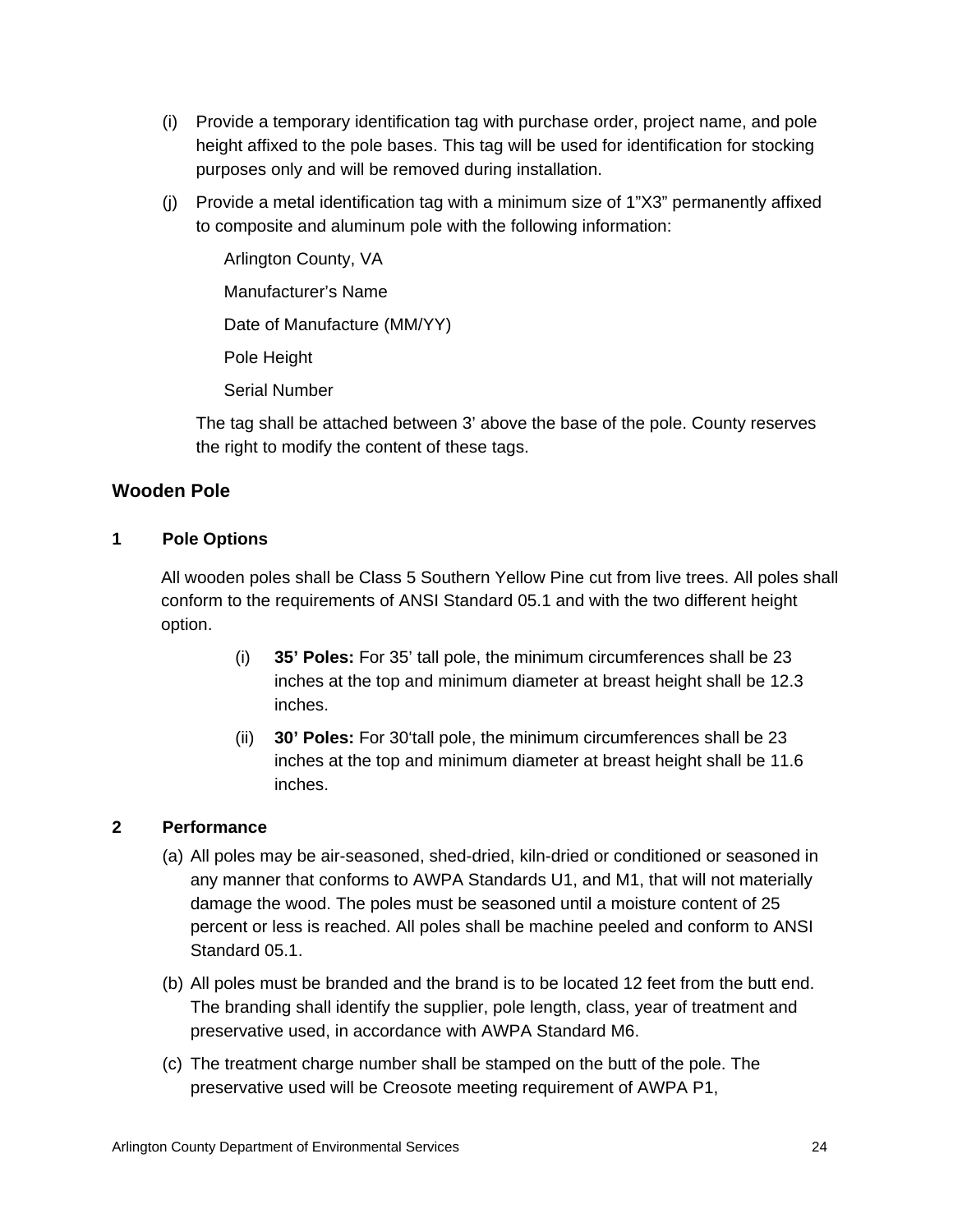(i) Provide a temporary identification tag with purchase order, project name, and pole height affixed to the pole bases. This tag will be used for identification for stocking purposes only and will be removed during installation.

(j) Provide a metal identification tag with a minimum size of 1"X3" permanently affixed to composite and aluminum pole with the following information:

Arlington County, VA

Manufacturer's Name

Date of Manufacture (MM/YY)

Pole Height

Serial Number

The tag shall be attached between 3' above the base of the pole. County reserves the right to modify the content of these tags.

## Wooden Pole

### 1 Pole Options

All wooden poles shall be Class 5 Southern Yellow Pine cut from live trees. All poles shall conform to the requirements of ANSI Standard 05.1 and with the two different height option.

(i) **35' Poles:** For 35' tall pole, the minimum circumferences shall be 23 inches at the top and minimum diameter at breast height shall be 12.3 inches.

(ii) **30' Poles:** For 30'tall pole, the minimum circumferences shall be 23 inches at the top and minimum diameter at breast height shall be 11.6 inches.

### 2 Performance

(a) All poles may be air-seasoned, shed-dried, kiln-dried or conditioned or seasoned in any manner that conforms to AWPA Standards U1, and M1, that will not materially damage the wood. The poles must be seasoned until a moisture content of 25 percent or less is reached. All poles shall be machine peeled and conform to ANSI Standard 05.1.

(b) All poles must be branded and the brand is to be located 12 feet from the butt end. The branding shall identify the supplier, pole length, class, year of treatment and preservative used, in accordance with AWPA Standard M6.

(c) The treatment charge number shall be stamped on the butt of the pole. The preservative used will be Creosote meeting requirement of AWPA P1,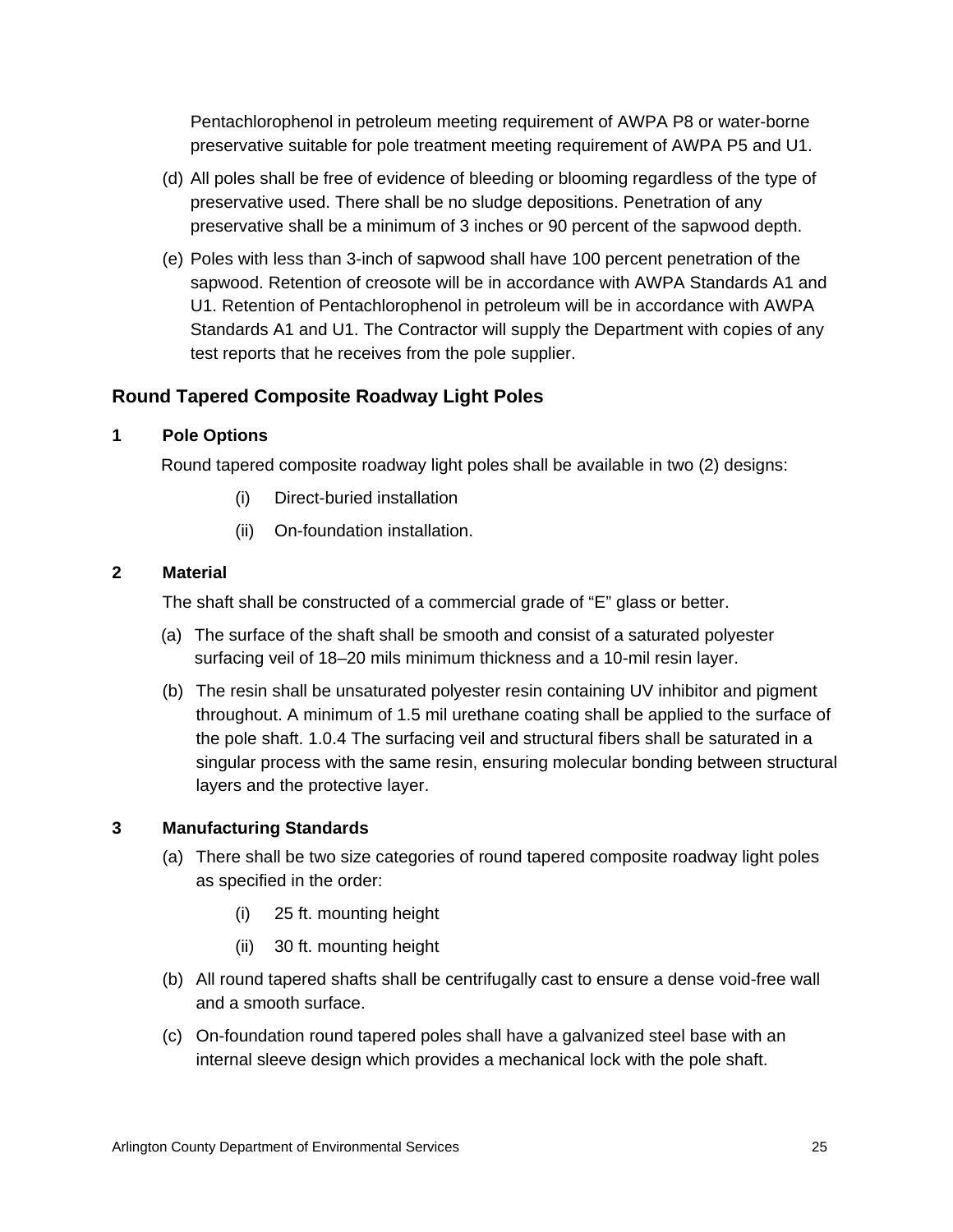Pentachlorophenol in petroleum meeting requirement of AWPA P8 or water-borne preservative suitable for pole treatment meeting requirement of AWPA P5 and U1.

(d) All poles shall be free of evidence of bleeding or blooming regardless of the type of preservative used. There shall be no sludge depositions. Penetration of any preservative shall be a minimum of 3 inches or 90 percent of the sapwood depth.

(e) Poles with less than 3-inch of sapwood shall have 100 percent penetration of the sapwood. Retention of creosote will be in accordance with AWPA Standards A1 and U1. Retention of Pentachlorophenol in petroleum will be in accordance with AWPA Standards A1 and U1. The Contractor will supply the Department with copies of any test reports that he receives from the pole supplier.

## Round Tapered Composite Roadway Light Poles

### 1 Pole Options

Round tapered composite roadway light poles shall be available in two (2) designs:

(i) Direct-buried installation

(ii) On-foundation installation.

### 2 Material

The shaft shall be constructed of a commercial grade of “E” glass or better.

(a) The surface of the shaft shall be smooth and consist of a saturated polyester surfacing veil of 18–20 mils minimum thickness and a 10-mil resin layer.

(b) The resin shall be unsaturated polyester resin containing UV inhibitor and pigment throughout. A minimum of 1.5 mil urethane coating shall be applied to the surface of the pole shaft. 1.0.4 The surfacing veil and structural fibers shall be saturated in a singular process with the same resin, ensuring molecular bonding between structural layers and the protective layer.

### 3 Manufacturing Standards

(a) There shall be two size categories of round tapered composite roadway light poles as specified in the order:

(i) 25 ft. mounting height

(ii) 30 ft. mounting height

(b) All round tapered shafts shall be centrifugally cast to ensure a dense void-free wall and a smooth surface.

(c) On-foundation round tapered poles shall have a galvanized steel base with an internal sleeve design which provides a mechanical lock with the pole shaft.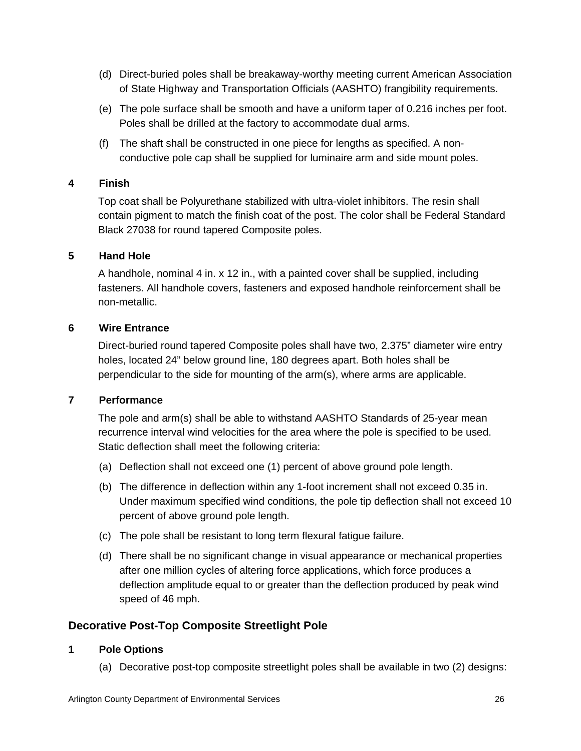(d) Direct-buried poles shall be breakaway-worthy meeting current American Association of State Highway and Transportation Officials (AASHTO) frangibility requirements.

(e) The pole surface shall be smooth and have a uniform taper of 0.216 inches per foot. Poles shall be drilled at the factory to accommodate dual arms.

(f) The shaft shall be constructed in one piece for lengths as specified. A non-conductive pole cap shall be supplied for luminaire arm and side mount poles.

**4 Finish**

Top coat shall be Polyurethane stabilized with ultra-violet inhibitors. The resin shall contain pigment to match the finish coat of the post. The color shall be Federal Standard Black 27038 for round tapered Composite poles.

**5 Hand Hole**

A handhole, nominal 4 in. x 12 in., with a painted cover shall be supplied, including fasteners. All handhole covers, fasteners and exposed handhole reinforcement shall be non-metallic.

**6 Wire Entrance**

Direct-buried round tapered Composite poles shall have two, 2.375" diameter wire entry holes, located 24" below ground line, 180 degrees apart. Both holes shall be perpendicular to the side for mounting of the arm(s), where arms are applicable.

**7 Performance**

The pole and arm(s) shall be able to withstand AASHTO Standards of 25-year mean recurrence interval wind velocities for the area where the pole is specified to be used. Static deflection shall meet the following criteria:

(a) Deflection shall not exceed one (1) percent of above ground pole length.

(b) The difference in deflection within any 1-foot increment shall not exceed 0.35 in. Under maximum specified wind conditions, the pole tip deflection shall not exceed 10 percent of above ground pole length.

(c) The pole shall be resistant to long term flexural fatigue failure.

(d) There shall be no significant change in visual appearance or mechanical properties after one million cycles of altering force applications, which force produces a deflection amplitude equal to or greater than the deflection produced by peak wind speed of 46 mph.

## Decorative Post-Top Composite Streetlight Pole

**1 Pole Options**

(a) Decorative post-top composite streetlight poles shall be available in two (2) designs: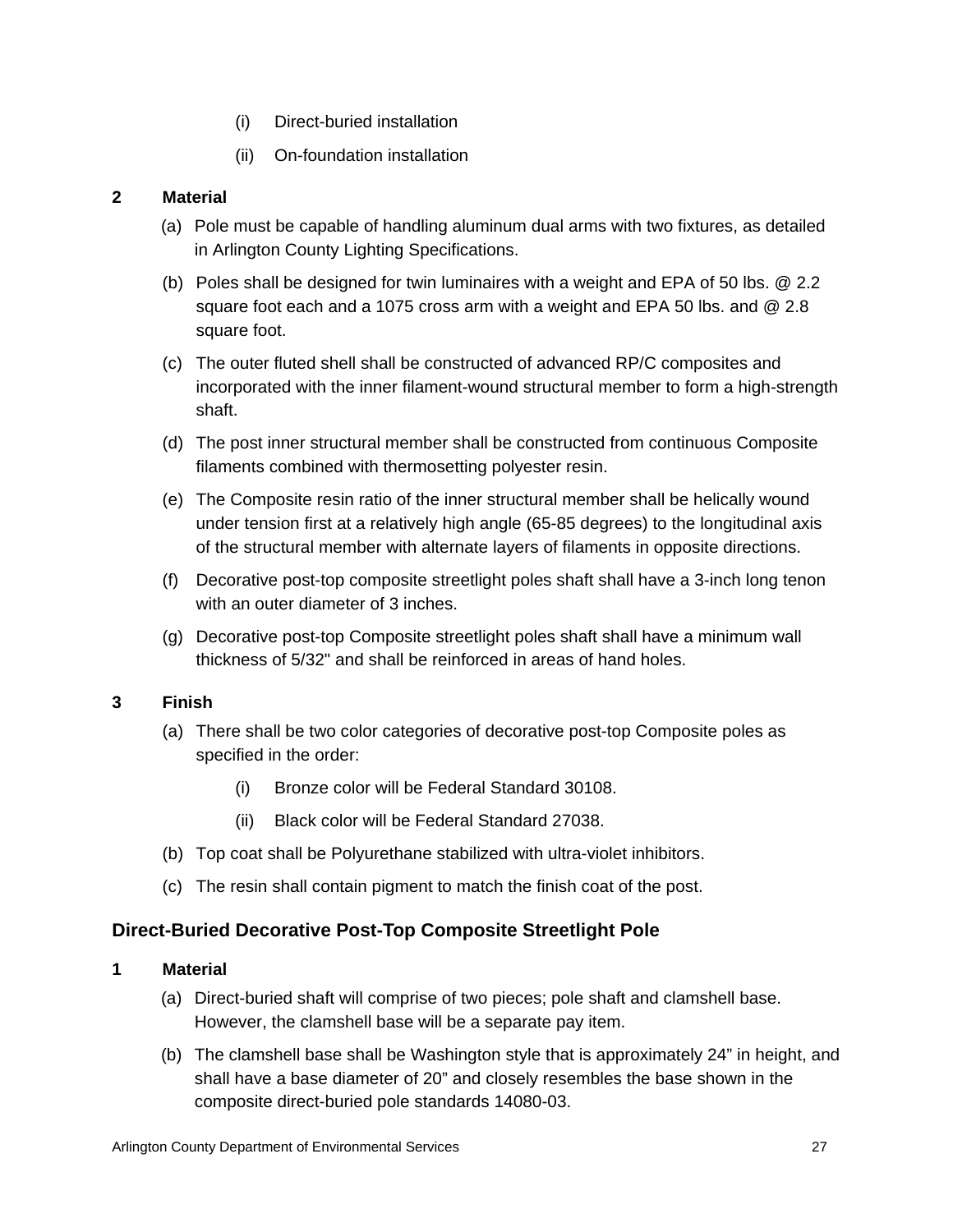(i) Direct-buried installation

(ii) On-foundation installation

**2 Material**

(a) Pole must be capable of handling aluminum dual arms with two fixtures, as detailed in Arlington County Lighting Specifications.

(b) Poles shall be designed for twin luminaires with a weight and EPA of 50 lbs. @ 2.2 square foot each and a 1075 cross arm with a weight and EPA 50 lbs. and @ 2.8 square foot.

(c) The outer fluted shell shall be constructed of advanced RP/C composites and incorporated with the inner filament-wound structural member to form a high-strength shaft.

(d) The post inner structural member shall be constructed from continuous Composite filaments combined with thermosetting polyester resin.

(e) The Composite resin ratio of the inner structural member shall be helically wound under tension first at a relatively high angle (65-85 degrees) to the longitudinal axis of the structural member with alternate layers of filaments in opposite directions.

(f) Decorative post-top composite streetlight poles shaft shall have a 3-inch long tenon with an outer diameter of 3 inches.

(g) Decorative post-top Composite streetlight poles shaft shall have a minimum wall thickness of 5/32" and shall be reinforced in areas of hand holes.

**3 Finish**

(a) There shall be two color categories of decorative post-top Composite poles as specified in the order:

(i) Bronze color will be Federal Standard 30108.

(ii) Black color will be Federal Standard 27038.

(b) Top coat shall be Polyurethane stabilized with ultra-violet inhibitors.

(c) The resin shall contain pigment to match the finish coat of the post.

## Direct-Buried Decorative Post-Top Composite Streetlight Pole

**1 Material**

(a) Direct-buried shaft will comprise of two pieces; pole shaft and clamshell base. However, the clamshell base will be a separate pay item.

(b) The clamshell base shall be Washington style that is approximately 24” in height, and shall have a base diameter of 20” and closely resembles the base shown in the composite direct-buried pole standards 14080-03.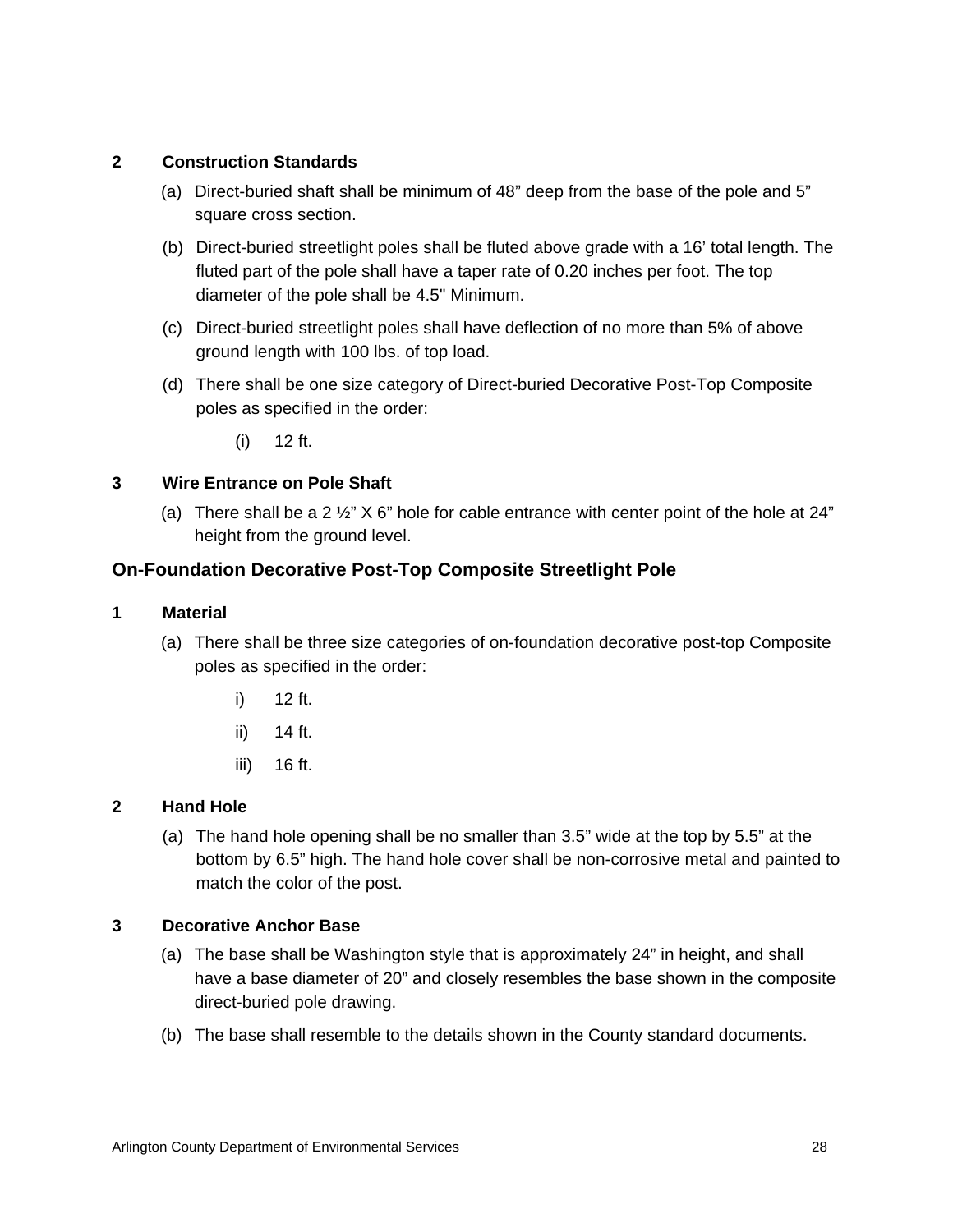**2 Construction Standards**

(a) Direct-buried shaft shall be minimum of 48” deep from the base of the pole and 5” square cross section.

(b) Direct-buried streetlight poles shall be fluted above grade with a 16’ total length. The fluted part of the pole shall have a taper rate of 0.20 inches per foot. The top diameter of the pole shall be 4.5" Minimum.

(c) Direct-buried streetlight poles shall have deflection of no more than 5% of above ground length with 100 lbs. of top load.

(d) There shall be one size category of Direct-buried Decorative Post-Top Composite poles as specified in the order:

(i) 12 ft.

**3 Wire Entrance on Pole Shaft**

(a) There shall be a 2 ½” X 6” hole for cable entrance with center point of the hole at 24” height from the ground level.

## On-Foundation Decorative Post-Top Composite Streetlight Pole

**1 Material**

(a) There shall be three size categories of on-foundation decorative post-top Composite poles as specified in the order:

i) 12 ft.

ii) 14 ft.

iii) 16 ft.

**2 Hand Hole**

(a) The hand hole opening shall be no smaller than 3.5” wide at the top by 5.5” at the bottom by 6.5” high. The hand hole cover shall be non-corrosive metal and painted to match the color of the post.

**3 Decorative Anchor Base**

(a) The base shall be Washington style that is approximately 24” in height, and shall have a base diameter of 20” and closely resembles the base shown in the composite direct-buried pole drawing.

(b) The base shall resemble to the details shown in the County standard documents.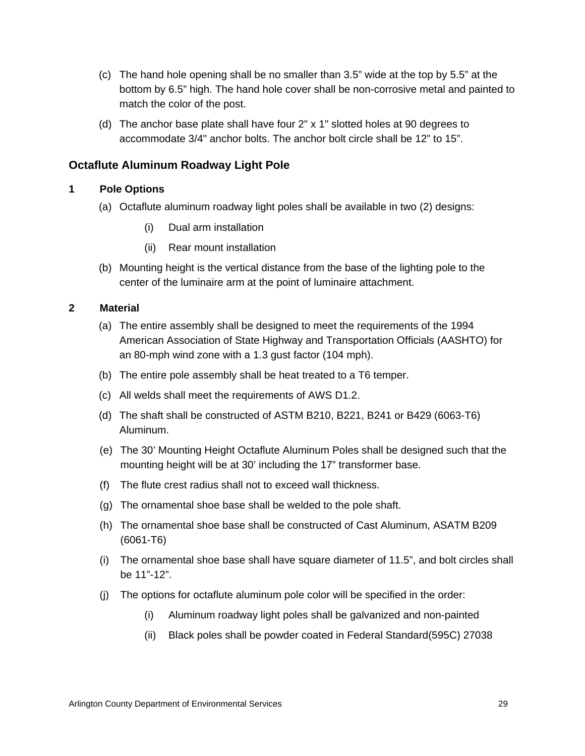(c) The hand hole opening shall be no smaller than 3.5” wide at the top by 5.5” at the bottom by 6.5” high. The hand hole cover shall be non-corrosive metal and painted to match the color of the post.

(d) The anchor base plate shall have four 2" x 1" slotted holes at 90 degrees to accommodate 3/4" anchor bolts. The anchor bolt circle shall be 12” to 15”.

## Octaflute Aluminum Roadway Light Pole

### 1 Pole Options

(a) Octaflute aluminum roadway light poles shall be available in two (2) designs:

- (i) Dual arm installation
- (ii) Rear mount installation

(b) Mounting height is the vertical distance from the base of the lighting pole to the center of the luminaire arm at the point of luminaire attachment.

### 2 Material

(a) The entire assembly shall be designed to meet the requirements of the 1994 American Association of State Highway and Transportation Officials (AASHTO) for an 80-mph wind zone with a 1.3 gust factor (104 mph).

(b) The entire pole assembly shall be heat treated to a T6 temper.

(c) All welds shall meet the requirements of AWS D1.2.

(d) The shaft shall be constructed of ASTM B210, B221, B241 or B429 (6063-T6) Aluminum.

(e) The 30’ Mounting Height Octaflute Aluminum Poles shall be designed such that the mounting height will be at 30’ including the 17” transformer base.

(f) The flute crest radius shall not to exceed wall thickness.

(g) The ornamental shoe base shall be welded to the pole shaft.

(h) The ornamental shoe base shall be constructed of Cast Aluminum, ASATM B209 (6061-T6)

(i) The ornamental shoe base shall have square diameter of 11.5”, and bolt circles shall be 11”-12”.

(j) The options for octaflute aluminum pole color will be specified in the order:

- (i) Aluminum roadway light poles shall be galvanized and non-painted
- (ii) Black poles shall be powder coated in Federal Standard(595C) 27038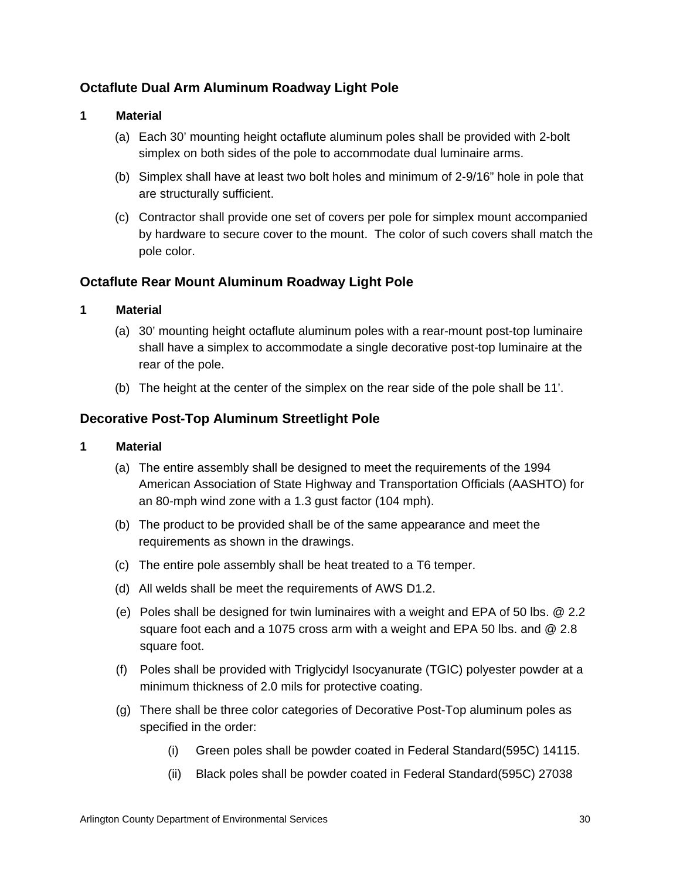## Octaflute Dual Arm Aluminum Roadway Light Pole

**1 Material**

(a) Each 30' mounting height octaflute aluminum poles shall be provided with 2-bolt simplex on both sides of the pole to accommodate dual luminaire arms.

(b) Simplex shall have at least two bolt holes and minimum of 2-9/16" hole in pole that are structurally sufficient.

(c) Contractor shall provide one set of covers per pole for simplex mount accompanied by hardware to secure cover to the mount. The color of such covers shall match the pole color.

## Octaflute Rear Mount Aluminum Roadway Light Pole

**1 Material**

(a) 30' mounting height octaflute aluminum poles with a rear-mount post-top luminaire shall have a simplex to accommodate a single decorative post-top luminaire at the rear of the pole.

(b) The height at the center of the simplex on the rear side of the pole shall be 11'.

## Decorative Post-Top Aluminum Streetlight Pole

**1 Material**

(a) The entire assembly shall be designed to meet the requirements of the 1994 American Association of State Highway and Transportation Officials (AASHTO) for an 80-mph wind zone with a 1.3 gust factor (104 mph).

(b) The product to be provided shall be of the same appearance and meet the requirements as shown in the drawings.

(c) The entire pole assembly shall be heat treated to a T6 temper.

(d) All welds shall be meet the requirements of AWS D1.2.

(e) Poles shall be designed for twin luminaires with a weight and EPA of 50 lbs. @ 2.2 square foot each and a 1075 cross arm with a weight and EPA 50 lbs. and @ 2.8 square foot.

(f) Poles shall be provided with Triglycidyl Isocyanurate (TGIC) polyester powder at a minimum thickness of 2.0 mils for protective coating.

(g) There shall be three color categories of Decorative Post-Top aluminum poles as specified in the order:

(i) Green poles shall be powder coated in Federal Standard(595C) 14115.

(ii) Black poles shall be powder coated in Federal Standard(595C) 27038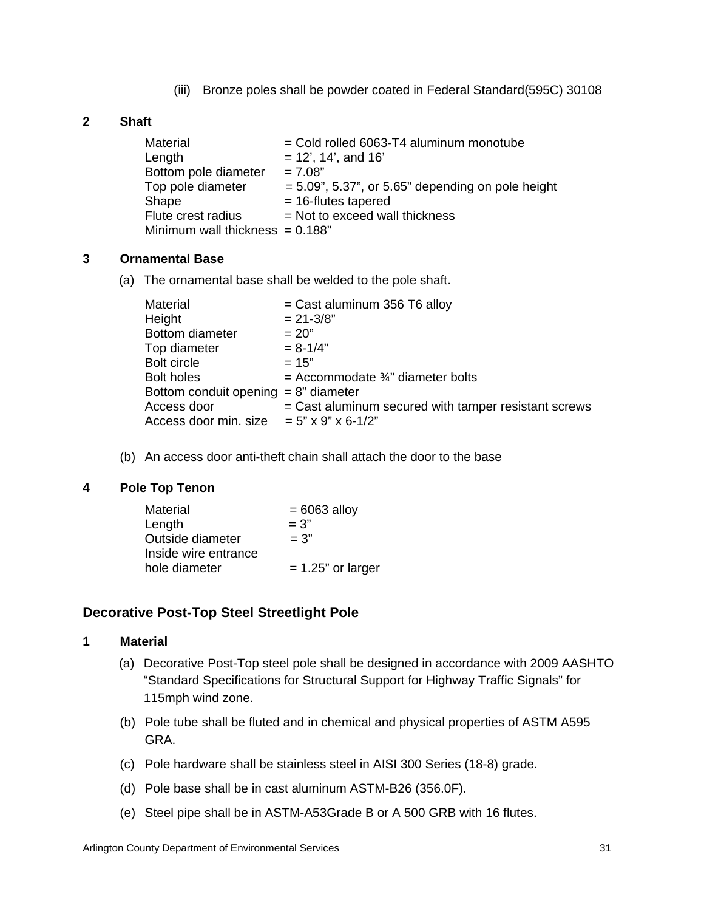(iii) Bronze poles shall be powder coated in Federal Standard(595C) 30108

**2 Shaft**

| | |
|---|---|
| Material | = Cold rolled 6063-T4 aluminum monotube |
| Length | = 12’, 14’, and 16’ |
| Bottom pole diameter | = 7.08” |
| Top pole diameter | = 5.09”, 5.37”, or 5.65” depending on pole height |
| Shape | = 16-flutes tapered |
| Flute crest radius | = Not to exceed wall thickness |
| Minimum wall thickness | = 0.188” |

**3 Ornamental Base**

(a) The ornamental base shall be welded to the pole shaft.

| | |
|---|---|
| Material | = Cast aluminum 356 T6 alloy |
| Height | = 21-3/8” |
| Bottom diameter | = 20” |
| Top diameter | = 8-1/4” |
| Bolt circle | = 15” |
| Bolt holes | = Accommodate ¾” diameter bolts |
| Bottom conduit opening | = 8” diameter |
| Access door | = Cast aluminum secured with tamper resistant screws |
| Access door min. size | = 5” x 9” x 6-1/2” |

(b) An access door anti-theft chain shall attach the door to the base

**4 Pole Top Tenon**

| | |
|---|---|
| Material | = 6063 alloy |
| Length | = 3” |
| Outside diameter | = 3” |
| Inside wire entrance hole diameter | = 1.25” or larger |

## Decorative Post-Top Steel Streetlight Pole

**1 Material**

(a) Decorative Post-Top steel pole shall be designed in accordance with 2009 AASHTO “Standard Specifications for Structural Support for Highway Traffic Signals” for 115mph wind zone.

(b) Pole tube shall be fluted and in chemical and physical properties of ASTM A595 GRA.

(c) Pole hardware shall be stainless steel in AISI 300 Series (18-8) grade.

(d) Pole base shall be in cast aluminum ASTM-B26 (356.0F).

(e) Steel pipe shall be in ASTM-A53Grade B or A 500 GRB with 16 flutes.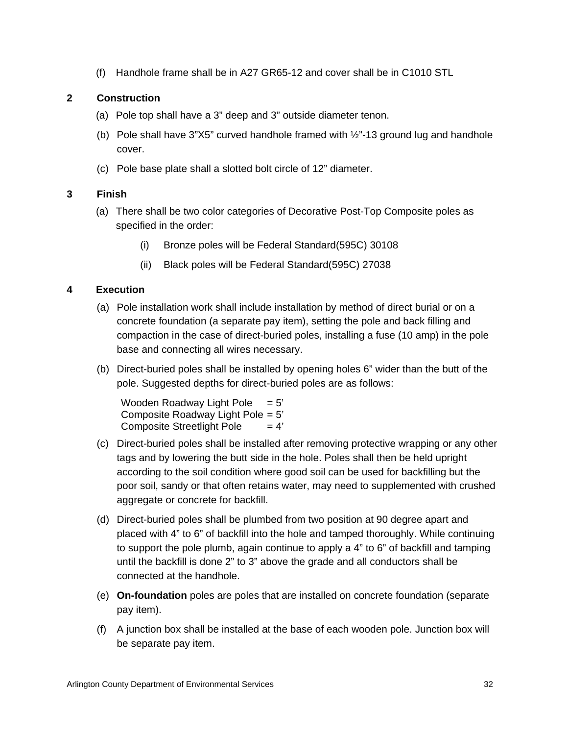(f) Handhole frame shall be in A27 GR65-12 and cover shall be in C1010 STL

**2 Construction**

(a) Pole top shall have a 3" deep and 3" outside diameter tenon.

(b) Pole shall have 3"X5" curved handhole framed with ½"-13 ground lug and handhole cover.

(c) Pole base plate shall a slotted bolt circle of 12" diameter.

**3 Finish**

(a) There shall be two color categories of Decorative Post-Top Composite poles as specified in the order:

(i) Bronze poles will be Federal Standard(595C) 30108

(ii) Black poles will be Federal Standard(595C) 27038

**4 Execution**

(a) Pole installation work shall include installation by method of direct burial or on a concrete foundation (a separate pay item), setting the pole and back filling and compaction in the case of direct-buried poles, installing a fuse (10 amp) in the pole base and connecting all wires necessary.

(b) Direct-buried poles shall be installed by opening holes 6" wider than the butt of the pole. Suggested depths for direct-buried poles are as follows:

Wooden Roadway Light Pole = 5'
Composite Roadway Light Pole = 5'
Composite Streetlight Pole = 4'

(c) Direct-buried poles shall be installed after removing protective wrapping or any other tags and by lowering the butt side in the hole. Poles shall then be held upright according to the soil condition where good soil can be used for backfilling but the poor soil, sandy or that often retains water, may need to supplemented with crushed aggregate or concrete for backfill.

(d) Direct-buried poles shall be plumbed from two position at 90 degree apart and placed with 4" to 6" of backfill into the hole and tamped thoroughly. While continuing to support the pole plumb, again continue to apply a 4" to 6" of backfill and tamping until the backfill is done 2" to 3" above the grade and all conductors shall be connected at the handhole.

(e) **On-foundation** poles are poles that are installed on concrete foundation (separate pay item).

(f) A junction box shall be installed at the base of each wooden pole. Junction box will be separate pay item.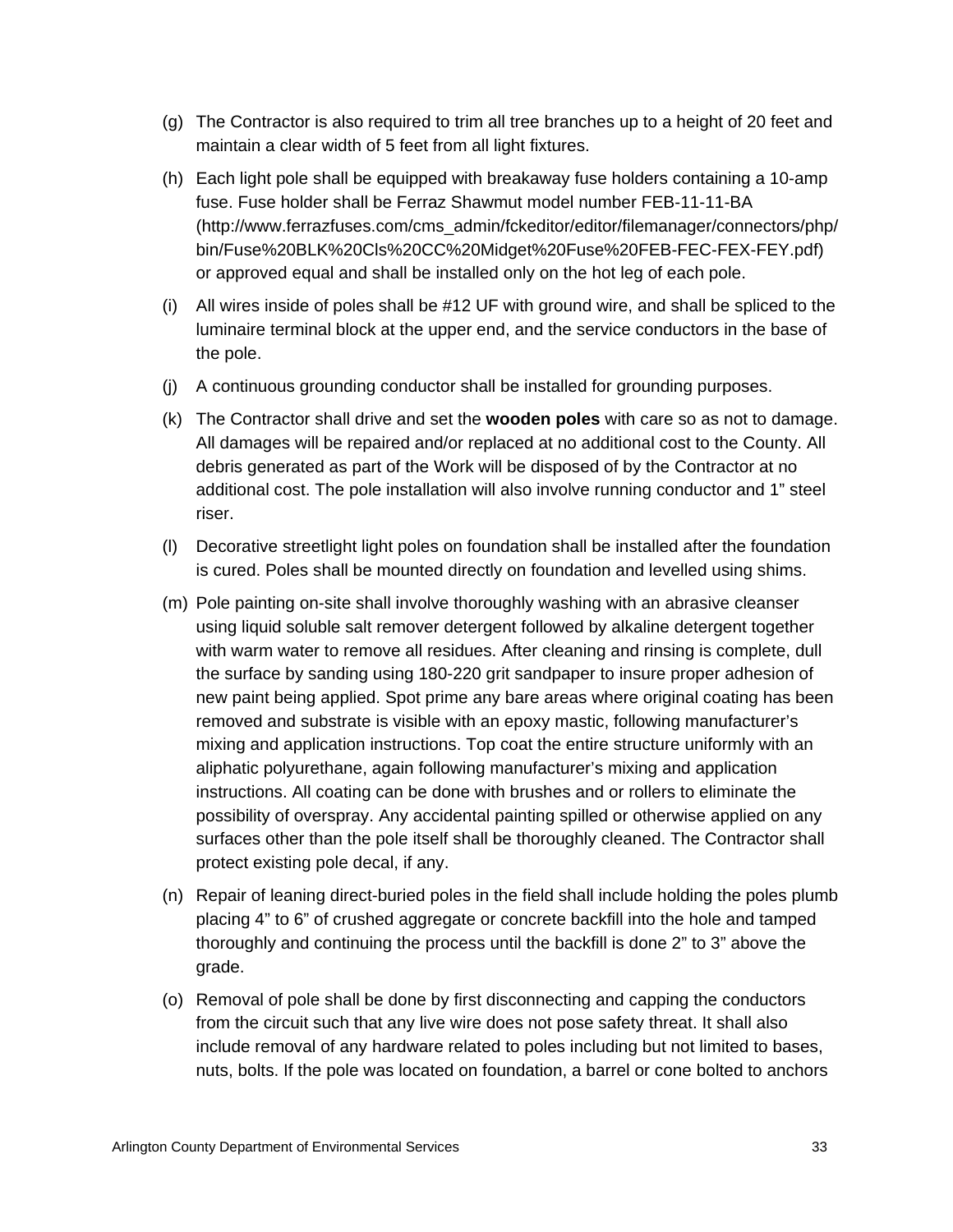(g) The Contractor is also required to trim all tree branches up to a height of 20 feet and maintain a clear width of 5 feet from all light fixtures.

(h) Each light pole shall be equipped with breakaway fuse holders containing a 10-amp fuse. Fuse holder shall be Ferraz Shawmut model number FEB-11-11-BA (http://www.ferrazfuses.com/cms_admin/fckeditor/editor/filemanager/connectors/php/bin/Fuse%20BLK%20Cls%20CC%20Midget%20Fuse%20FEB-FEC-FEX-FEY.pdf) or approved equal and shall be installed only on the hot leg of each pole.

(i) All wires inside of poles shall be #12 UF with ground wire, and shall be spliced to the luminaire terminal block at the upper end, and the service conductors in the base of the pole.

(j) A continuous grounding conductor shall be installed for grounding purposes.

(k) The Contractor shall drive and set the **wooden poles** with care so as not to damage. All damages will be repaired and/or replaced at no additional cost to the County. All debris generated as part of the Work will be disposed of by the Contractor at no additional cost. The pole installation will also involve running conductor and 1" steel riser.

(l) Decorative streetlight light poles on foundation shall be installed after the foundation is cured. Poles shall be mounted directly on foundation and levelled using shims.

(m) Pole painting on-site shall involve thoroughly washing with an abrasive cleanser using liquid soluble salt remover detergent followed by alkaline detergent together with warm water to remove all residues. After cleaning and rinsing is complete, dull the surface by sanding using 180-220 grit sandpaper to insure proper adhesion of new paint being applied. Spot prime any bare areas where original coating has been removed and substrate is visible with an epoxy mastic, following manufacturer's mixing and application instructions. Top coat the entire structure uniformly with an aliphatic polyurethane, again following manufacturer's mixing and application instructions. All coating can be done with brushes and or rollers to eliminate the possibility of overspray. Any accidental painting spilled or otherwise applied on any surfaces other than the pole itself shall be thoroughly cleaned. The Contractor shall protect existing pole decal, if any.

(n) Repair of leaning direct-buried poles in the field shall include holding the poles plumb placing 4" to 6" of crushed aggregate or concrete backfill into the hole and tamped thoroughly and continuing the process until the backfill is done 2" to 3" above the grade.

(o) Removal of pole shall be done by first disconnecting and capping the conductors from the circuit such that any live wire does not pose safety threat. It shall also include removal of any hardware related to poles including but not limited to bases, nuts, bolts. If the pole was located on foundation, a barrel or cone bolted to anchors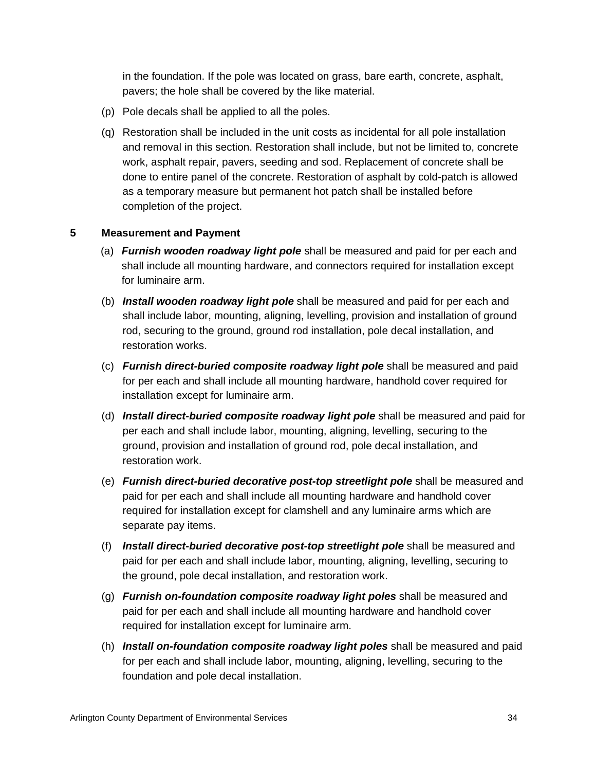in the foundation. If the pole was located on grass, bare earth, concrete, asphalt, pavers; the hole shall be covered by the like material.

(p) Pole decals shall be applied to all the poles.

(q) Restoration shall be included in the unit costs as incidental for all pole installation and removal in this section. Restoration shall include, but not be limited to, concrete work, asphalt repair, pavers, seeding and sod. Replacement of concrete shall be done to entire panel of the concrete. Restoration of asphalt by cold-patch is allowed as a temporary measure but permanent hot patch shall be installed before completion of the project.

## 5 Measurement and Payment

(a) ***Furnish wooden roadway light pole*** shall be measured and paid for per each and shall include all mounting hardware, and connectors required for installation except for luminaire arm.

(b) ***Install wooden roadway light pole*** shall be measured and paid for per each and shall include labor, mounting, aligning, levelling, provision and installation of ground rod, securing to the ground, ground rod installation, pole decal installation, and restoration works.

(c) ***Furnish direct-buried composite roadway light pole*** shall be measured and paid for per each and shall include all mounting hardware, handhold cover required for installation except for luminaire arm.

(d) ***Install direct-buried composite roadway light pole*** shall be measured and paid for per each and shall include labor, mounting, aligning, levelling, securing to the ground, provision and installation of ground rod, pole decal installation, and restoration work.

(e) ***Furnish direct-buried decorative post-top streetlight pole*** shall be measured and paid for per each and shall include all mounting hardware and handhold cover required for installation except for clamshell and any luminaire arms which are separate pay items.

(f) ***Install direct-buried decorative post-top streetlight pole*** shall be measured and paid for per each and shall include labor, mounting, aligning, levelling, securing to the ground, pole decal installation, and restoration work.

(g) ***Furnish on-foundation composite roadway light poles*** shall be measured and paid for per each and shall include all mounting hardware and handhold cover required for installation except for luminaire arm.

(h) ***Install on-foundation composite roadway light poles*** shall be measured and paid for per each and shall include labor, mounting, aligning, levelling, securing to the foundation and pole decal installation.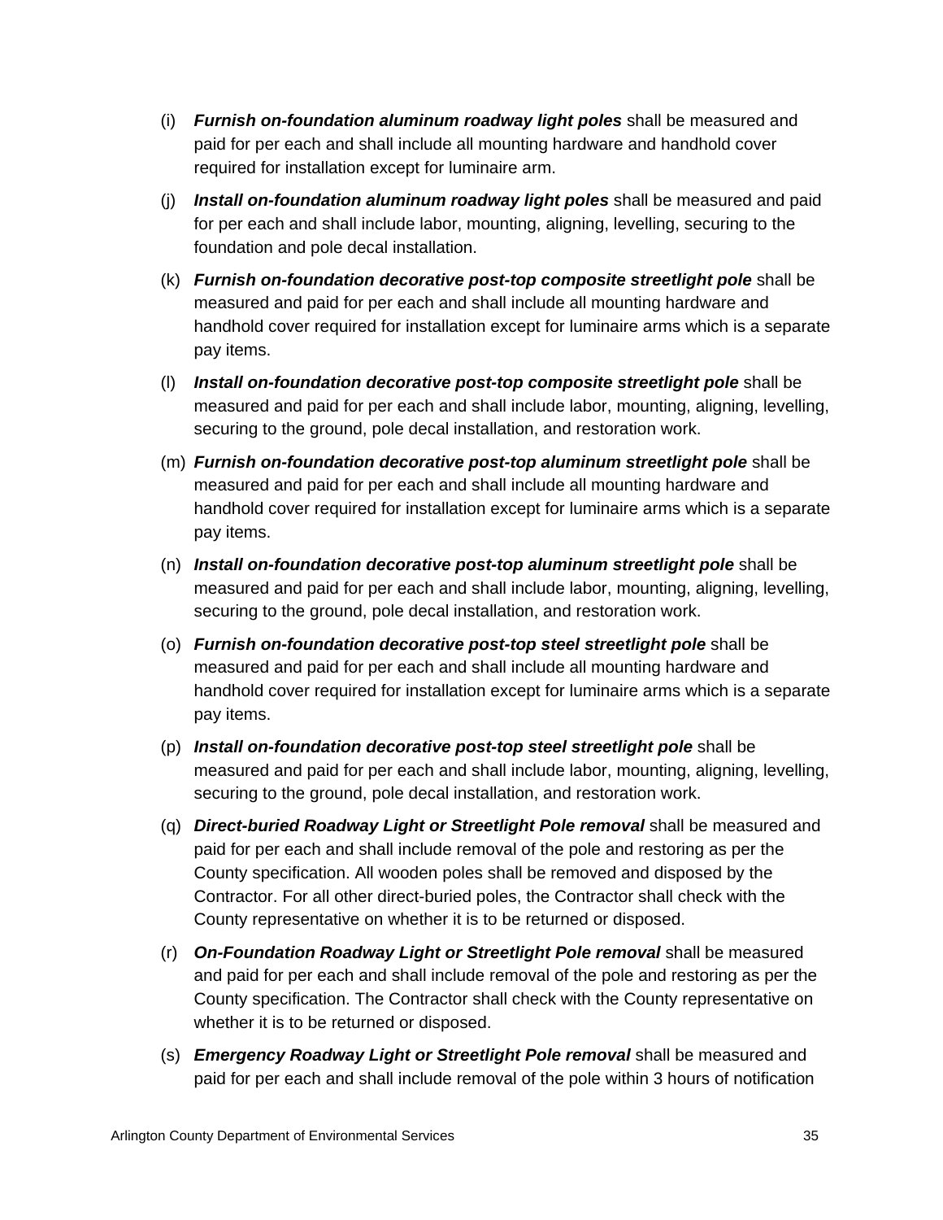(i) ***Furnish on-foundation aluminum roadway light poles*** shall be measured and paid for per each and shall include all mounting hardware and handhold cover required for installation except for luminaire arm.

(j) ***Install on-foundation aluminum roadway light poles*** shall be measured and paid for per each and shall include labor, mounting, aligning, levelling, securing to the foundation and pole decal installation.

(k) ***Furnish on-foundation decorative post-top composite streetlight pole*** shall be measured and paid for per each and shall include all mounting hardware and handhold cover required for installation except for luminaire arms which is a separate pay items.

(l) ***Install on-foundation decorative post-top composite streetlight pole*** shall be measured and paid for per each and shall include labor, mounting, aligning, levelling, securing to the ground, pole decal installation, and restoration work.

(m) ***Furnish on-foundation decorative post-top aluminum streetlight pole*** shall be measured and paid for per each and shall include all mounting hardware and handhold cover required for installation except for luminaire arms which is a separate pay items.

(n) ***Install on-foundation decorative post-top aluminum streetlight pole*** shall be measured and paid for per each and shall include labor, mounting, aligning, levelling, securing to the ground, pole decal installation, and restoration work.

(o) ***Furnish on-foundation decorative post-top steel streetlight pole*** shall be measured and paid for per each and shall include all mounting hardware and handhold cover required for installation except for luminaire arms which is a separate pay items.

(p) ***Install on-foundation decorative post-top steel streetlight pole*** shall be measured and paid for per each and shall include labor, mounting, aligning, levelling, securing to the ground, pole decal installation, and restoration work.

(q) ***Direct-buried Roadway Light or Streetlight Pole removal*** shall be measured and paid for per each and shall include removal of the pole and restoring as per the County specification. All wooden poles shall be removed and disposed by the Contractor. For all other direct-buried poles, the Contractor shall check with the County representative on whether it is to be returned or disposed.

(r) ***On-Foundation Roadway Light or Streetlight Pole removal*** shall be measured and paid for per each and shall include removal of the pole and restoring as per the County specification. The Contractor shall check with the County representative on whether it is to be returned or disposed.

(s) ***Emergency Roadway Light or Streetlight Pole removal*** shall be measured and paid for per each and shall include removal of the pole within 3 hours of notification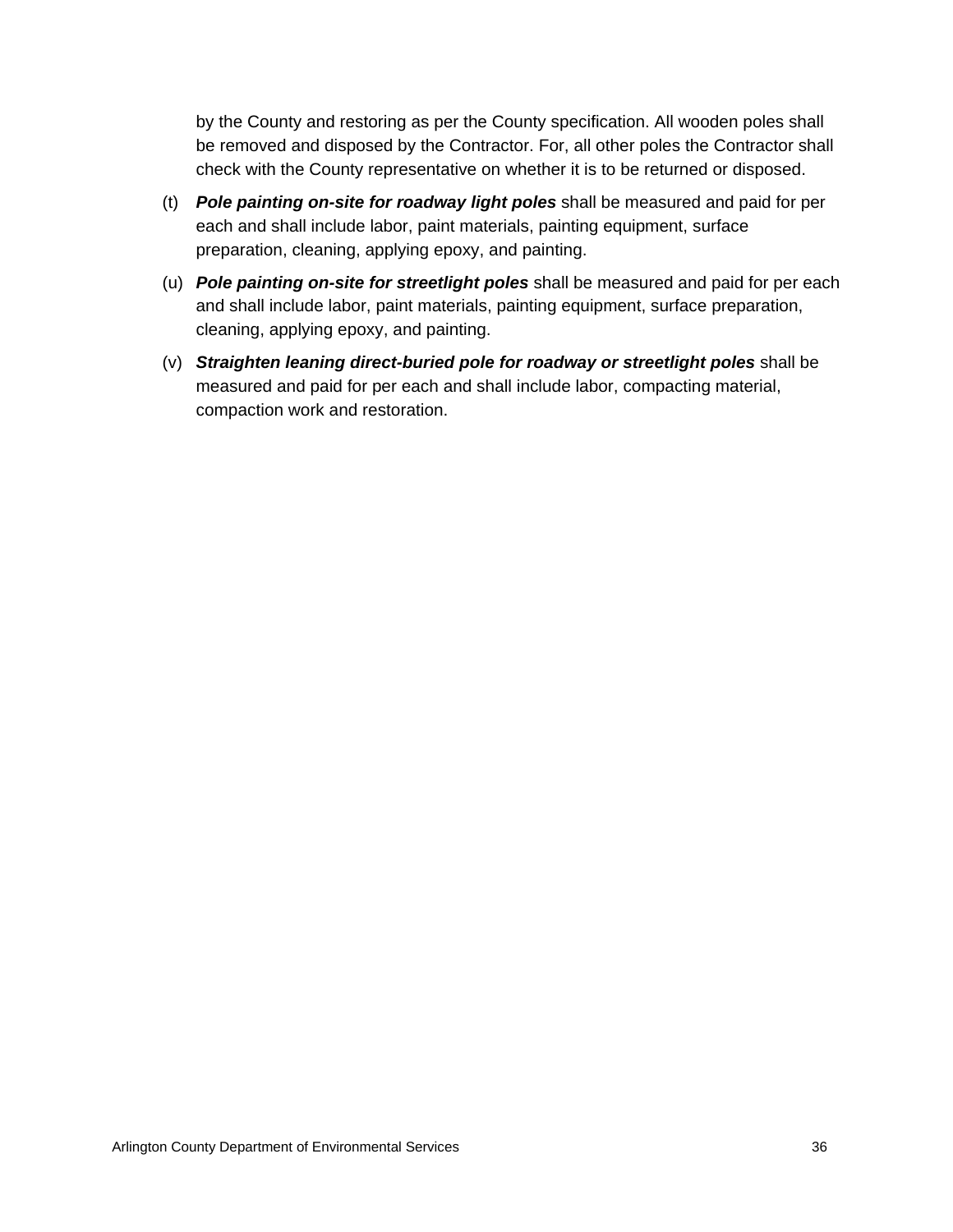by the County and restoring as per the County specification. All wooden poles shall be removed and disposed by the Contractor. For, all other poles the Contractor shall check with the County representative on whether it is to be returned or disposed.

(t) ***Pole painting on-site for roadway light poles*** shall be measured and paid for per each and shall include labor, paint materials, painting equipment, surface preparation, cleaning, applying epoxy, and painting.

(u) ***Pole painting on-site for streetlight poles*** shall be measured and paid for per each and shall include labor, paint materials, painting equipment, surface preparation, cleaning, applying epoxy, and painting.

(v) ***Straighten leaning direct-buried pole for roadway or streetlight poles*** shall be measured and paid for per each and shall include labor, compacting material, compaction work and restoration.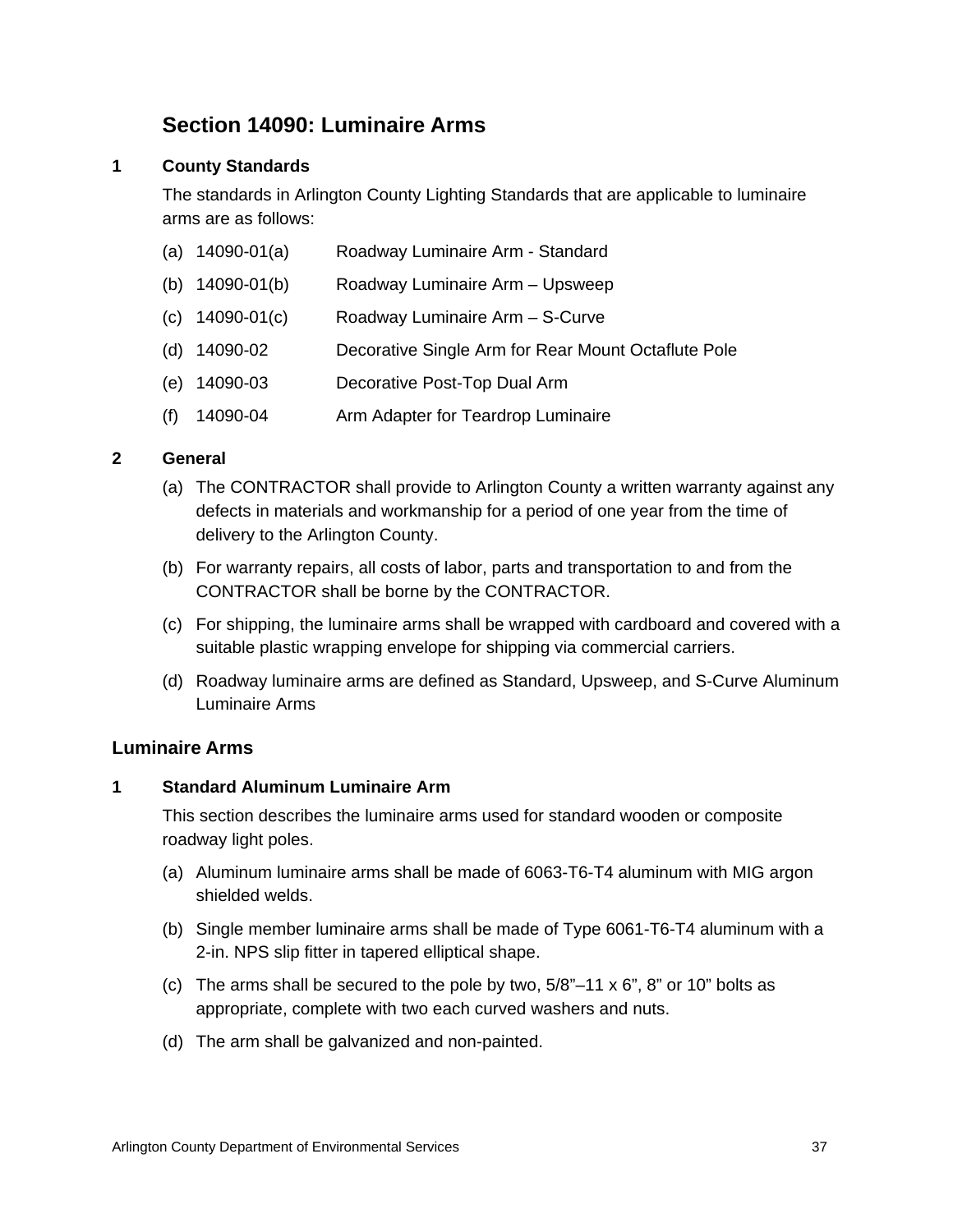# Section 14090: Luminaire Arms

## 1 County Standards

The standards in Arlington County Lighting Standards that are applicable to luminaire arms are as follows:

(a) 14090-01(a) Roadway Luminaire Arm - Standard

(b) 14090-01(b) Roadway Luminaire Arm – Upsweep

(c) 14090-01(c) Roadway Luminaire Arm – S-Curve

(d) 14090-02 Decorative Single Arm for Rear Mount Octaflute Pole

(e) 14090-03 Decorative Post-Top Dual Arm

(f) 14090-04 Arm Adapter for Teardrop Luminaire

## 2 General

(a) The CONTRACTOR shall provide to Arlington County a written warranty against any defects in materials and workmanship for a period of one year from the time of delivery to the Arlington County.

(b) For warranty repairs, all costs of labor, parts and transportation to and from the CONTRACTOR shall be borne by the CONTRACTOR.

(c) For shipping, the luminaire arms shall be wrapped with cardboard and covered with a suitable plastic wrapping envelope for shipping via commercial carriers.

(d) Roadway luminaire arms are defined as Standard, Upsweep, and S-Curve Aluminum Luminaire Arms

## Luminaire Arms

### 1 Standard Aluminum Luminaire Arm

This section describes the luminaire arms used for standard wooden or composite roadway light poles.

(a) Aluminum luminaire arms shall be made of 6063-T6-T4 aluminum with MIG argon shielded welds.

(b) Single member luminaire arms shall be made of Type 6061-T6-T4 aluminum with a 2-in. NPS slip fitter in tapered elliptical shape.

(c) The arms shall be secured to the pole by two, 5/8”–11 x 6”, 8” or 10” bolts as appropriate, complete with two each curved washers and nuts.

(d) The arm shall be galvanized and non-painted.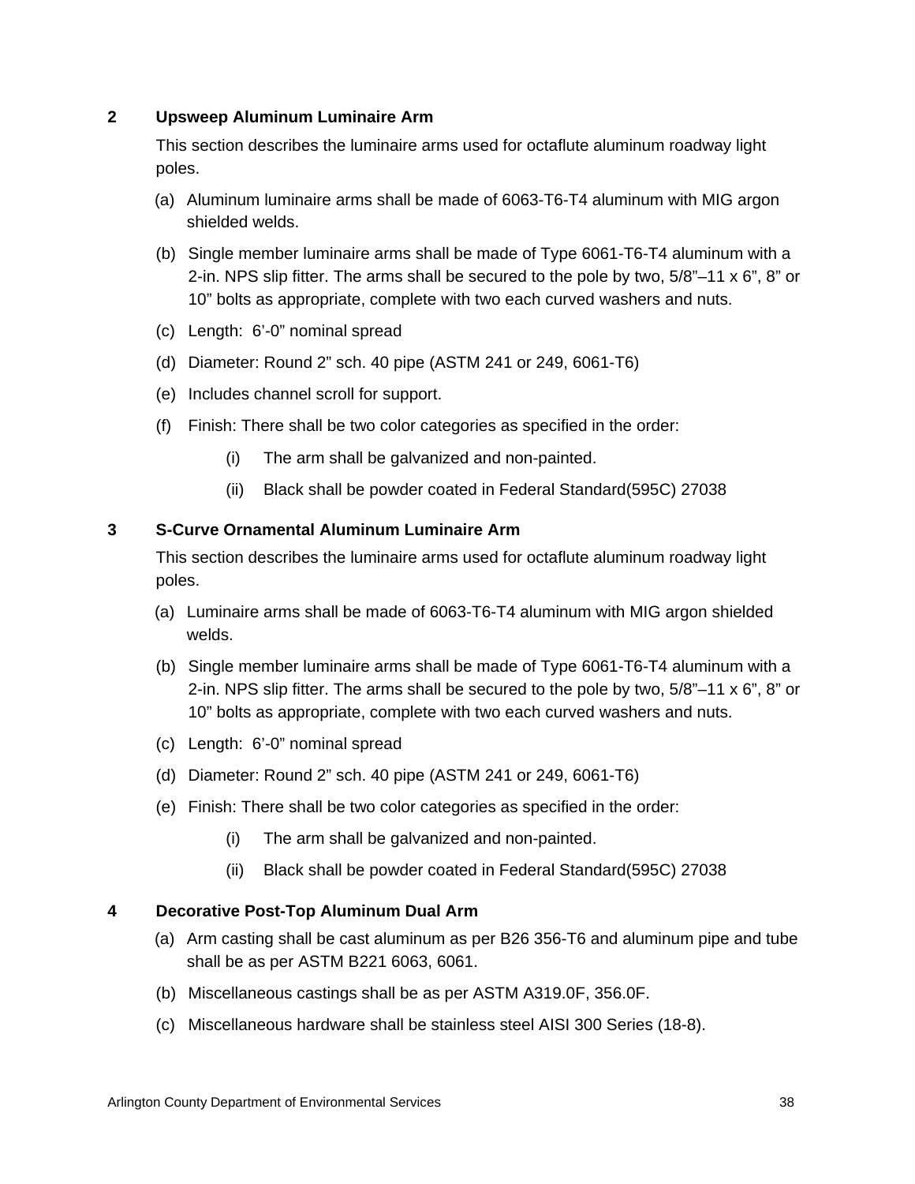## 2 Upsweep Aluminum Luminaire Arm

This section describes the luminaire arms used for octaflute aluminum roadway light poles.

(a) Aluminum luminaire arms shall be made of 6063-T6-T4 aluminum with MIG argon shielded welds.

(b) Single member luminaire arms shall be made of Type 6061-T6-T4 aluminum with a 2-in. NPS slip fitter. The arms shall be secured to the pole by two, 5/8”–11 x 6”, 8” or 10” bolts as appropriate, complete with two each curved washers and nuts.

(c) Length: 6’-0” nominal spread

(d) Diameter: Round 2” sch. 40 pipe (ASTM 241 or 249, 6061-T6)

(e) Includes channel scroll for support.

(f) Finish: There shall be two color categories as specified in the order:

  (i) The arm shall be galvanized and non-painted.

  (ii) Black shall be powder coated in Federal Standard(595C) 27038

## 3 S-Curve Ornamental Aluminum Luminaire Arm

This section describes the luminaire arms used for octaflute aluminum roadway light poles.

(a) Luminaire arms shall be made of 6063-T6-T4 aluminum with MIG argon shielded welds.

(b) Single member luminaire arms shall be made of Type 6061-T6-T4 aluminum with a 2-in. NPS slip fitter. The arms shall be secured to the pole by two, 5/8”–11 x 6”, 8” or 10” bolts as appropriate, complete with two each curved washers and nuts.

(c) Length: 6’-0” nominal spread

(d) Diameter: Round 2” sch. 40 pipe (ASTM 241 or 249, 6061-T6)

(e) Finish: There shall be two color categories as specified in the order:

  (i) The arm shall be galvanized and non-painted.

  (ii) Black shall be powder coated in Federal Standard(595C) 27038

## 4 Decorative Post-Top Aluminum Dual Arm

(a) Arm casting shall be cast aluminum as per B26 356-T6 and aluminum pipe and tube shall be as per ASTM B221 6063, 6061.

(b) Miscellaneous castings shall be as per ASTM A319.0F, 356.0F.

(c) Miscellaneous hardware shall be stainless steel AISI 300 Series (18-8).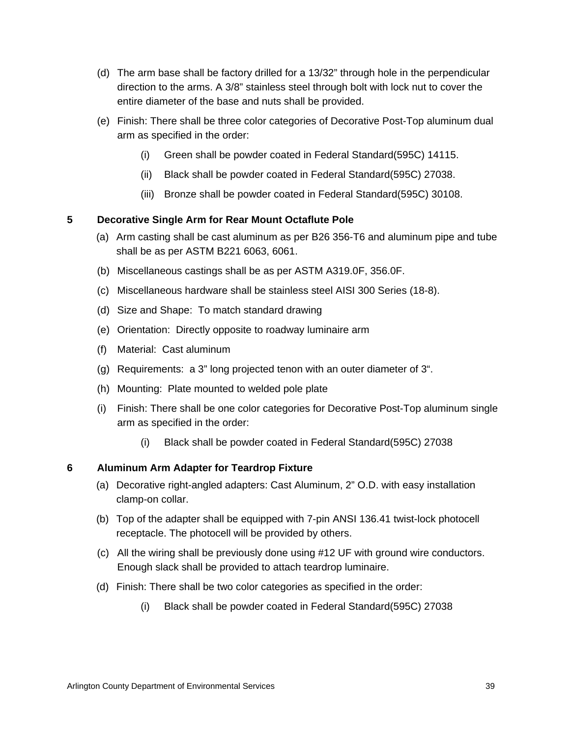(d) The arm base shall be factory drilled for a 13/32" through hole in the perpendicular direction to the arms. A 3/8" stainless steel through bolt with lock nut to cover the entire diameter of the base and nuts shall be provided.

(e) Finish: There shall be three color categories of Decorative Post-Top aluminum dual arm as specified in the order:

  (i) Green shall be powder coated in Federal Standard(595C) 14115.

  (ii) Black shall be powder coated in Federal Standard(595C) 27038.

  (iii) Bronze shall be powder coated in Federal Standard(595C) 30108.

**5 Decorative Single Arm for Rear Mount Octaflute Pole**

(a) Arm casting shall be cast aluminum as per B26 356-T6 and aluminum pipe and tube shall be as per ASTM B221 6063, 6061.

(b) Miscellaneous castings shall be as per ASTM A319.0F, 356.0F.

(c) Miscellaneous hardware shall be stainless steel AISI 300 Series (18-8).

(d) Size and Shape: To match standard drawing

(e) Orientation: Directly opposite to roadway luminaire arm

(f) Material: Cast aluminum

(g) Requirements: a 3" long projected tenon with an outer diameter of 3".

(h) Mounting: Plate mounted to welded pole plate

(i) Finish: There shall be one color categories for Decorative Post-Top aluminum single arm as specified in the order:

  (i) Black shall be powder coated in Federal Standard(595C) 27038

**6 Aluminum Arm Adapter for Teardrop Fixture**

(a) Decorative right-angled adapters: Cast Aluminum, 2" O.D. with easy installation clamp-on collar.

(b) Top of the adapter shall be equipped with 7-pin ANSI 136.41 twist-lock photocell receptacle. The photocell will be provided by others.

(c) All the wiring shall be previously done using #12 UF with ground wire conductors. Enough slack shall be provided to attach teardrop luminaire.

(d) Finish: There shall be two color categories as specified in the order:

  (i) Black shall be powder coated in Federal Standard(595C) 27038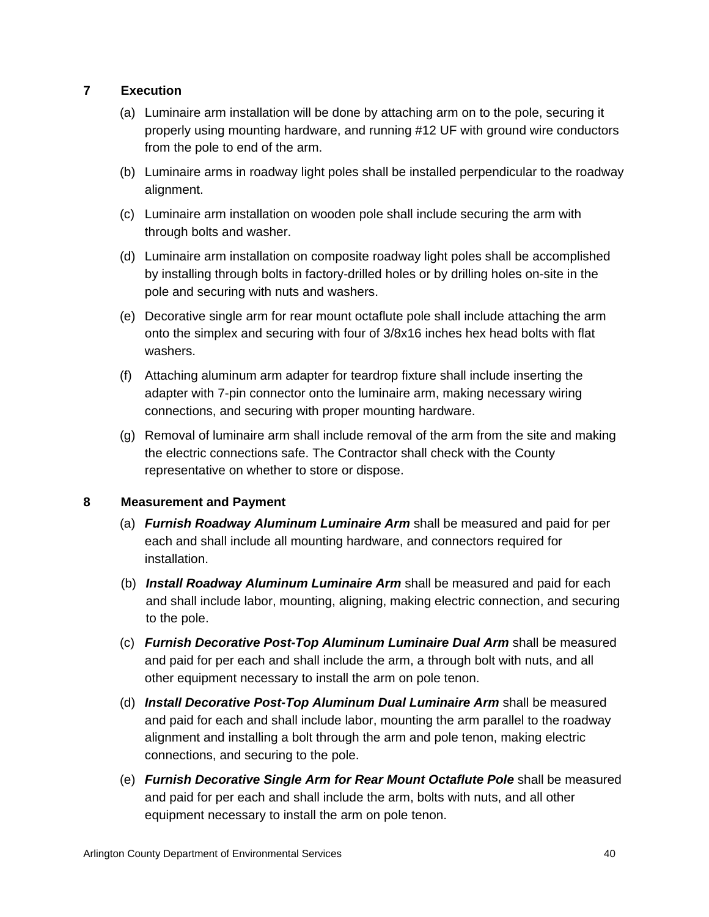## 7 Execution

(a) Luminaire arm installation will be done by attaching arm on to the pole, securing it properly using mounting hardware, and running #12 UF with ground wire conductors from the pole to end of the arm.

(b) Luminaire arms in roadway light poles shall be installed perpendicular to the roadway alignment.

(c) Luminaire arm installation on wooden pole shall include securing the arm with through bolts and washer.

(d) Luminaire arm installation on composite roadway light poles shall be accomplished by installing through bolts in factory-drilled holes or by drilling holes on-site in the pole and securing with nuts and washers.

(e) Decorative single arm for rear mount octaflute pole shall include attaching the arm onto the simplex and securing with four of 3/8x16 inches hex head bolts with flat washers.

(f) Attaching aluminum arm adapter for teardrop fixture shall include inserting the adapter with 7-pin connector onto the luminaire arm, making necessary wiring connections, and securing with proper mounting hardware.

(g) Removal of luminaire arm shall include removal of the arm from the site and making the electric connections safe. The Contractor shall check with the County representative on whether to store or dispose.

## 8 Measurement and Payment

(a) ***Furnish Roadway Aluminum Luminaire Arm*** shall be measured and paid for per each and shall include all mounting hardware, and connectors required for installation.

(b) ***Install Roadway Aluminum Luminaire Arm*** shall be measured and paid for each and shall include labor, mounting, aligning, making electric connection, and securing to the pole.

(c) ***Furnish Decorative Post-Top Aluminum Luminaire Dual Arm*** shall be measured and paid for per each and shall include the arm, a through bolt with nuts, and all other equipment necessary to install the arm on pole tenon.

(d) ***Install Decorative Post-Top Aluminum Dual Luminaire Arm*** shall be measured and paid for each and shall include labor, mounting the arm parallel to the roadway alignment and installing a bolt through the arm and pole tenon, making electric connections, and securing to the pole.

(e) ***Furnish Decorative Single Arm for Rear Mount Octaflute Pole*** shall be measured and paid for per each and shall include the arm, bolts with nuts, and all other equipment necessary to install the arm on pole tenon.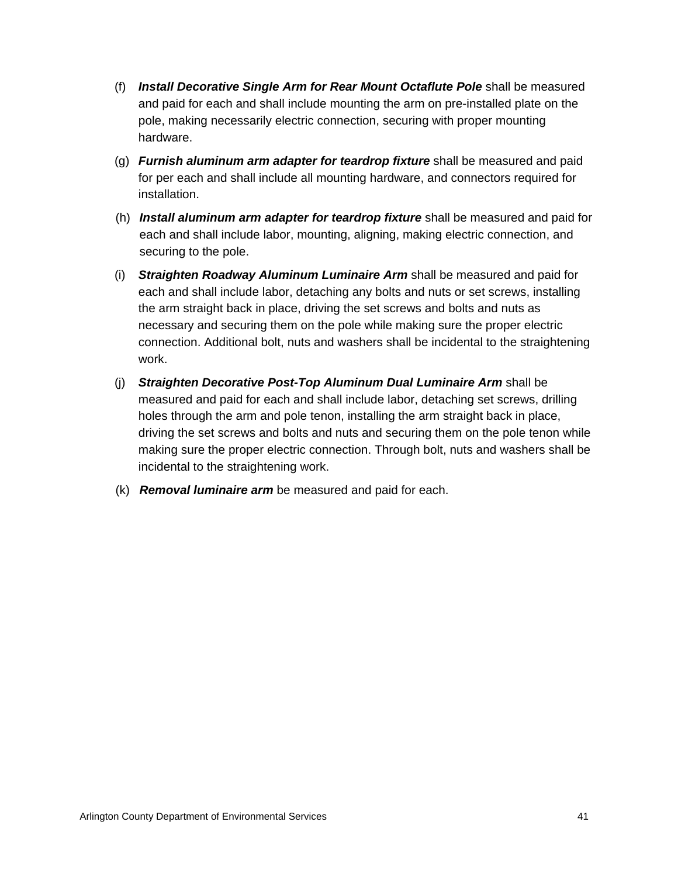(f) ***Install Decorative Single Arm for Rear Mount Octaflute Pole*** shall be measured and paid for each and shall include mounting the arm on pre-installed plate on the pole, making necessarily electric connection, securing with proper mounting hardware.

(g) ***Furnish aluminum arm adapter for teardrop fixture*** shall be measured and paid for per each and shall include all mounting hardware, and connectors required for installation.

(h) ***Install aluminum arm adapter for teardrop fixture*** shall be measured and paid for each and shall include labor, mounting, aligning, making electric connection, and securing to the pole.

(i) ***Straighten Roadway Aluminum Luminaire Arm*** shall be measured and paid for each and shall include labor, detaching any bolts and nuts or set screws, installing the arm straight back in place, driving the set screws and bolts and nuts as necessary and securing them on the pole while making sure the proper electric connection. Additional bolt, nuts and washers shall be incidental to the straightening work.

(j) ***Straighten Decorative Post-Top Aluminum Dual Luminaire Arm*** shall be measured and paid for each and shall include labor, detaching set screws, drilling holes through the arm and pole tenon, installing the arm straight back in place, driving the set screws and bolts and nuts and securing them on the pole tenon while making sure the proper electric connection. Through bolt, nuts and washers shall be incidental to the straightening work.

(k) ***Removal luminaire arm*** be measured and paid for each.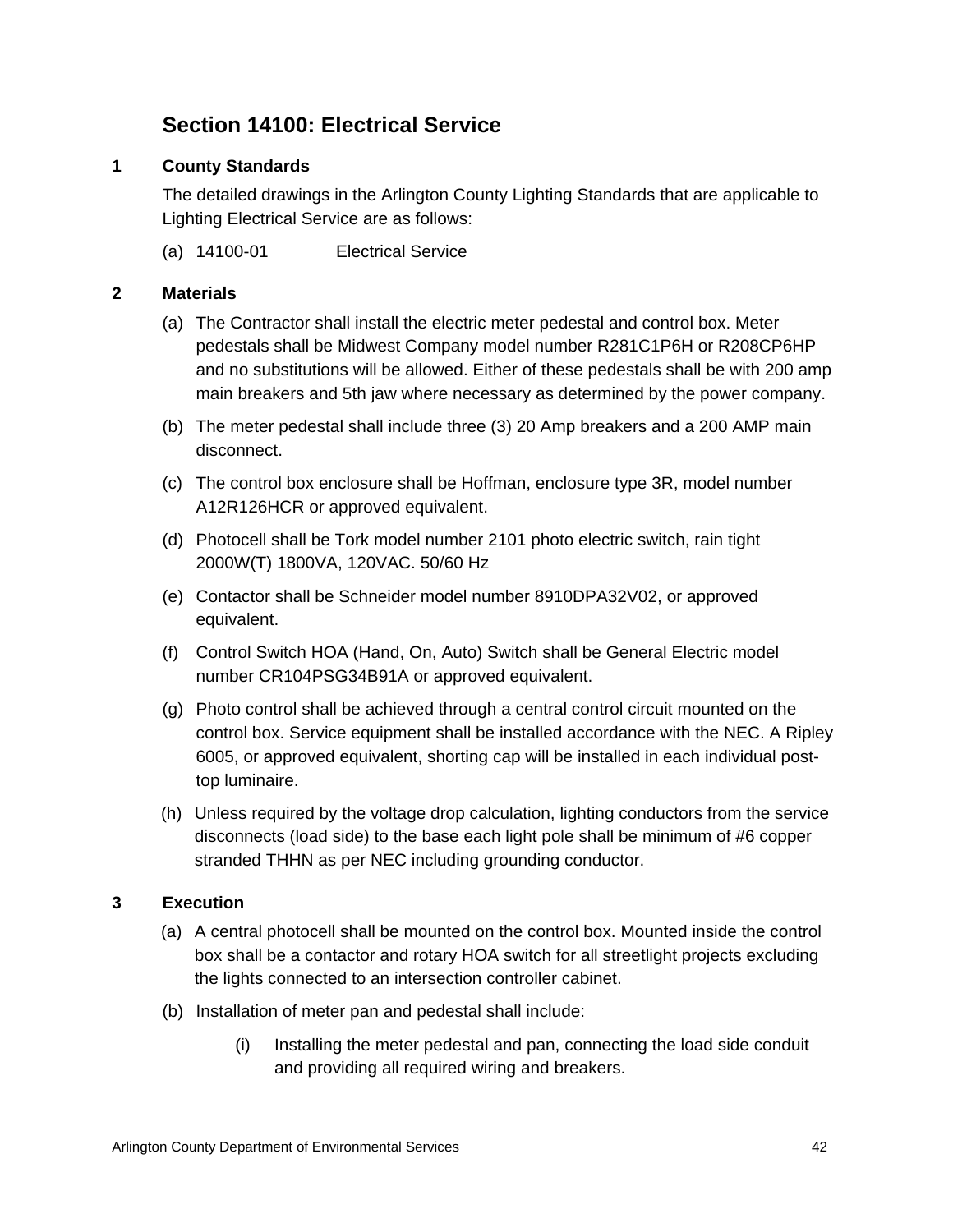# Section 14100: Electrical Service

## 1 County Standards

The detailed drawings in the Arlington County Lighting Standards that are applicable to Lighting Electrical Service are as follows:

(a) 14100-01 Electrical Service

## 2 Materials

(a) The Contractor shall install the electric meter pedestal and control box. Meter pedestals shall be Midwest Company model number R281C1P6H or R208CP6HP and no substitutions will be allowed. Either of these pedestals shall be with 200 amp main breakers and 5th jaw where necessary as determined by the power company.

(b) The meter pedestal shall include three (3) 20 Amp breakers and a 200 AMP main disconnect.

(c) The control box enclosure shall be Hoffman, enclosure type 3R, model number A12R126HCR or approved equivalent.

(d) Photocell shall be Tork model number 2101 photo electric switch, rain tight 2000W(T) 1800VA, 120VAC. 50/60 Hz

(e) Contactor shall be Schneider model number 8910DPA32V02, or approved equivalent.

(f) Control Switch HOA (Hand, On, Auto) Switch shall be General Electric model number CR104PSG34B91A or approved equivalent.

(g) Photo control shall be achieved through a central control circuit mounted on the control box. Service equipment shall be installed accordance with the NEC. A Ripley 6005, or approved equivalent, shorting cap will be installed in each individual post-top luminaire.

(h) Unless required by the voltage drop calculation, lighting conductors from the service disconnects (load side) to the base each light pole shall be minimum of #6 copper stranded THHN as per NEC including grounding conductor.

## 3 Execution

(a) A central photocell shall be mounted on the control box. Mounted inside the control box shall be a contactor and rotary HOA switch for all streetlight projects excluding the lights connected to an intersection controller cabinet.

(b) Installation of meter pan and pedestal shall include:

  (i) Installing the meter pedestal and pan, connecting the load side conduit and providing all required wiring and breakers.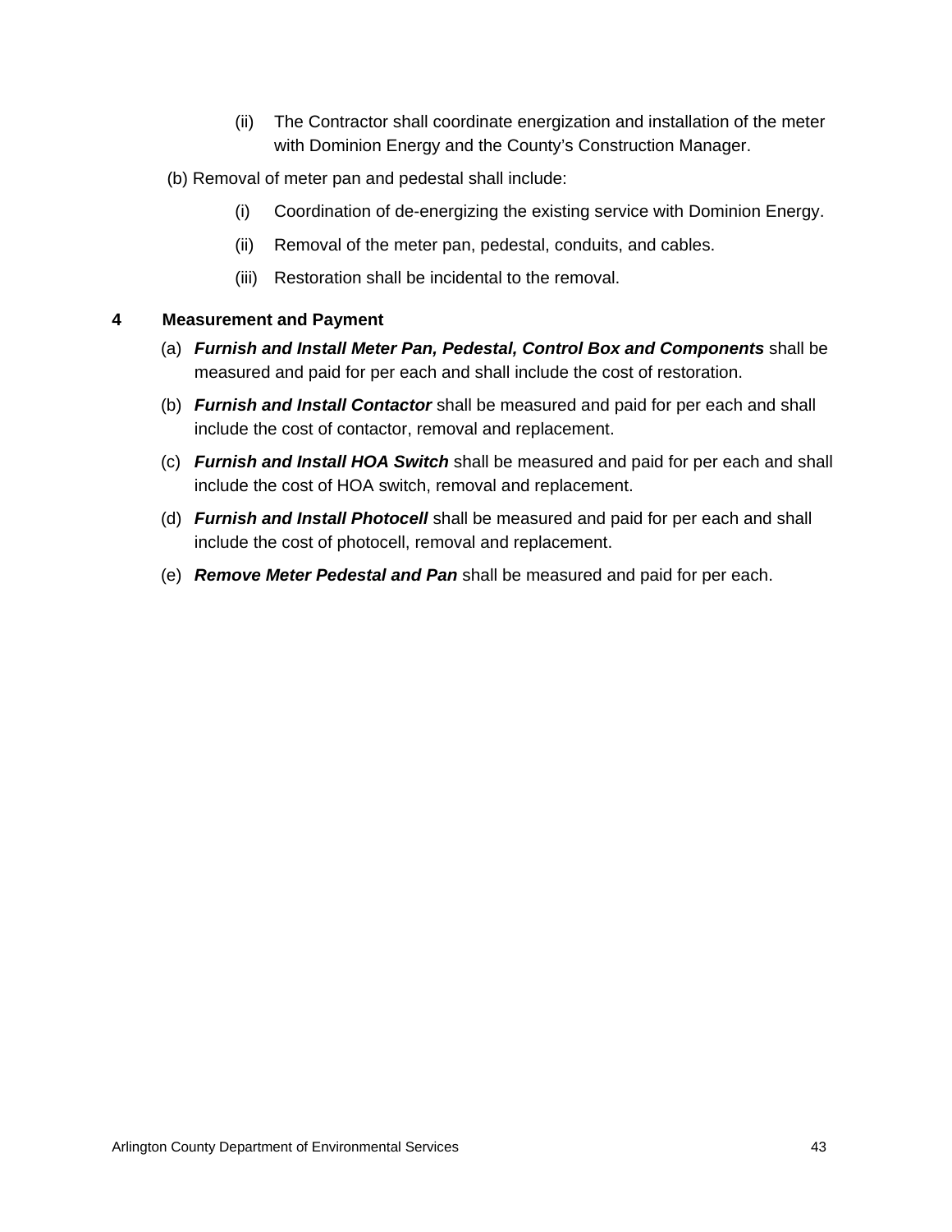(ii) The Contractor shall coordinate energization and installation of the meter with Dominion Energy and the County's Construction Manager.

(b) Removal of meter pan and pedestal shall include:

(i) Coordination of de-energizing the existing service with Dominion Energy.

(ii) Removal of the meter pan, pedestal, conduits, and cables.

(iii) Restoration shall be incidental to the removal.

## 4 Measurement and Payment

(a) ***Furnish and Install Meter Pan, Pedestal, Control Box and Components*** shall be measured and paid for per each and shall include the cost of restoration.

(b) ***Furnish and Install Contactor*** shall be measured and paid for per each and shall include the cost of contactor, removal and replacement.

(c) ***Furnish and Install HOA Switch*** shall be measured and paid for per each and shall include the cost of HOA switch, removal and replacement.

(d) ***Furnish and Install Photocell*** shall be measured and paid for per each and shall include the cost of photocell, removal and replacement.

(e) ***Remove Meter Pedestal and Pan*** shall be measured and paid for per each.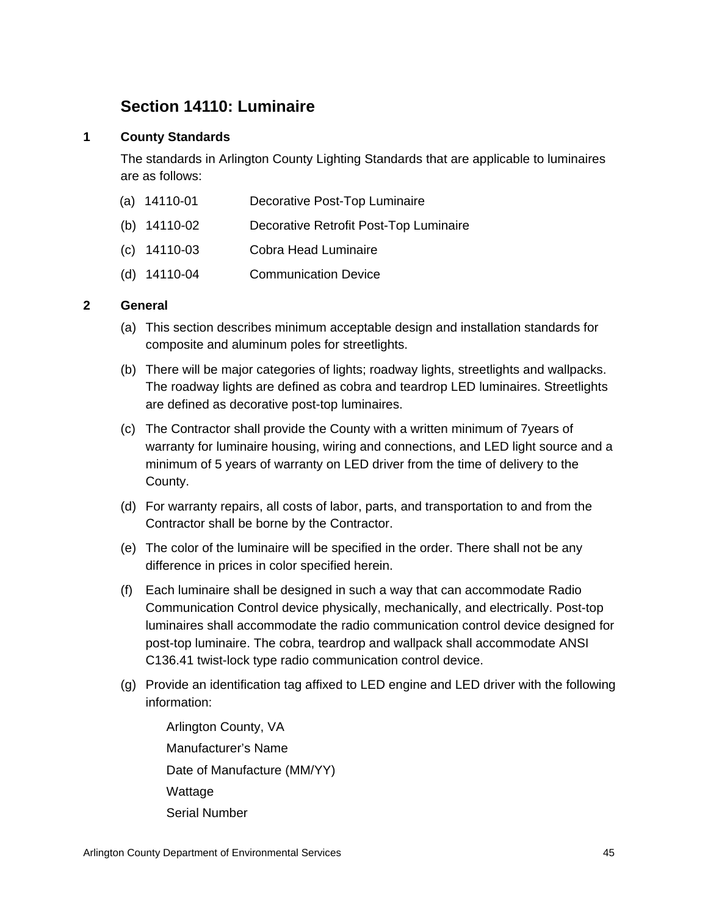## Section 14110: Luminaire

### 1 County Standards

The standards in Arlington County Lighting Standards that are applicable to luminaires are as follows:

(a) 14110-01 Decorative Post-Top Luminaire

(b) 14110-02 Decorative Retrofit Post-Top Luminaire

(c) 14110-03 Cobra Head Luminaire

(d) 14110-04 Communication Device

### 2 General

(a) This section describes minimum acceptable design and installation standards for composite and aluminum poles for streetlights.

(b) There will be major categories of lights; roadway lights, streetlights and wallpacks. The roadway lights are defined as cobra and teardrop LED luminaires. Streetlights are defined as decorative post-top luminaires.

(c) The Contractor shall provide the County with a written minimum of 7years of warranty for luminaire housing, wiring and connections, and LED light source and a minimum of 5 years of warranty on LED driver from the time of delivery to the County.

(d) For warranty repairs, all costs of labor, parts, and transportation to and from the Contractor shall be borne by the Contractor.

(e) The color of the luminaire will be specified in the order. There shall not be any difference in prices in color specified herein.

(f) Each luminaire shall be designed in such a way that can accommodate Radio Communication Control device physically, mechanically, and electrically. Post-top luminaires shall accommodate the radio communication control device designed for post-top luminaire. The cobra, teardrop and wallpack shall accommodate ANSI C136.41 twist-lock type radio communication control device.

(g) Provide an identification tag affixed to LED engine and LED driver with the following information:

Arlington County, VA

Manufacturer's Name

Date of Manufacture (MM/YY)

Wattage

Serial Number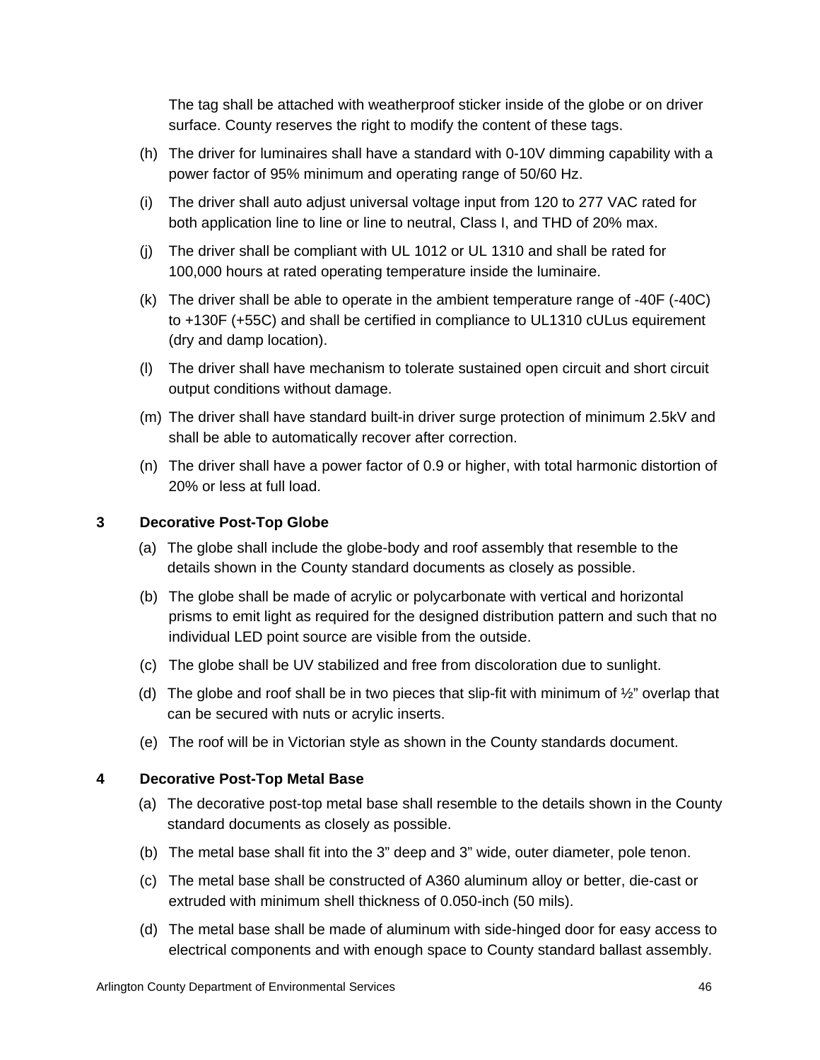The tag shall be attached with weatherproof sticker inside of the globe or on driver surface. County reserves the right to modify the content of these tags.

(h) The driver for luminaires shall have a standard with 0-10V dimming capability with a power factor of 95% minimum and operating range of 50/60 Hz.

(i) The driver shall auto adjust universal voltage input from 120 to 277 VAC rated for both application line to line or line to neutral, Class I, and THD of 20% max.

(j) The driver shall be compliant with UL 1012 or UL 1310 and shall be rated for 100,000 hours at rated operating temperature inside the luminaire.

(k) The driver shall be able to operate in the ambient temperature range of -40F (-40C) to +130F (+55C) and shall be certified in compliance to UL1310 cULus equirement (dry and damp location).

(l) The driver shall have mechanism to tolerate sustained open circuit and short circuit output conditions without damage.

(m) The driver shall have standard built-in driver surge protection of minimum 2.5kV and shall be able to automatically recover after correction.

(n) The driver shall have a power factor of 0.9 or higher, with total harmonic distortion of 20% or less at full load.

**3 Decorative Post-Top Globe**

(a) The globe shall include the globe-body and roof assembly that resemble to the details shown in the County standard documents as closely as possible.

(b) The globe shall be made of acrylic or polycarbonate with vertical and horizontal prisms to emit light as required for the designed distribution pattern and such that no individual LED point source are visible from the outside.

(c) The globe shall be UV stabilized and free from discoloration due to sunlight.

(d) The globe and roof shall be in two pieces that slip-fit with minimum of ½" overlap that can be secured with nuts or acrylic inserts.

(e) The roof will be in Victorian style as shown in the County standards document.

**4 Decorative Post-Top Metal Base**

(a) The decorative post-top metal base shall resemble to the details shown in the County standard documents as closely as possible.

(b) The metal base shall fit into the 3" deep and 3" wide, outer diameter, pole tenon.

(c) The metal base shall be constructed of A360 aluminum alloy or better, die-cast or extruded with minimum shell thickness of 0.050-inch (50 mils).

(d) The metal base shall be made of aluminum with side-hinged door for easy access to electrical components and with enough space to County standard ballast assembly.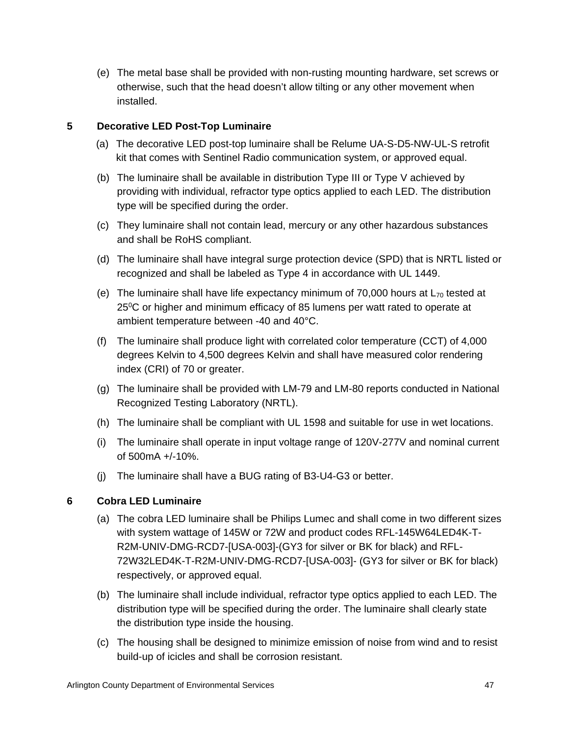(e) The metal base shall be provided with non-rusting mounting hardware, set screws or otherwise, such that the head doesn't allow tilting or any other movement when installed.

## 5 Decorative LED Post-Top Luminaire

(a) The decorative LED post-top luminaire shall be Relume UA-S-D5-NW-UL-S retrofit kit that comes with Sentinel Radio communication system, or approved equal.

(b) The luminaire shall be available in distribution Type III or Type V achieved by providing with individual, refractor type optics applied to each LED. The distribution type will be specified during the order.

(c) They luminaire shall not contain lead, mercury or any other hazardous substances and shall be RoHS compliant.

(d) The luminaire shall have integral surge protection device (SPD) that is NRTL listed or recognized and shall be labeled as Type 4 in accordance with UL 1449.

(e) The luminaire shall have life expectancy minimum of 70,000 hours at $L_{70}$ tested at $25^0$C or higher and minimum efficacy of 85 lumens per watt rated to operate at ambient temperature between -40 and 40°C.

(f) The luminaire shall produce light with correlated color temperature (CCT) of 4,000 degrees Kelvin to 4,500 degrees Kelvin and shall have measured color rendering index (CRI) of 70 or greater.

(g) The luminaire shall be provided with LM-79 and LM-80 reports conducted in National Recognized Testing Laboratory (NRTL).

(h) The luminaire shall be compliant with UL 1598 and suitable for use in wet locations.

(i) The luminaire shall operate in input voltage range of 120V-277V and nominal current of 500mA +/-10%.

(j) The luminaire shall have a BUG rating of B3-U4-G3 or better.

## 6 Cobra LED Luminaire

(a) The cobra LED luminaire shall be Philips Lumec and shall come in two different sizes with system wattage of 145W or 72W and product codes RFL-145W64LED4K-T-R2M-UNIV-DMG-RCD7-[USA-003]-(GY3 for silver or BK for black) and RFL-72W32LED4K-T-R2M-UNIV-DMG-RCD7-[USA-003]- (GY3 for silver or BK for black) respectively, or approved equal.

(b) The luminaire shall include individual, refractor type optics applied to each LED. The distribution type will be specified during the order. The luminaire shall clearly state the distribution type inside the housing.

(c) The housing shall be designed to minimize emission of noise from wind and to resist build-up of icicles and shall be corrosion resistant.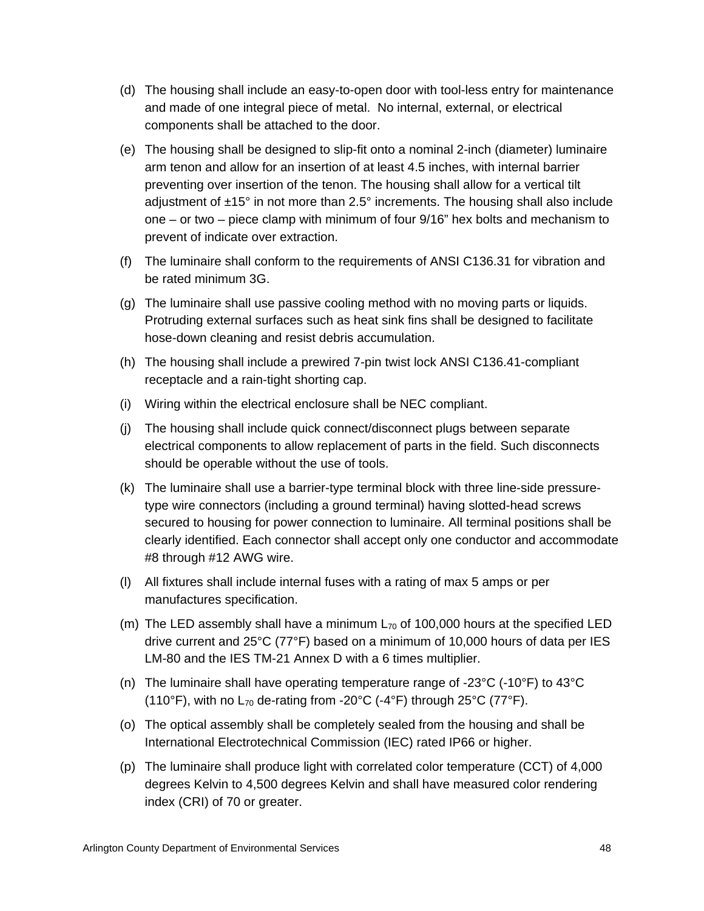(d) The housing shall include an easy-to-open door with tool-less entry for maintenance and made of one integral piece of metal. No internal, external, or electrical components shall be attached to the door.

(e) The housing shall be designed to slip-fit onto a nominal 2-inch (diameter) luminaire arm tenon and allow for an insertion of at least 4.5 inches, with internal barrier preventing over insertion of the tenon. The housing shall allow for a vertical tilt adjustment of ±15° in not more than 2.5° increments. The housing shall also include one – or two – piece clamp with minimum of four 9/16" hex bolts and mechanism to prevent of indicate over extraction.

(f) The luminaire shall conform to the requirements of ANSI C136.31 for vibration and be rated minimum 3G.

(g) The luminaire shall use passive cooling method with no moving parts or liquids. Protruding external surfaces such as heat sink fins shall be designed to facilitate hose-down cleaning and resist debris accumulation.

(h) The housing shall include a prewired 7-pin twist lock ANSI C136.41-compliant receptacle and a rain-tight shorting cap.

(i) Wiring within the electrical enclosure shall be NEC compliant.

(j) The housing shall include quick connect/disconnect plugs between separate electrical components to allow replacement of parts in the field. Such disconnects should be operable without the use of tools.

(k) The luminaire shall use a barrier-type terminal block with three line-side pressure-type wire connectors (including a ground terminal) having slotted-head screws secured to housing for power connection to luminaire. All terminal positions shall be clearly identified. Each connector shall accept only one conductor and accommodate #8 through #12 AWG wire.

(l) All fixtures shall include internal fuses with a rating of max 5 amps or per manufactures specification.

(m) The LED assembly shall have a minimum $L_{70}$ of 100,000 hours at the specified LED drive current and 25°C (77°F) based on a minimum of 10,000 hours of data per IES LM-80 and the IES TM-21 Annex D with a 6 times multiplier.

(n) The luminaire shall have operating temperature range of -23°C (-10°F) to 43°C (110°F), with no $L_{70}$ de-rating from -20°C (-4°F) through 25°C (77°F).

(o) The optical assembly shall be completely sealed from the housing and shall be International Electrotechnical Commission (IEC) rated IP66 or higher.

(p) The luminaire shall produce light with correlated color temperature (CCT) of 4,000 degrees Kelvin to 4,500 degrees Kelvin and shall have measured color rendering index (CRI) of 70 or greater.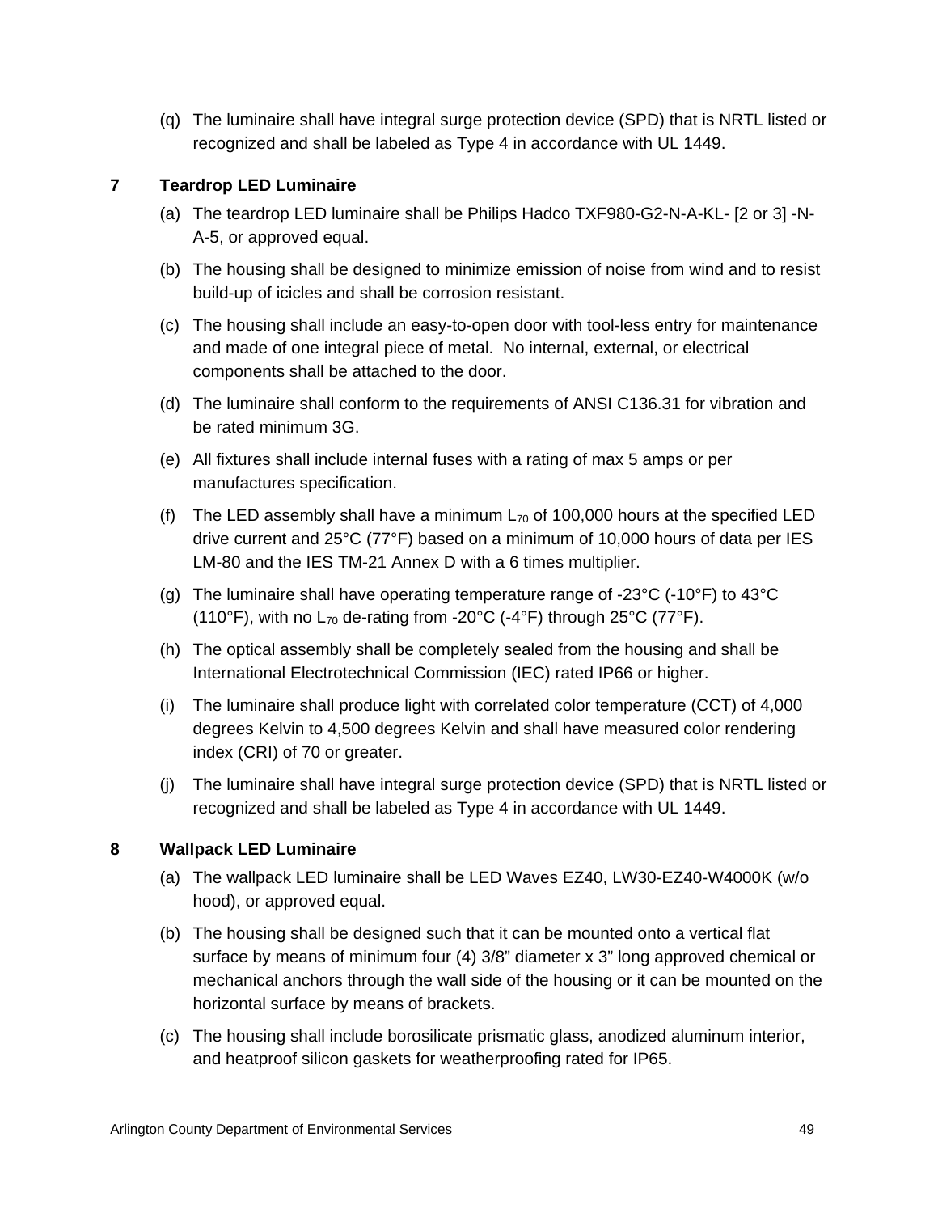(q) The luminaire shall have integral surge protection device (SPD) that is NRTL listed or recognized and shall be labeled as Type 4 in accordance with UL 1449.

## 7 Teardrop LED Luminaire

(a) The teardrop LED luminaire shall be Philips Hadco TXF980-G2-N-A-KL- [2 or 3] -N-A-5, or approved equal.

(b) The housing shall be designed to minimize emission of noise from wind and to resist build-up of icicles and shall be corrosion resistant.

(c) The housing shall include an easy-to-open door with tool-less entry for maintenance and made of one integral piece of metal. No internal, external, or electrical components shall be attached to the door.

(d) The luminaire shall conform to the requirements of ANSI C136.31 for vibration and be rated minimum 3G.

(e) All fixtures shall include internal fuses with a rating of max 5 amps or per manufactures specification.

(f) The LED assembly shall have a minimum $L_{70}$ of 100,000 hours at the specified LED drive current and 25°C (77°F) based on a minimum of 10,000 hours of data per IES LM-80 and the IES TM-21 Annex D with a 6 times multiplier.

(g) The luminaire shall have operating temperature range of -23°C (-10°F) to 43°C (110°F), with no $L_{70}$ de-rating from -20°C (-4°F) through 25°C (77°F).

(h) The optical assembly shall be completely sealed from the housing and shall be International Electrotechnical Commission (IEC) rated IP66 or higher.

(i) The luminaire shall produce light with correlated color temperature (CCT) of 4,000 degrees Kelvin to 4,500 degrees Kelvin and shall have measured color rendering index (CRI) of 70 or greater.

(j) The luminaire shall have integral surge protection device (SPD) that is NRTL listed or recognized and shall be labeled as Type 4 in accordance with UL 1449.

## 8 Wallpack LED Luminaire

(a) The wallpack LED luminaire shall be LED Waves EZ40, LW30-EZ40-W4000K (w/o hood), or approved equal.

(b) The housing shall be designed such that it can be mounted onto a vertical flat surface by means of minimum four (4) 3/8" diameter x 3" long approved chemical or mechanical anchors through the wall side of the housing or it can be mounted on the horizontal surface by means of brackets.

(c) The housing shall include borosilicate prismatic glass, anodized aluminum interior, and heatproof silicon gaskets for weatherproofing rated for IP65.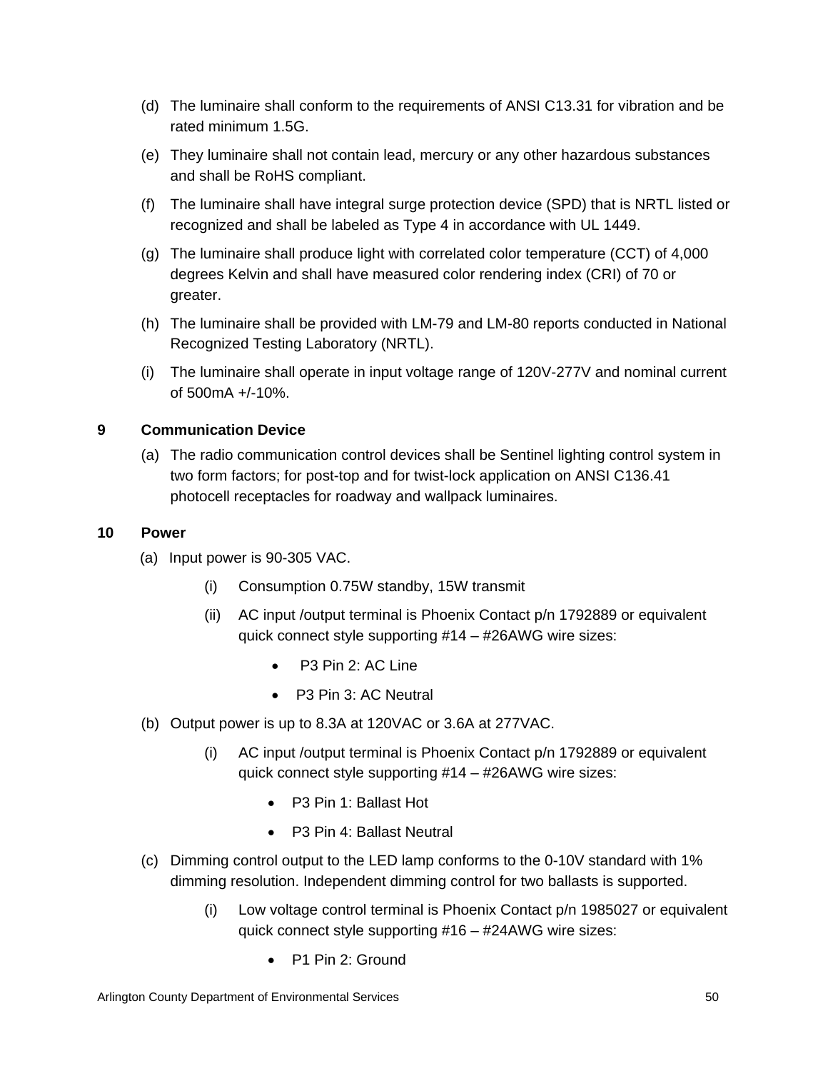(d) The luminaire shall conform to the requirements of ANSI C13.31 for vibration and be rated minimum 1.5G.

(e) They luminaire shall not contain lead, mercury or any other hazardous substances and shall be RoHS compliant.

(f) The luminaire shall have integral surge protection device (SPD) that is NRTL listed or recognized and shall be labeled as Type 4 in accordance with UL 1449.

(g) The luminaire shall produce light with correlated color temperature (CCT) of 4,000 degrees Kelvin and shall have measured color rendering index (CRI) of 70 or greater.

(h) The luminaire shall be provided with LM-79 and LM-80 reports conducted in National Recognized Testing Laboratory (NRTL).

(i) The luminaire shall operate in input voltage range of 120V-277V and nominal current of 500mA +/-10%.

**9 Communication Device**

(a) The radio communication control devices shall be Sentinel lighting control system in two form factors; for post-top and for twist-lock application on ANSI C136.41 photocell receptacles for roadway and wallpack luminaires.

**10 Power**

(a) Input power is 90-305 VAC.

(i) Consumption 0.75W standby, 15W transmit

(ii) AC input /output terminal is Phoenix Contact p/n 1792889 or equivalent quick connect style supporting #14 – #26AWG wire sizes:

- P3 Pin 2: AC Line
- P3 Pin 3: AC Neutral

(b) Output power is up to 8.3A at 120VAC or 3.6A at 277VAC.

(i) AC input /output terminal is Phoenix Contact p/n 1792889 or equivalent quick connect style supporting #14 – #26AWG wire sizes:

- P3 Pin 1: Ballast Hot
- P3 Pin 4: Ballast Neutral

(c) Dimming control output to the LED lamp conforms to the 0-10V standard with 1% dimming resolution. Independent dimming control for two ballasts is supported.

(i) Low voltage control terminal is Phoenix Contact p/n 1985027 or equivalent quick connect style supporting #16 – #24AWG wire sizes:

- P1 Pin 2: Ground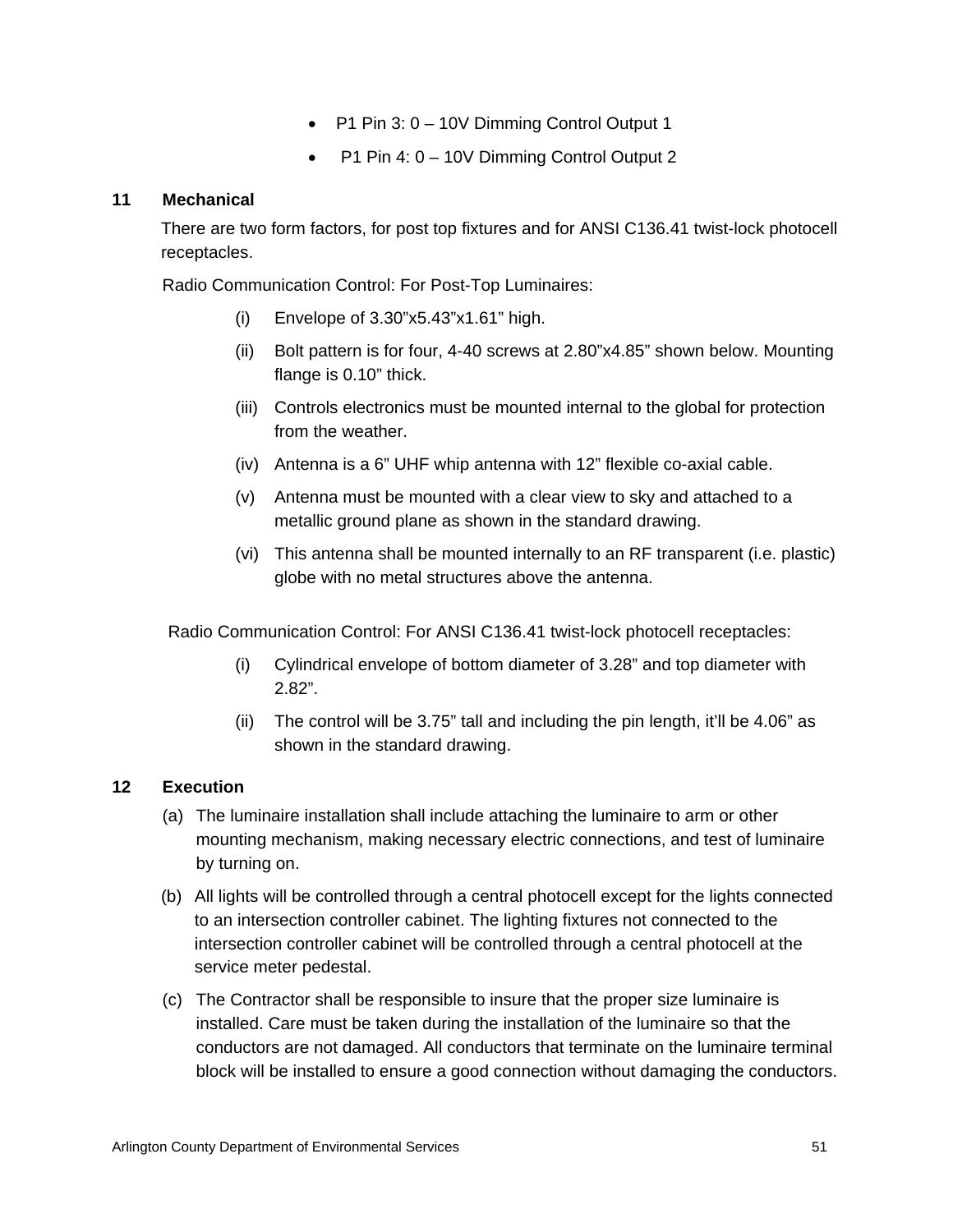- P1 Pin 3: 0 – 10V Dimming Control Output 1
- P1 Pin 4: 0 – 10V Dimming Control Output 2

## 11 Mechanical

There are two form factors, for post top fixtures and for ANSI C136.41 twist-lock photocell receptacles.

Radio Communication Control: For Post-Top Luminaires:

(i) Envelope of 3.30"x5.43"x1.61" high.

(ii) Bolt pattern is for four, 4-40 screws at 2.80"x4.85" shown below. Mounting flange is 0.10" thick.

(iii) Controls electronics must be mounted internal to the global for protection from the weather.

(iv) Antenna is a 6" UHF whip antenna with 12" flexible co-axial cable.

(v) Antenna must be mounted with a clear view to sky and attached to a metallic ground plane as shown in the standard drawing.

(vi) This antenna shall be mounted internally to an RF transparent (i.e. plastic) globe with no metal structures above the antenna.

Radio Communication Control: For ANSI C136.41 twist-lock photocell receptacles:

(i) Cylindrical envelope of bottom diameter of 3.28" and top diameter with 2.82".

(ii) The control will be 3.75" tall and including the pin length, it'll be 4.06" as shown in the standard drawing.

## 12 Execution

(a) The luminaire installation shall include attaching the luminaire to arm or other mounting mechanism, making necessary electric connections, and test of luminaire by turning on.

(b) All lights will be controlled through a central photocell except for the lights connected to an intersection controller cabinet. The lighting fixtures not connected to the intersection controller cabinet will be controlled through a central photocell at the service meter pedestal.

(c) The Contractor shall be responsible to insure that the proper size luminaire is installed. Care must be taken during the installation of the luminaire so that the conductors are not damaged. All conductors that terminate on the luminaire terminal block will be installed to ensure a good connection without damaging the conductors.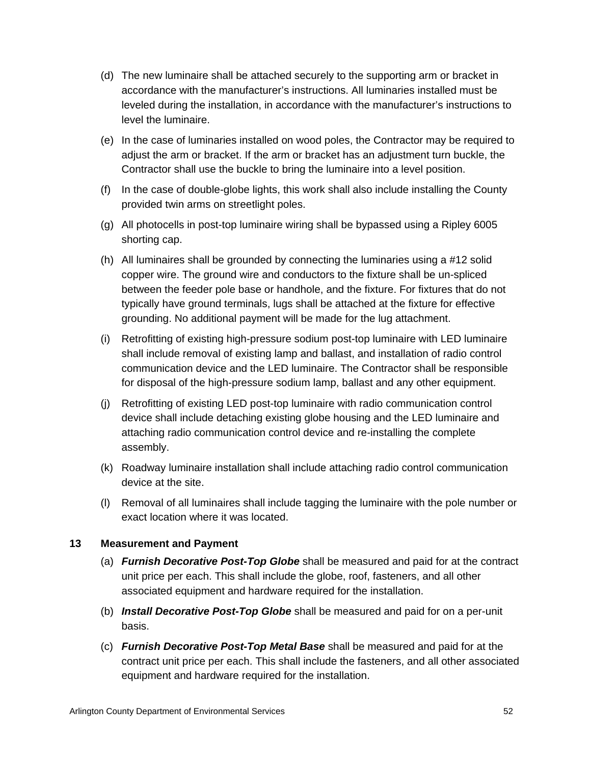(d) The new luminaire shall be attached securely to the supporting arm or bracket in accordance with the manufacturer's instructions. All luminaries installed must be leveled during the installation, in accordance with the manufacturer's instructions to level the luminaire.

(e) In the case of luminaries installed on wood poles, the Contractor may be required to adjust the arm or bracket. If the arm or bracket has an adjustment turn buckle, the Contractor shall use the buckle to bring the luminaire into a level position.

(f) In the case of double-globe lights, this work shall also include installing the County provided twin arms on streetlight poles.

(g) All photocells in post-top luminaire wiring shall be bypassed using a Ripley 6005 shorting cap.

(h) All luminaires shall be grounded by connecting the luminaries using a #12 solid copper wire. The ground wire and conductors to the fixture shall be un-spliced between the feeder pole base or handhole, and the fixture. For fixtures that do not typically have ground terminals, lugs shall be attached at the fixture for effective grounding. No additional payment will be made for the lug attachment.

(i) Retrofitting of existing high-pressure sodium post-top luminaire with LED luminaire shall include removal of existing lamp and ballast, and installation of radio control communication device and the LED luminaire. The Contractor shall be responsible for disposal of the high-pressure sodium lamp, ballast and any other equipment.

(j) Retrofitting of existing LED post-top luminaire with radio communication control device shall include detaching existing globe housing and the LED luminaire and attaching radio communication control device and re-installing the complete assembly.

(k) Roadway luminaire installation shall include attaching radio control communication device at the site.

(l) Removal of all luminaires shall include tagging the luminaire with the pole number or exact location where it was located.

## 13 Measurement and Payment

(a) ***Furnish Decorative Post-Top Globe*** shall be measured and paid for at the contract unit price per each. This shall include the globe, roof, fasteners, and all other associated equipment and hardware required for the installation.

(b) ***Install Decorative Post-Top Globe*** shall be measured and paid for on a per-unit basis.

(c) ***Furnish Decorative Post-Top Metal Base*** shall be measured and paid for at the contract unit price per each. This shall include the fasteners, and all other associated equipment and hardware required for the installation.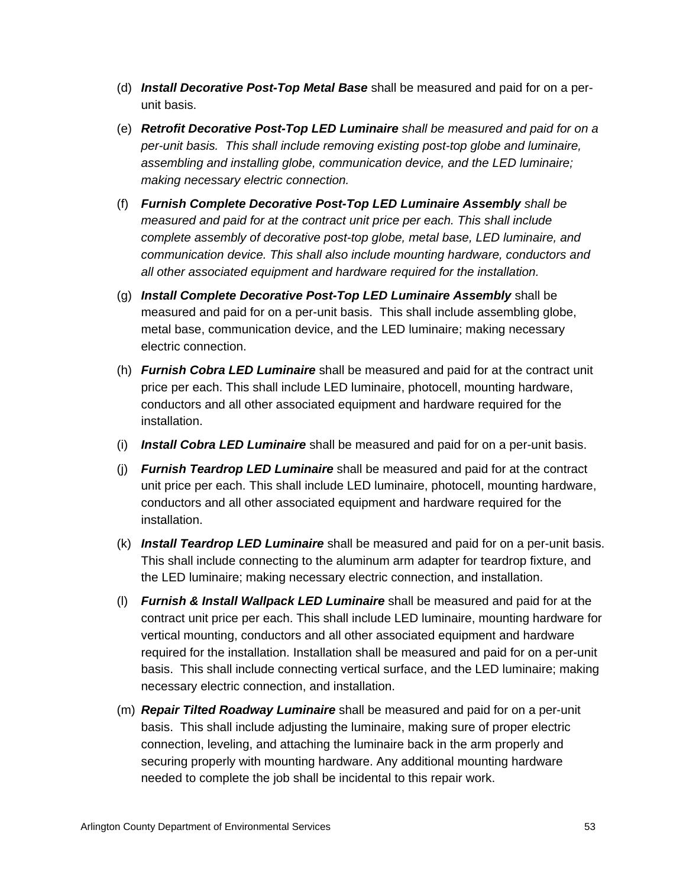(d) ***Install Decorative Post-Top Metal Base*** shall be measured and paid for on a per-unit basis.

(e) ***Retrofit Decorative Post-Top LED Luminaire*** *shall be measured and paid for on a per-unit basis. This shall include removing existing post-top globe and luminaire, assembling and installing globe, communication device, and the LED luminaire; making necessary electric connection.*

(f) ***Furnish Complete Decorative Post-Top LED Luminaire Assembly*** *shall be measured and paid for at the contract unit price per each. This shall include complete assembly of decorative post-top globe, metal base, LED luminaire, and communication device. This shall also include mounting hardware, conductors and all other associated equipment and hardware required for the installation.*

(g) ***Install Complete Decorative Post-Top LED Luminaire Assembly*** shall be measured and paid for on a per-unit basis. This shall include assembling globe, metal base, communication device, and the LED luminaire; making necessary electric connection.

(h) ***Furnish Cobra LED Luminaire*** shall be measured and paid for at the contract unit price per each. This shall include LED luminaire, photocell, mounting hardware, conductors and all other associated equipment and hardware required for the installation.

(i) ***Install Cobra LED Luminaire*** shall be measured and paid for on a per-unit basis.

(j) ***Furnish Teardrop LED Luminaire*** shall be measured and paid for at the contract unit price per each. This shall include LED luminaire, photocell, mounting hardware, conductors and all other associated equipment and hardware required for the installation.

(k) ***Install Teardrop LED Luminaire*** shall be measured and paid for on a per-unit basis. This shall include connecting to the aluminum arm adapter for teardrop fixture, and the LED luminaire; making necessary electric connection, and installation.

(l) ***Furnish & Install Wallpack LED Luminaire*** shall be measured and paid for at the contract unit price per each. This shall include LED luminaire, mounting hardware for vertical mounting, conductors and all other associated equipment and hardware required for the installation. Installation shall be measured and paid for on a per-unit basis. This shall include connecting vertical surface, and the LED luminaire; making necessary electric connection, and installation.

(m) ***Repair Tilted Roadway Luminaire*** shall be measured and paid for on a per-unit basis. This shall include adjusting the luminaire, making sure of proper electric connection, leveling, and attaching the luminaire back in the arm properly and securing properly with mounting hardware. Any additional mounting hardware needed to complete the job shall be incidental to this repair work.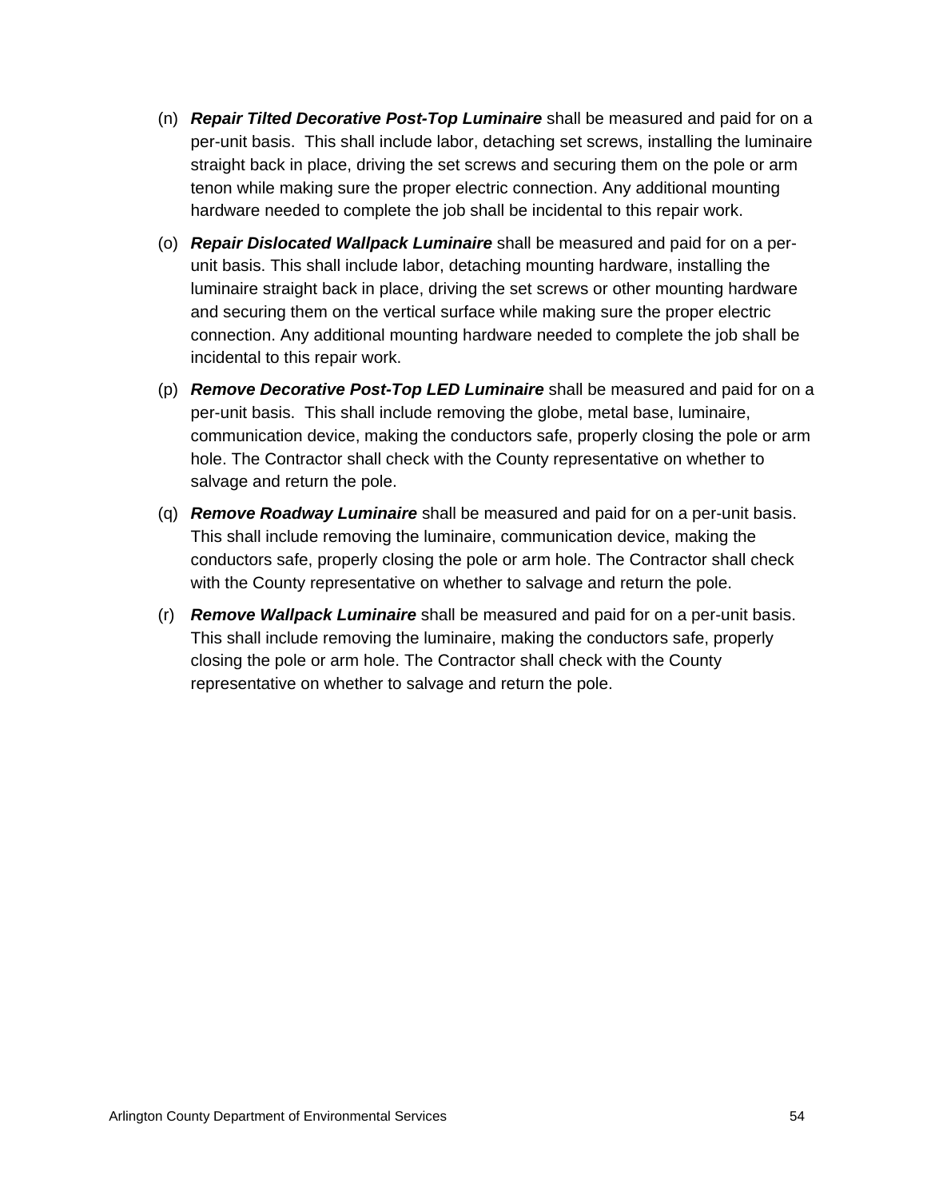(n) ***Repair Tilted Decorative Post-Top Luminaire*** shall be measured and paid for on a per-unit basis. This shall include labor, detaching set screws, installing the luminaire straight back in place, driving the set screws and securing them on the pole or arm tenon while making sure the proper electric connection. Any additional mounting hardware needed to complete the job shall be incidental to this repair work.

(o) ***Repair Dislocated Wallpack Luminaire*** shall be measured and paid for on a per-unit basis. This shall include labor, detaching mounting hardware, installing the luminaire straight back in place, driving the set screws or other mounting hardware and securing them on the vertical surface while making sure the proper electric connection. Any additional mounting hardware needed to complete the job shall be incidental to this repair work.

(p) ***Remove Decorative Post-Top LED Luminaire*** shall be measured and paid for on a per-unit basis. This shall include removing the globe, metal base, luminaire, communication device, making the conductors safe, properly closing the pole or arm hole. The Contractor shall check with the County representative on whether to salvage and return the pole.

(q) ***Remove Roadway Luminaire*** shall be measured and paid for on a per-unit basis. This shall include removing the luminaire, communication device, making the conductors safe, properly closing the pole or arm hole. The Contractor shall check with the County representative on whether to salvage and return the pole.

(r) ***Remove Wallpack Luminaire*** shall be measured and paid for on a per-unit basis. This shall include removing the luminaire, making the conductors safe, properly closing the pole or arm hole. The Contractor shall check with the County representative on whether to salvage and return the pole.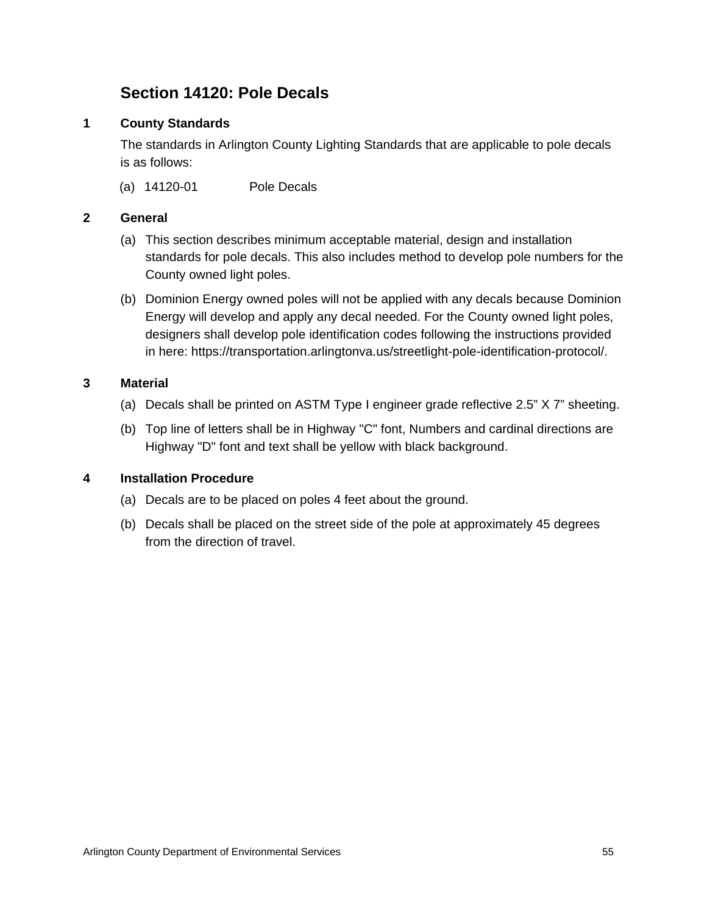## Section 14120: Pole Decals

### 1 County Standards

The standards in Arlington County Lighting Standards that are applicable to pole decals is as follows:

(a) 14120-01 Pole Decals

### 2 General

(a) This section describes minimum acceptable material, design and installation standards for pole decals. This also includes method to develop pole numbers for the County owned light poles.

(b) Dominion Energy owned poles will not be applied with any decals because Dominion Energy will develop and apply any decal needed. For the County owned light poles, designers shall develop pole identification codes following the instructions provided in here: https://transportation.arlingtonva.us/streetlight-pole-identification-protocol/.

### 3 Material

(a) Decals shall be printed on ASTM Type I engineer grade reflective 2.5" X 7" sheeting.

(b) Top line of letters shall be in Highway "C" font, Numbers and cardinal directions are Highway "D" font and text shall be yellow with black background.

### 4 Installation Procedure

(a) Decals are to be placed on poles 4 feet about the ground.

(b) Decals shall be placed on the street side of the pole at approximately 45 degrees from the direction of travel.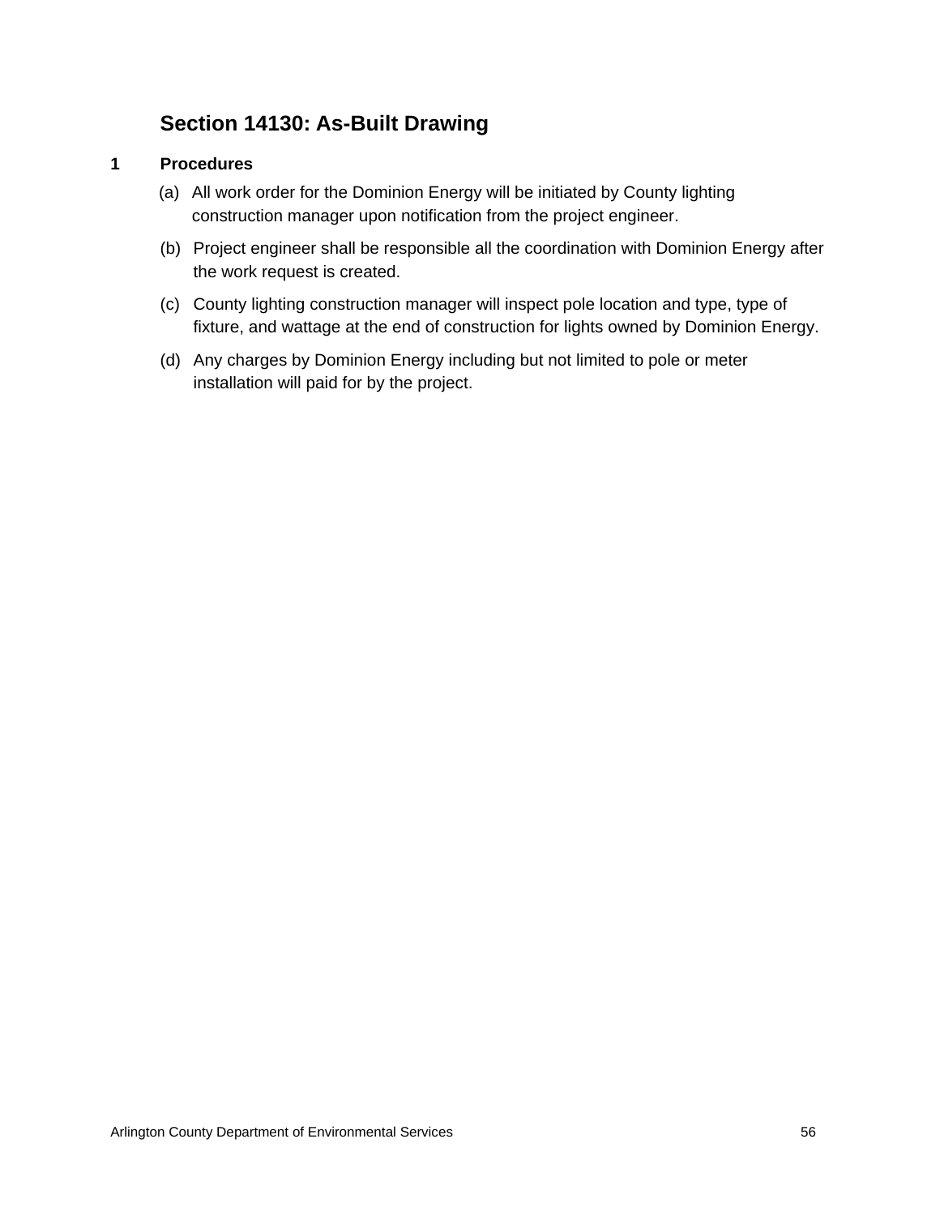## Section 14130: As-Built Drawing

### 1 Procedures

(a) All work order for the Dominion Energy will be initiated by County lighting construction manager upon notification from the project engineer.

(b) Project engineer shall be responsible all the coordination with Dominion Energy after the work request is created.

(c) County lighting construction manager will inspect pole location and type, type of fixture, and wattage at the end of construction for lights owned by Dominion Energy.

(d) Any charges by Dominion Energy including but not limited to pole or meter installation will paid for by the project.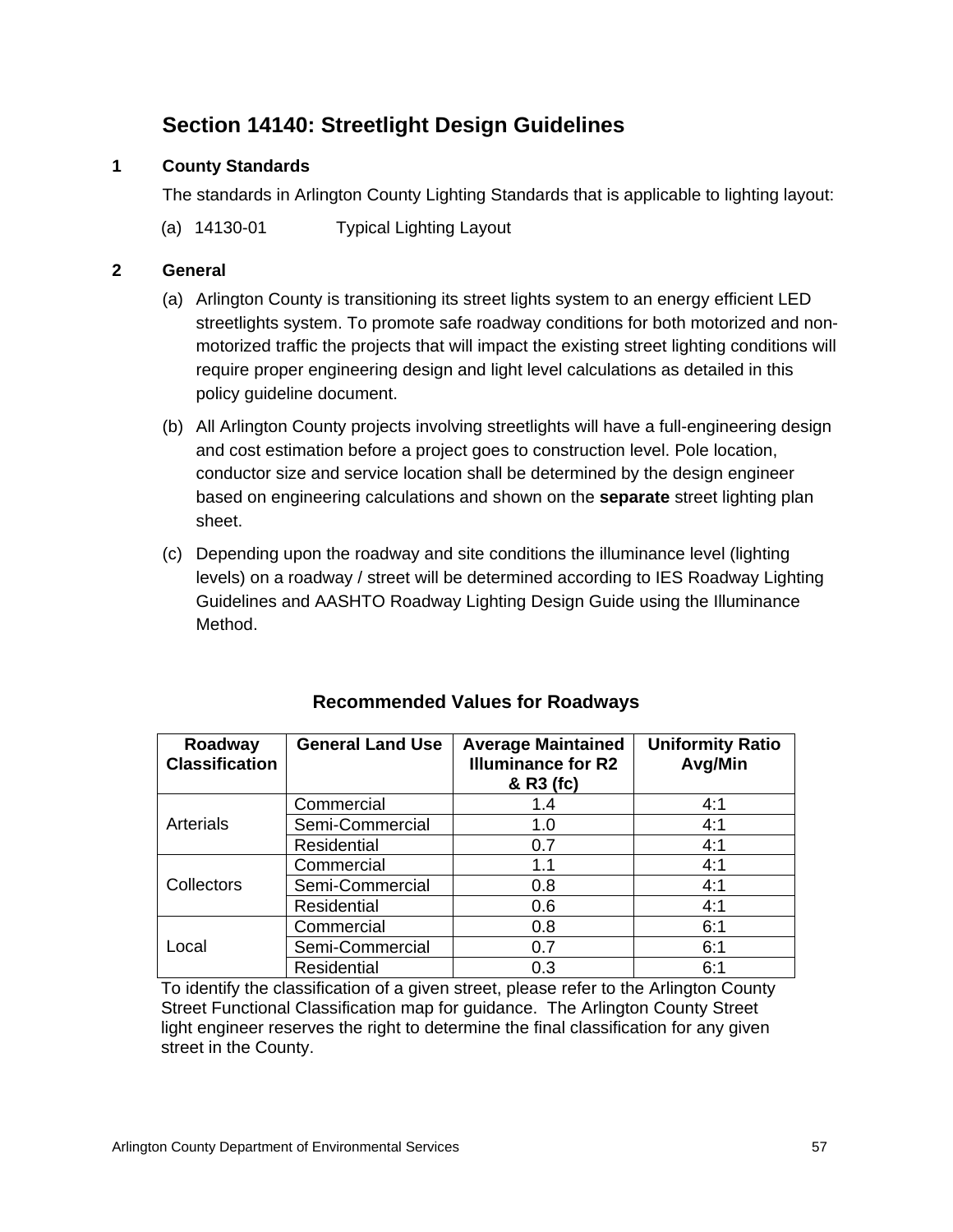# Section 14140: Streetlight Design Guidelines

## 1 County Standards

The standards in Arlington County Lighting Standards that is applicable to lighting layout:

(a) 14130-01 Typical Lighting Layout

## 2 General

(a) Arlington County is transitioning its street lights system to an energy efficient LED streetlights system. To promote safe roadway conditions for both motorized and non-motorized traffic the projects that will impact the existing street lighting conditions will require proper engineering design and light level calculations as detailed in this policy guideline document.

(b) All Arlington County projects involving streetlights will have a full-engineering design and cost estimation before a project goes to construction level. Pole location, conductor size and service location shall be determined by the design engineer based on engineering calculations and shown on the **separate** street lighting plan sheet.

(c) Depending upon the roadway and site conditions the illuminance level (lighting levels) on a roadway / street will be determined according to IES Roadway Lighting Guidelines and AASHTO Roadway Lighting Design Guide using the Illuminance Method.

**Recommended Values for Roadways**

| Roadway Classification | General Land Use | Average Maintained Illuminance for R2 & R3 (fc) | Uniformity Ratio Avg/Min |
|---|---|---|---|
| Arterials | Commercial | 1.4 | 4:1 |
| | Semi-Commercial | 1.0 | 4:1 |
| | Residential | 0.7 | 4:1 |
| Collectors | Commercial | 1.1 | 4:1 |
| | Semi-Commercial | 0.8 | 4:1 |
| | Residential | 0.6 | 4:1 |
| Local | Commercial | 0.8 | 6:1 |
| | Semi-Commercial | 0.7 | 6:1 |
| | Residential | 0.3 | 6:1 |

To identify the classification of a given street, please refer to the Arlington County Street Functional Classification map for guidance. The Arlington County Street light engineer reserves the right to determine the final classification for any given street in the County.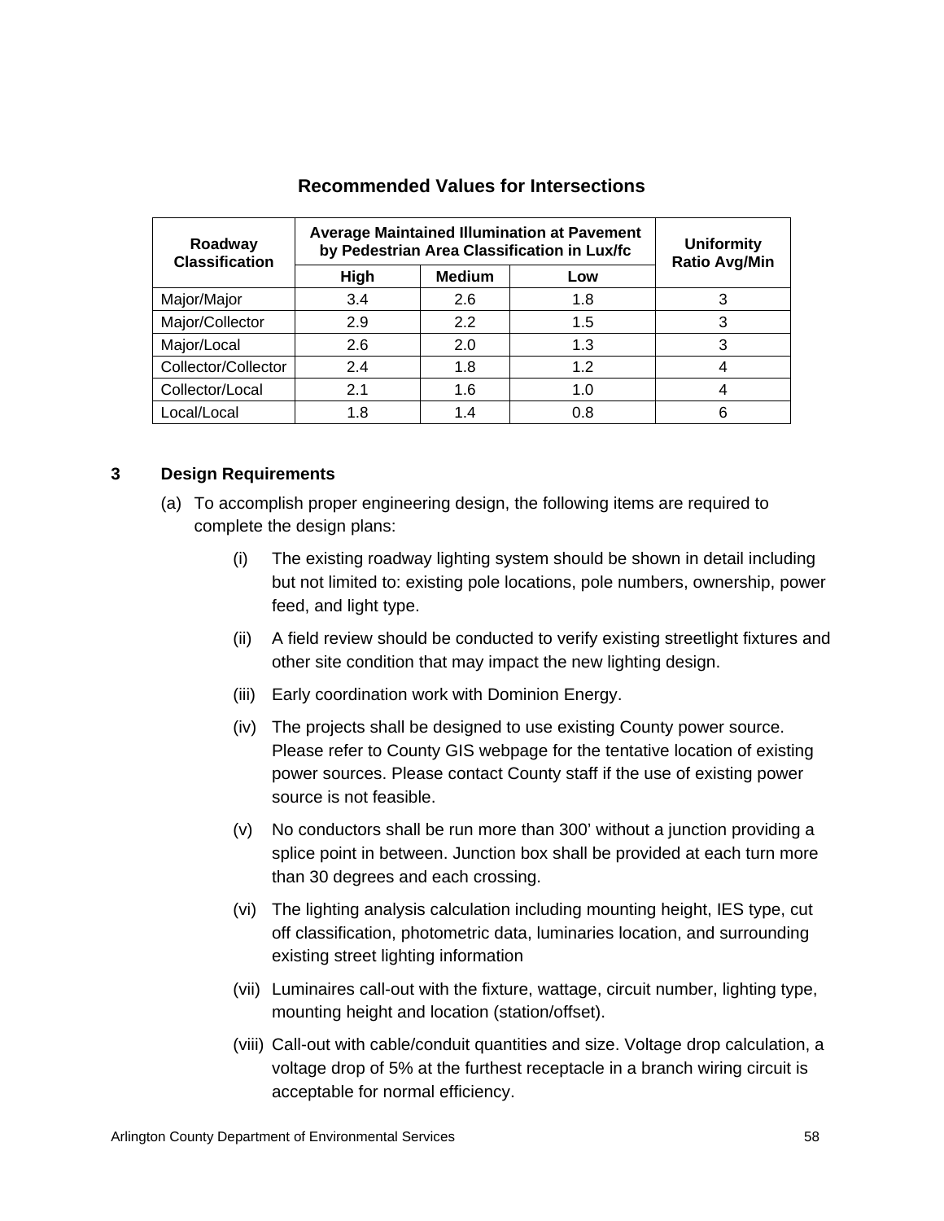### Recommended Values for Intersections

| Roadway Classification | Average Maintained Illumination at Pavement by Pedestrian Area Classification in Lux/fc | | | Uniformity Ratio Avg/Min |
|---|---|---|---|---|
| | High | Medium | Low | |
| Major/Major | 3.4 | 2.6 | 1.8 | 3 |
| Major/Collector | 2.9 | 2.2 | 1.5 | 3 |
| Major/Local | 2.6 | 2.0 | 1.3 | 3 |
| Collector/Collector | 2.4 | 1.8 | 1.2 | 4 |
| Collector/Local | 2.1 | 1.6 | 1.0 | 4 |
| Local/Local | 1.8 | 1.4 | 0.8 | 6 |

## 3 Design Requirements

(a) To accomplish proper engineering design, the following items are required to complete the design plans:

(i) The existing roadway lighting system should be shown in detail including but not limited to: existing pole locations, pole numbers, ownership, power feed, and light type.

(ii) A field review should be conducted to verify existing streetlight fixtures and other site condition that may impact the new lighting design.

(iii) Early coordination work with Dominion Energy.

(iv) The projects shall be designed to use existing County power source. Please refer to County GIS webpage for the tentative location of existing power sources. Please contact County staff if the use of existing power source is not feasible.

(v) No conductors shall be run more than 300' without a junction providing a splice point in between. Junction box shall be provided at each turn more than 30 degrees and each crossing.

(vi) The lighting analysis calculation including mounting height, IES type, cut off classification, photometric data, luminaries location, and surrounding existing street lighting information

(vii) Luminaires call-out with the fixture, wattage, circuit number, lighting type, mounting height and location (station/offset).

(viii) Call-out with cable/conduit quantities and size. Voltage drop calculation, a voltage drop of 5% at the furthest receptacle in a branch wiring circuit is acceptable for normal efficiency.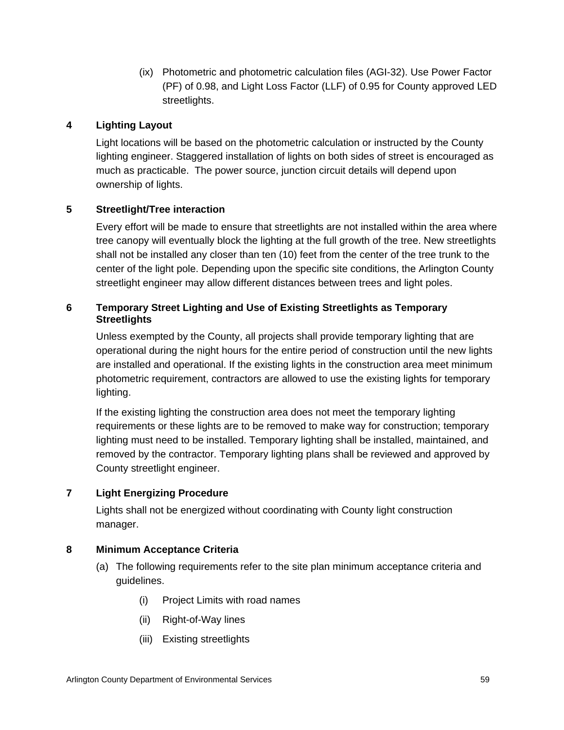(ix) Photometric and photometric calculation files (AGI-32). Use Power Factor (PF) of 0.98, and Light Loss Factor (LLF) of 0.95 for County approved LED streetlights.

### 4 Lighting Layout

Light locations will be based on the photometric calculation or instructed by the County lighting engineer. Staggered installation of lights on both sides of street is encouraged as much as practicable. The power source, junction circuit details will depend upon ownership of lights.

### 5 Streetlight/Tree interaction

Every effort will be made to ensure that streetlights are not installed within the area where tree canopy will eventually block the lighting at the full growth of the tree. New streetlights shall not be installed any closer than ten (10) feet from the center of the tree trunk to the center of the light pole. Depending upon the specific site conditions, the Arlington County streetlight engineer may allow different distances between trees and light poles.

### 6 Temporary Street Lighting and Use of Existing Streetlights as Temporary Streetlights

Unless exempted by the County, all projects shall provide temporary lighting that are operational during the night hours for the entire period of construction until the new lights are installed and operational. If the existing lights in the construction area meet minimum photometric requirement, contractors are allowed to use the existing lights for temporary lighting.

If the existing lighting the construction area does not meet the temporary lighting requirements or these lights are to be removed to make way for construction; temporary lighting must need to be installed. Temporary lighting shall be installed, maintained, and removed by the contractor. Temporary lighting plans shall be reviewed and approved by County streetlight engineer.

### 7 Light Energizing Procedure

Lights shall not be energized without coordinating with County light construction manager.

### 8 Minimum Acceptance Criteria

(a) The following requirements refer to the site plan minimum acceptance criteria and guidelines.

- (i) Project Limits with road names
- (ii) Right-of-Way lines
- (iii) Existing streetlights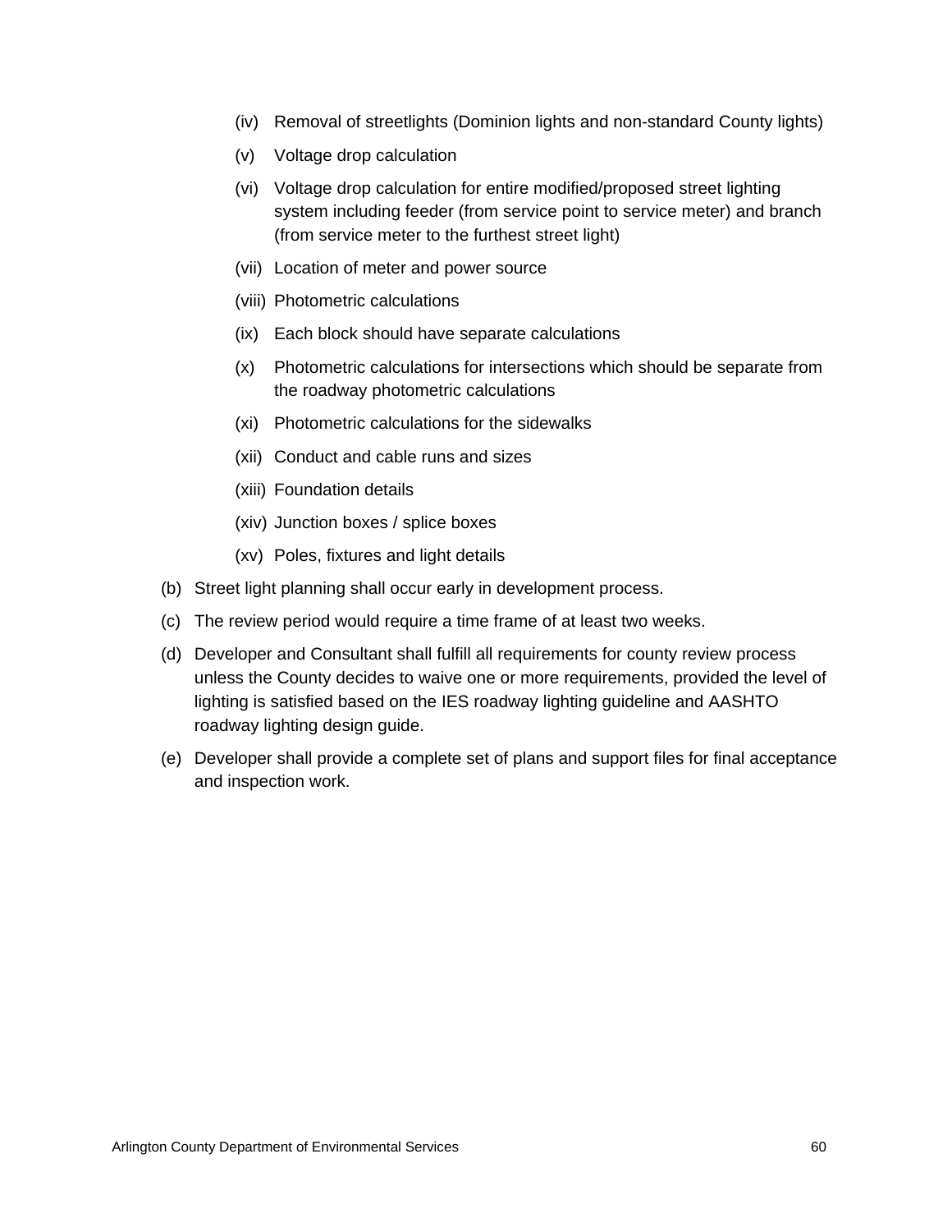- (iv) Removal of streetlights (Dominion lights and non-standard County lights)
- (v) Voltage drop calculation
- (vi) Voltage drop calculation for entire modified/proposed street lighting system including feeder (from service point to service meter) and branch (from service meter to the furthest street light)
- (vii) Location of meter and power source
- (viii) Photometric calculations
- (ix) Each block should have separate calculations
- (x) Photometric calculations for intersections which should be separate from the roadway photometric calculations
- (xi) Photometric calculations for the sidewalks
- (xii) Conduct and cable runs and sizes
- (xiii) Foundation details
- (xiv) Junction boxes / splice boxes
- (xv) Poles, fixtures and light details

(b) Street light planning shall occur early in development process.

(c) The review period would require a time frame of at least two weeks.

(d) Developer and Consultant shall fulfill all requirements for county review process unless the County decides to waive one or more requirements, provided the level of lighting is satisfied based on the IES roadway lighting guideline and AASHTO roadway lighting design guide.

(e) Developer shall provide a complete set of plans and support files for final acceptance and inspection work.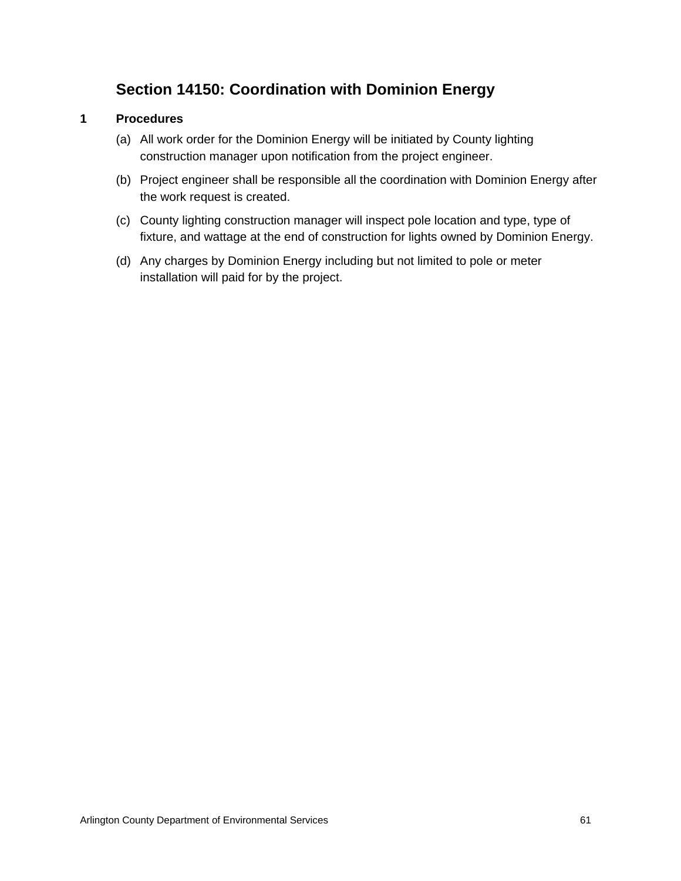## Section 14150: Coordination with Dominion Energy

**1 Procedures**

(a) All work order for the Dominion Energy will be initiated by County lighting construction manager upon notification from the project engineer.

(b) Project engineer shall be responsible all the coordination with Dominion Energy after the work request is created.

(c) County lighting construction manager will inspect pole location and type, type of fixture, and wattage at the end of construction for lights owned by Dominion Energy.

(d) Any charges by Dominion Energy including but not limited to pole or meter installation will paid for by the project.